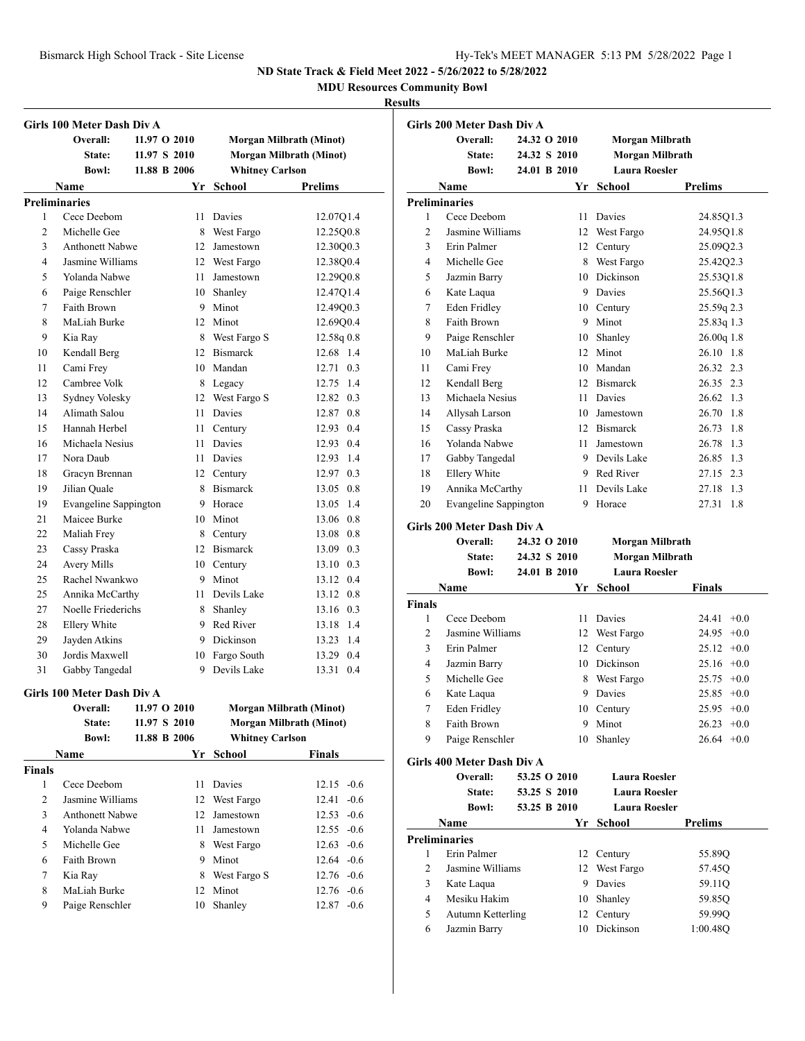**ND State Track & Field Meet 2022 - 5/26/2022 to 5/28/2022**

**MDU Resources Community Bowl**

**Results**

### Girls 100 Meter Dash Div A

| | | | |
|---|---|---|---|
| Overall: | 11.97 O 2010 | Morgan Milbrath (Minot) | |
| State: | 11.97 S 2010 | Morgan Milbrath (Minot) | |
| Bowl: | 11.88 B 2006 | Whitney Carlson | |

**Preliminaries**

| | Name | Yr | School | Prelims | |
|---|---|---|---|---|---|
| 1 | Cece Deebom | 11 | Davies | 12.07Q | 1.4 |
| 2 | Michelle Gee | 8 | West Fargo | 12.25Q | 0.8 |
| 3 | Anthonett Nabwe | 12 | Jamestown | 12.30Q | 0.3 |
| 4 | Jasmine Williams | 12 | West Fargo | 12.38Q | 0.4 |
| 5 | Yolanda Nabwe | 11 | Jamestown | 12.29Q | 0.8 |
| 6 | Paige Renschler | 10 | Shanley | 12.47Q | 1.4 |
| 7 | Faith Brown | 9 | Minot | 12.49Q | 0.3 |
| 8 | MaLiah Burke | 12 | Minot | 12.69Q | 0.4 |
| 9 | Kia Ray | 8 | West Fargo S | 12.58q | 0.8 |
| 10 | Kendall Berg | 12 | Bismarck | 12.68 | 1.4 |
| 11 | Cami Frey | 10 | Mandan | 12.71 | 0.3 |
| 12 | Cambree Volk | 8 | Legacy | 12.75 | 1.4 |
| 13 | Sydney Volesky | 12 | West Fargo S | 12.82 | 0.3 |
| 14 | Alimath Salou | 11 | Davies | 12.87 | 0.8 |
| 15 | Hannah Herbel | 11 | Century | 12.93 | 0.4 |
| 16 | Michaela Nesius | 11 | Davies | 12.93 | 0.4 |
| 17 | Nora Daub | 11 | Davies | 12.93 | 1.4 |
| 18 | Gracyn Brennan | 12 | Century | 12.97 | 0.3 |
| 19 | Jilian Quale | 8 | Bismarck | 13.05 | 0.8 |
| 19 | Evangeline Sappington | 9 | Horace | 13.05 | 1.4 |
| 21 | Maicee Burke | 10 | Minot | 13.06 | 0.8 |
| 22 | Maliah Frey | 8 | Century | 13.08 | 0.8 |
| 23 | Cassy Praska | 12 | Bismarck | 13.09 | 0.3 |
| 24 | Avery Mills | 10 | Century | 13.10 | 0.3 |
| 25 | Rachel Nwankwo | 9 | Minot | 13.12 | 0.4 |
| 25 | Annika McCarthy | 11 | Devils Lake | 13.12 | 0.8 |
| 27 | Noelle Friederichs | 8 | Shanley | 13.16 | 0.3 |
| 28 | Ellery White | 9 | Red River | 13.18 | 1.4 |
| 29 | Jayden Atkins | 9 | Dickinson | 13.23 | 1.4 |
| 30 | Jordis Maxwell | 10 | Fargo South | 13.29 | 0.4 |
| 31 | Gabby Tangedal | 9 | Devils Lake | 13.31 | 0.4 |

### Girls 100 Meter Dash Div A

| | | | |
|---|---|---|---|
| Overall: | 11.97 O 2010 | Morgan Milbrath (Minot) | |
| State: | 11.97 S 2010 | Morgan Milbrath (Minot) | |
| Bowl: | 11.88 B 2006 | Whitney Carlson | |

**Finals**

| | Name | Yr | School | Finals | |
|---|---|---|---|---|---|
| 1 | Cece Deebom | 11 | Davies | 12.15 | -0.6 |
| 2 | Jasmine Williams | 12 | West Fargo | 12.41 | -0.6 |
| 3 | Anthonett Nabwe | 12 | Jamestown | 12.53 | -0.6 |
| 4 | Yolanda Nabwe | 11 | Jamestown | 12.55 | -0.6 |
| 5 | Michelle Gee | 8 | West Fargo | 12.63 | -0.6 |
| 6 | Faith Brown | 9 | Minot | 12.64 | -0.6 |
| 7 | Kia Ray | 8 | West Fargo S | 12.76 | -0.6 |
| 8 | MaLiah Burke | 12 | Minot | 12.76 | -0.6 |
| 9 | Paige Renschler | 10 | Shanley | 12.87 | -0.6 |

### Girls 200 Meter Dash Div A

| | | | |
|---|---|---|---|
| Overall: | 24.32 O 2010 | Morgan Milbrath | |
| State: | 24.32 S 2010 | Morgan Milbrath | |
| Bowl: | 24.01 B 2010 | Laura Roesler | |

**Preliminaries**

| | Name | Yr | School | Prelims | |
|---|---|---|---|---|---|
| 1 | Cece Deebom | 11 | Davies | 24.85Q | 1.3 |
| 2 | Jasmine Williams | 12 | West Fargo | 24.95Q | 1.8 |
| 3 | Erin Palmer | 12 | Century | 25.09Q | 2.3 |
| 4 | Michelle Gee | 8 | West Fargo | 25.42Q | 2.3 |
| 5 | Jazmin Barry | 10 | Dickinson | 25.53Q | 1.8 |
| 6 | Kate Laqua | 9 | Davies | 25.56Q | 1.3 |
| 7 | Eden Fridley | 10 | Century | 25.59q | 2.3 |
| 8 | Faith Brown | 9 | Minot | 25.83q | 1.3 |
| 9 | Paige Renschler | 10 | Shanley | 26.00q | 1.8 |
| 10 | MaLiah Burke | 12 | Minot | 26.10 | 1.8 |
| 11 | Cami Frey | 10 | Mandan | 26.32 | 2.3 |
| 12 | Kendall Berg | 12 | Bismarck | 26.35 | 2.3 |
| 13 | Michaela Nesius | 11 | Davies | 26.62 | 1.3 |
| 14 | Allysah Larson | 10 | Jamestown | 26.70 | 1.8 |
| 15 | Cassy Praska | 12 | Bismarck | 26.73 | 1.8 |
| 16 | Yolanda Nabwe | 11 | Jamestown | 26.78 | 1.3 |
| 17 | Gabby Tangedal | 9 | Devils Lake | 26.85 | 1.3 |
| 18 | Ellery White | 9 | Red River | 27.15 | 2.3 |
| 19 | Annika McCarthy | 11 | Devils Lake | 27.18 | 1.3 |
| 20 | Evangeline Sappington | 9 | Horace | 27.31 | 1.8 |

### Girls 200 Meter Dash Div A

| | | | |
|---|---|---|---|
| Overall: | 24.32 O 2010 | Morgan Milbrath | |
| State: | 24.32 S 2010 | Morgan Milbrath | |
| Bowl: | 24.01 B 2010 | Laura Roesler | |

**Finals**

| | Name | Yr | School | Finals | |
|---|---|---|---|---|---|
| 1 | Cece Deebom | 11 | Davies | 24.41 | +0.0 |
| 2 | Jasmine Williams | 12 | West Fargo | 24.95 | +0.0 |
| 3 | Erin Palmer | 12 | Century | 25.12 | +0.0 |
| 4 | Jazmin Barry | 10 | Dickinson | 25.16 | +0.0 |
| 5 | Michelle Gee | 8 | West Fargo | 25.75 | +0.0 |
| 6 | Kate Laqua | 9 | Davies | 25.85 | +0.0 |
| 7 | Eden Fridley | 10 | Century | 25.95 | +0.0 |
| 8 | Faith Brown | 9 | Minot | 26.23 | +0.0 |
| 9 | Paige Renschler | 10 | Shanley | 26.64 | +0.0 |

### Girls 400 Meter Dash Div A

| | | |
|---|---|---|
| Overall: | 53.25 O 2010 | Laura Roesler |
| State: | 53.25 S 2010 | Laura Roesler |
| Bowl: | 53.25 B 2010 | Laura Roesler |

**Preliminaries**

| | Name | Yr | School | Prelims |
|---|---|---|---|---|
| 1 | Erin Palmer | 12 | Century | 55.89Q |
| 2 | Jasmine Williams | 12 | West Fargo | 57.45Q |
| 3 | Kate Laqua | 9 | Davies | 59.11Q |
| 4 | Mesiku Hakim | 10 | Shanley | 59.85Q |
| 5 | Autumn Ketterling | 12 | Century | 59.99Q |
| 6 | Jazmin Barry | 10 | Dickinson | 1:00.48Q |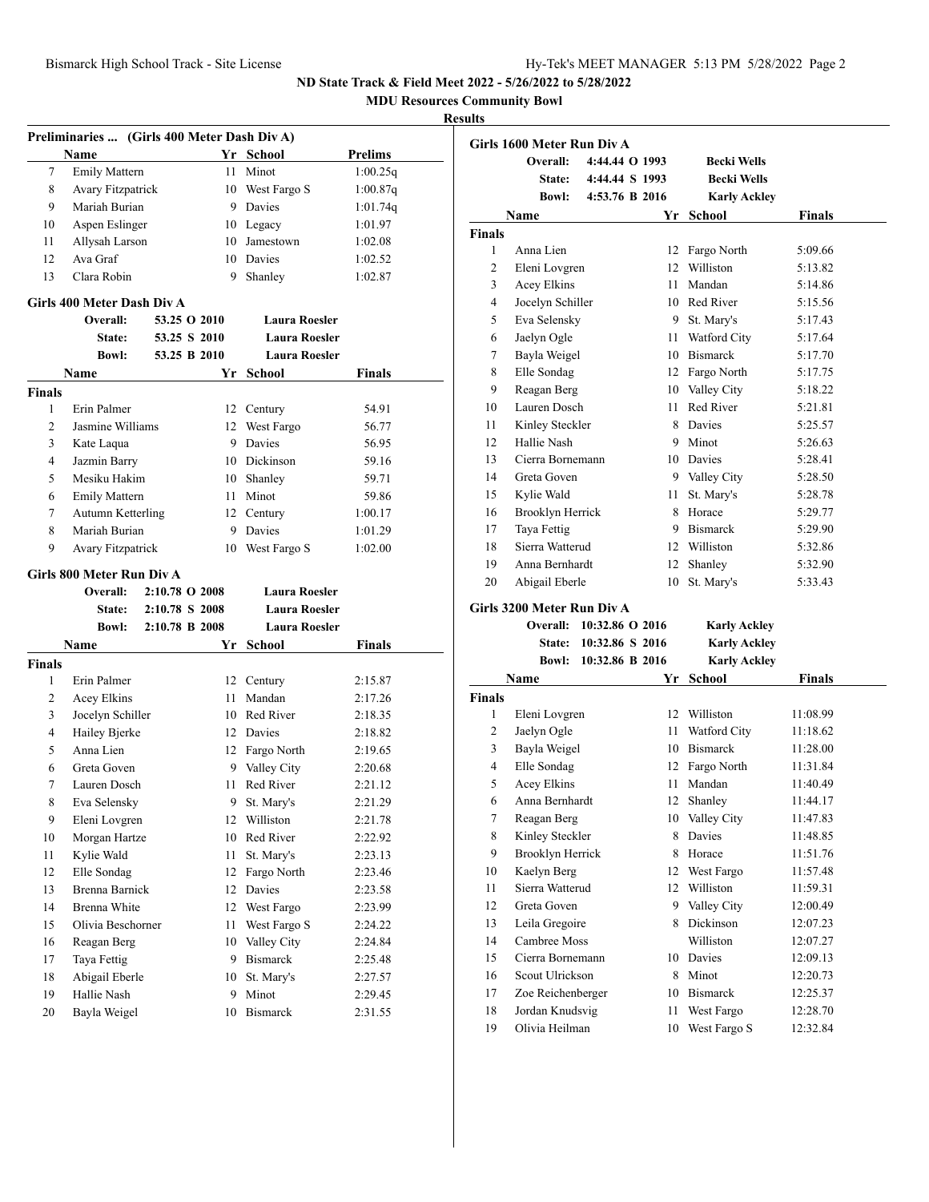ND State Track & Field Meet 2022 - 5/26/2022 to 5/28/2022

MDU Resources Community Bowl

Results

### Preliminaries ... (Girls 400 Meter Dash Div A)

| | Name | Yr | School | Prelims |
|---|---|---|---|---|
| 7 | Emily Mattern | 11 | Minot | 1:00.25q |
| 8 | Avary Fitzpatrick | 10 | West Fargo S | 1:00.87q |
| 9 | Mariah Burian | 9 | Davies | 1:01.74q |
| 10 | Aspen Eslinger | 10 | Legacy | 1:01.97 |
| 11 | Allysah Larson | 10 | Jamestown | 1:02.08 |
| 12 | Ava Graf | 10 | Davies | 1:02.52 |
| 13 | Clara Robin | 9 | Shanley | 1:02.87 |

### Girls 400 Meter Dash Div A

Overall: 53.25 O 2010 Laura Roesler
State: 53.25 S 2010 Laura Roesler
Bowl: 53.25 B 2010 Laura Roesler

| | Name | Yr | School | Finals |
|---|---|---|---|---|
| **Finals** | | | | |
| 1 | Erin Palmer | 12 | Century | 54.91 |
| 2 | Jasmine Williams | 12 | West Fargo | 56.77 |
| 3 | Kate Laqua | 9 | Davies | 56.95 |
| 4 | Jazmin Barry | 10 | Dickinson | 59.16 |
| 5 | Mesiku Hakim | 10 | Shanley | 59.71 |
| 6 | Emily Mattern | 11 | Minot | 59.86 |
| 7 | Autumn Ketterling | 12 | Century | 1:00.17 |
| 8 | Mariah Burian | 9 | Davies | 1:01.29 |
| 9 | Avary Fitzpatrick | 10 | West Fargo S | 1:02.00 |

### Girls 800 Meter Run Div A

Overall: 2:10.78 O 2008 Laura Roesler
State: 2:10.78 S 2008 Laura Roesler
Bowl: 2:10.78 B 2008 Laura Roesler

| | Name | Yr | School | Finals |
|---|---|---|---|---|
| **Finals** | | | | |
| 1 | Erin Palmer | 12 | Century | 2:15.87 |
| 2 | Acey Elkins | 11 | Mandan | 2:17.26 |
| 3 | Jocelyn Schiller | 10 | Red River | 2:18.35 |
| 4 | Hailey Bjerke | 12 | Davies | 2:18.82 |
| 5 | Anna Lien | 12 | Fargo North | 2:19.65 |
| 6 | Greta Goven | 9 | Valley City | 2:20.68 |
| 7 | Lauren Dosch | 11 | Red River | 2:21.12 |
| 8 | Eva Selensky | 9 | St. Mary's | 2:21.29 |
| 9 | Eleni Lovgren | 12 | Williston | 2:21.78 |
| 10 | Morgan Hartze | 10 | Red River | 2:22.92 |
| 11 | Kylie Wald | 11 | St. Mary's | 2:23.13 |
| 12 | Elle Sondag | 12 | Fargo North | 2:23.46 |
| 13 | Brenna Barnick | 12 | Davies | 2:23.58 |
| 14 | Brenna White | 12 | West Fargo | 2:23.99 |
| 15 | Olivia Beschorner | 11 | West Fargo S | 2:24.22 |
| 16 | Reagan Berg | 10 | Valley City | 2:24.84 |
| 17 | Taya Fettig | 9 | Bismarck | 2:25.48 |
| 18 | Abigail Eberle | 10 | St. Mary's | 2:27.57 |
| 19 | Hallie Nash | 9 | Minot | 2:29.45 |
| 20 | Bayla Weigel | 10 | Bismarck | 2:31.55 |

### Girls 1600 Meter Run Div A

Overall: 4:44.44 O 1993 Becki Wells
State: 4:44.44 S 1993 Becki Wells
Bowl: 4:53.76 B 2016 Karly Ackley

| | Name | Yr | School | Finals |
|---|---|---|---|---|
| **Finals** | | | | |
| 1 | Anna Lien | 12 | Fargo North | 5:09.66 |
| 2 | Eleni Lovgren | 12 | Williston | 5:13.82 |
| 3 | Acey Elkins | 11 | Mandan | 5:14.86 |
| 4 | Jocelyn Schiller | 10 | Red River | 5:15.56 |
| 5 | Eva Selensky | 9 | St. Mary's | 5:17.43 |
| 6 | Jaelyn Ogle | 11 | Watford City | 5:17.64 |
| 7 | Bayla Weigel | 10 | Bismarck | 5:17.70 |
| 8 | Elle Sondag | 12 | Fargo North | 5:17.75 |
| 9 | Reagan Berg | 10 | Valley City | 5:18.22 |
| 10 | Lauren Dosch | 11 | Red River | 5:21.81 |
| 11 | Kinley Steckler | 8 | Davies | 5:25.57 |
| 12 | Hallie Nash | 9 | Minot | 5:26.63 |
| 13 | Cierra Bornemann | 10 | Davies | 5:28.41 |
| 14 | Greta Goven | 9 | Valley City | 5:28.50 |
| 15 | Kylie Wald | 11 | St. Mary's | 5:28.78 |
| 16 | Brooklyn Herrick | 8 | Horace | 5:29.77 |
| 17 | Taya Fettig | 9 | Bismarck | 5:29.90 |
| 18 | Sierra Watterud | 12 | Williston | 5:32.86 |
| 19 | Anna Bernhardt | 12 | Shanley | 5:32.90 |
| 20 | Abigail Eberle | 10 | St. Mary's | 5:33.43 |

### Girls 3200 Meter Run Div A

Overall: 10:32.86 O 2016 Karly Ackley
State: 10:32.86 S 2016 Karly Ackley
Bowl: 10:32.86 B 2016 Karly Ackley

| | Name | Yr | School | Finals |
|---|---|---|---|---|
| **Finals** | | | | |
| 1 | Eleni Lovgren | 12 | Williston | 11:08.99 |
| 2 | Jaelyn Ogle | 11 | Watford City | 11:18.62 |
| 3 | Bayla Weigel | 10 | Bismarck | 11:28.00 |
| 4 | Elle Sondag | 12 | Fargo North | 11:31.84 |
| 5 | Acey Elkins | 11 | Mandan | 11:40.49 |
| 6 | Anna Bernhardt | 12 | Shanley | 11:44.17 |
| 7 | Reagan Berg | 10 | Valley City | 11:47.83 |
| 8 | Kinley Steckler | 8 | Davies | 11:48.85 |
| 9 | Brooklyn Herrick | 8 | Horace | 11:51.76 |
| 10 | Kaelyn Berg | 12 | West Fargo | 11:57.48 |
| 11 | Sierra Watterud | 12 | Williston | 11:59.31 |
| 12 | Greta Goven | 9 | Valley City | 12:00.49 |
| 13 | Leila Gregoire | 8 | Dickinson | 12:07.23 |
| 14 | Cambree Moss | | Williston | 12:07.27 |
| 15 | Cierra Bornemann | 10 | Davies | 12:09.13 |
| 16 | Scout Ulrickson | 8 | Minot | 12:20.73 |
| 17 | Zoe Reichenberger | 10 | Bismarck | 12:25.37 |
| 18 | Jordan Knudsvig | 11 | West Fargo | 12:28.70 |
| 19 | Olivia Heilman | 10 | West Fargo S | 12:32.84 |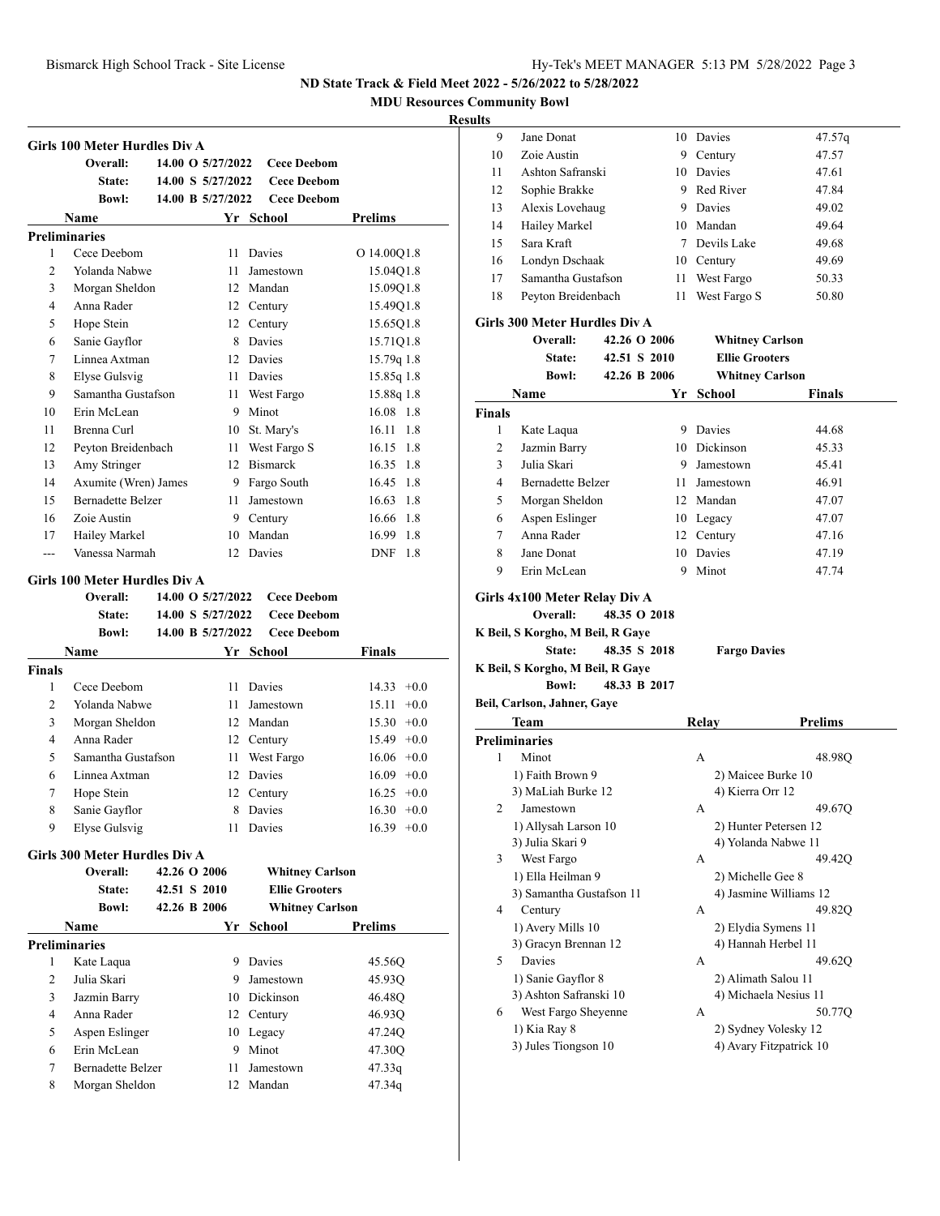ND State Track & Field Meet 2022 - 5/26/2022 to 5/28/2022

MDU Resources Community Bowl

Results

### Girls 100 Meter Hurdles Div A

| | | | |
|---|---|---|---|
| Overall: | 14.00 O 5/27/2022 | Cece Deebom | |
| State: | 14.00 S 5/27/2022 | Cece Deebom | |
| Bowl: | 14.00 B 5/27/2022 | Cece Deebom | |

| | Name | Yr | School | Prelims | |
|---|---|---|---|---|---|
| **Preliminaries** | | | | | |
| 1 | Cece Deebom | 11 | Davies | O 14.00Q | 1.8 |
| 2 | Yolanda Nabwe | 11 | Jamestown | 15.04Q | 1.8 |
| 3 | Morgan Sheldon | 12 | Mandan | 15.09Q | 1.8 |
| 4 | Anna Rader | 12 | Century | 15.49Q | 1.8 |
| 5 | Hope Stein | 12 | Century | 15.65Q | 1.8 |
| 6 | Sanie Gayflor | 8 | Davies | 15.71Q | 1.8 |
| 7 | Linnea Axtman | 12 | Davies | 15.79q | 1.8 |
| 8 | Elyse Gulsvig | 11 | Davies | 15.85q | 1.8 |
| 9 | Samantha Gustafson | 11 | West Fargo | 15.88q | 1.8 |
| 10 | Erin McLean | 9 | Minot | 16.08 | 1.8 |
| 11 | Brenna Curl | 10 | St. Mary's | 16.11 | 1.8 |
| 12 | Peyton Breidenbach | 11 | West Fargo S | 16.15 | 1.8 |
| 13 | Amy Stringer | 12 | Bismarck | 16.35 | 1.8 |
| 14 | Axumite (Wren) James | 9 | Fargo South | 16.45 | 1.8 |
| 15 | Bernadette Belzer | 11 | Jamestown | 16.63 | 1.8 |
| 16 | Zoie Austin | 9 | Century | 16.66 | 1.8 |
| 17 | Hailey Markel | 10 | Mandan | 16.99 | 1.8 |
| --- | Vanessa Narmah | 12 | Davies | DNF | 1.8 |

### Girls 100 Meter Hurdles Div A

| | | | |
|---|---|---|---|
| Overall: | 14.00 O 5/27/2022 | Cece Deebom | |
| State: | 14.00 S 5/27/2022 | Cece Deebom | |
| Bowl: | 14.00 B 5/27/2022 | Cece Deebom | |

| | Name | Yr | School | Finals | |
|---|---|---|---|---|---|
| **Finals** | | | | | |
| 1 | Cece Deebom | 11 | Davies | 14.33 | +0.0 |
| 2 | Yolanda Nabwe | 11 | Jamestown | 15.11 | +0.0 |
| 3 | Morgan Sheldon | 12 | Mandan | 15.30 | +0.0 |
| 4 | Anna Rader | 12 | Century | 15.49 | +0.0 |
| 5 | Samantha Gustafson | 11 | West Fargo | 16.06 | +0.0 |
| 6 | Linnea Axtman | 12 | Davies | 16.09 | +0.0 |
| 7 | Hope Stein | 12 | Century | 16.25 | +0.0 |
| 8 | Sanie Gayflor | 8 | Davies | 16.30 | +0.0 |
| 9 | Elyse Gulsvig | 11 | Davies | 16.39 | +0.0 |

### Girls 300 Meter Hurdles Div A

| | | |
|---|---|---|
| Overall: | 42.26 O 2006 | Whitney Carlson |
| State: | 42.51 S 2010 | Ellie Grooters |
| Bowl: | 42.26 B 2006 | Whitney Carlson |

| | Name | Yr | School | Prelims |
|---|---|---|---|---|
| **Preliminaries** | | | | |
| 1 | Kate Laqua | 9 | Davies | 45.56Q |
| 2 | Julia Skari | 9 | Jamestown | 45.93Q |
| 3 | Jazmin Barry | 10 | Dickinson | 46.48Q |
| 4 | Anna Rader | 12 | Century | 46.93Q |
| 5 | Aspen Eslinger | 10 | Legacy | 47.24Q |
| 6 | Erin McLean | 9 | Minot | 47.30Q |
| 7 | Bernadette Belzer | 11 | Jamestown | 47.33q |
| 8 | Morgan Sheldon | 12 | Mandan | 47.34q |
| 9 | Jane Donat | 10 | Davies | 47.57q |
| 10 | Zoie Austin | 9 | Century | 47.57 |
| 11 | Ashton Safranski | 10 | Davies | 47.61 |
| 12 | Sophie Brakke | 9 | Red River | 47.84 |
| 13 | Alexis Lovehaug | 9 | Davies | 49.02 |
| 14 | Hailey Markel | 10 | Mandan | 49.64 |
| 15 | Sara Kraft | 7 | Devils Lake | 49.68 |
| 16 | Londyn Dschaak | 10 | Century | 49.69 |
| 17 | Samantha Gustafson | 11 | West Fargo | 50.33 |
| 18 | Peyton Breidenbach | 11 | West Fargo S | 50.80 |

### Girls 300 Meter Hurdles Div A

| | | |
|---|---|---|
| Overall: | 42.26 O 2006 | Whitney Carlson |
| State: | 42.51 S 2010 | Ellie Grooters |
| Bowl: | 42.26 B 2006 | Whitney Carlson |

| | Name | Yr | School | Finals |
|---|---|---|---|---|
| **Finals** | | | | |
| 1 | Kate Laqua | 9 | Davies | 44.68 |
| 2 | Jazmin Barry | 10 | Dickinson | 45.33 |
| 3 | Julia Skari | 9 | Jamestown | 45.41 |
| 4 | Bernadette Belzer | 11 | Jamestown | 46.91 |
| 5 | Morgan Sheldon | 12 | Mandan | 47.07 |
| 6 | Aspen Eslinger | 10 | Legacy | 47.07 |
| 7 | Anna Rader | 12 | Century | 47.16 |
| 8 | Jane Donat | 10 | Davies | 47.19 |
| 9 | Erin McLean | 9 | Minot | 47.74 |

### Girls 4x100 Meter Relay Div A

Overall: 48.35 O 2018
K Beil, S Korgho, M Beil, R Gaye

State: 48.35 S 2018 Fargo Davies
K Beil, S Korgho, M Beil, R Gaye

Bowl: 48.33 B 2017
Beil, Carlson, Jahner, Gaye

| | Team | Relay | Prelims |
|---|---|---|---|
| **Preliminaries** | | | |
| 1 | Minot | A | 48.98Q |
| | 1) Faith Brown 9 | 2) Maicee Burke 10 | |
| | 3) MaLiah Burke 12 | 4) Kierra Orr 12 | |
| 2 | Jamestown | A | 49.67Q |
| | 1) Allysah Larson 10 | 2) Hunter Petersen 12 | |
| | 3) Julia Skari 9 | 4) Yolanda Nabwe 11 | |
| 3 | West Fargo | A | 49.42Q |
| | 1) Ella Heilman 9 | 2) Michelle Gee 8 | |
| | 3) Samantha Gustafson 11 | 4) Jasmine Williams 12 | |
| 4 | Century | A | 49.82Q |
| | 1) Avery Mills 10 | 2) Elydia Symens 11 | |
| | 3) Gracyn Brennan 12 | 4) Hannah Herbel 11 | |
| 5 | Davies | A | 49.62Q |
| | 1) Sanie Gayflor 8 | 2) Alimath Salou 11 | |
| | 3) Ashton Safranski 10 | 4) Michaela Nesius 11 | |
| 6 | West Fargo Sheyenne | A | 50.77Q |
| | 1) Kia Ray 8 | 2) Sydney Volesky 12 | |
| | 3) Jules Tiongson 10 | 4) Avary Fitzpatrick 10 | |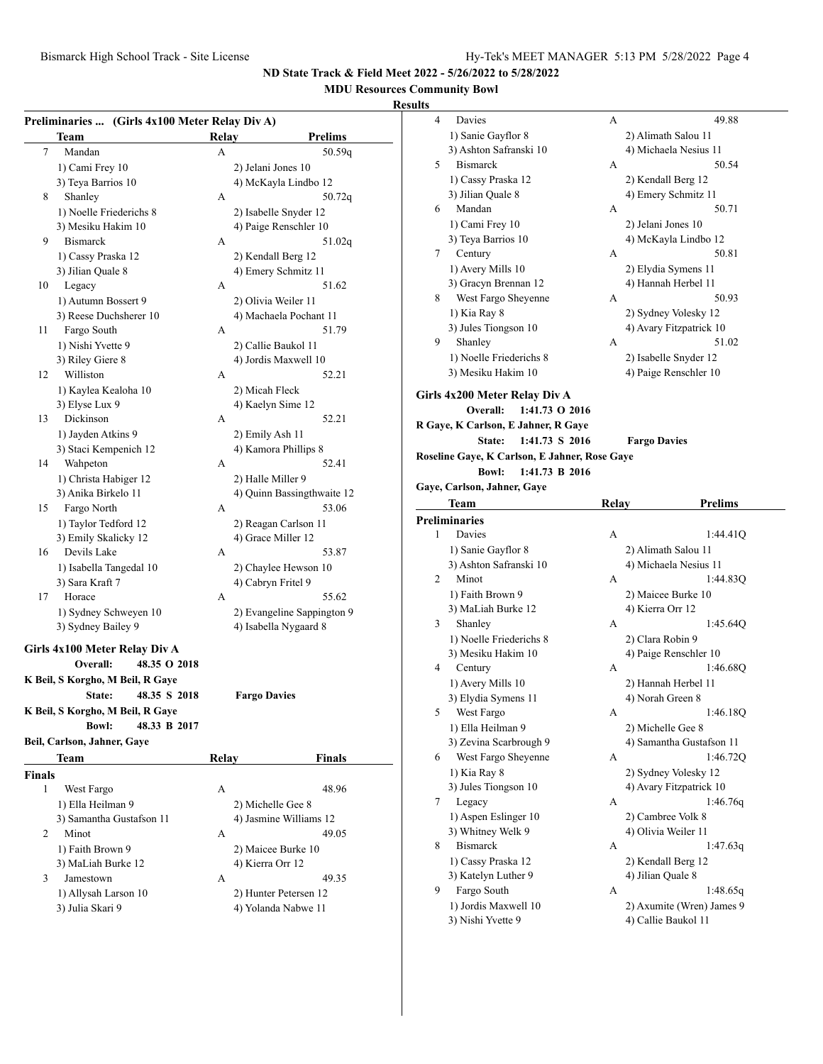ND State Track & Field Meet 2022 - 5/26/2022 to 5/28/2022

MDU Resources Community Bowl

Results

### Preliminaries ... (Girls 4x100 Meter Relay Div A)

| | Team | Relay | Prelims |
|---|---|---|---|
| 7 | Mandan | A | 50.59q |
| | 1) Cami Frey 10 | 2) Jelani Jones 10 | |
| | 3) Teya Barrios 10 | 4) McKayla Lindbo 12 | |
| 8 | Shanley | A | 50.72q |
| | 1) Noelle Friederichs 8 | 2) Isabelle Snyder 12 | |
| | 3) Mesiku Hakim 10 | 4) Paige Renschler 10 | |
| 9 | Bismarck | A | 51.02q |
| | 1) Cassy Praska 12 | 2) Kendall Berg 12 | |
| | 3) Jilian Quale 8 | 4) Emery Schmitz 11 | |
| 10 | Legacy | A | 51.62 |
| | 1) Autumn Bossert 9 | 2) Olivia Weiler 11 | |
| | 3) Reese Duchsherer 10 | 4) Machaela Pochant 11 | |
| 11 | Fargo South | A | 51.79 |
| | 1) Nishi Yvette 9 | 2) Callie Baukol 11 | |
| | 3) Riley Giere 8 | 4) Jordis Maxwell 10 | |
| 12 | Williston | A | 52.21 |
| | 1) Kaylea Kealoha 10 | 2) Micah Fleck | |
| | 3) Elyse Lux 9 | 4) Kaelyn Sime 12 | |
| 13 | Dickinson | A | 52.21 |
| | 1) Jayden Atkins 9 | 2) Emily Ash 11 | |
| | 3) Staci Kempenich 12 | 4) Kamora Phillips 8 | |
| 14 | Wahpeton | A | 52.41 |
| | 1) Christa Habiger 12 | 2) Halle Miller 9 | |
| | 3) Anika Birkelo 11 | 4) Quinn Bassingthwaite 12 | |
| 15 | Fargo North | A | 53.06 |
| | 1) Taylor Tedford 12 | 2) Reagan Carlson 11 | |
| | 3) Emily Skalicky 12 | 4) Grace Miller 12 | |
| 16 | Devils Lake | A | 53.87 |
| | 1) Isabella Tangedal 10 | 2) Chaylee Hewson 10 | |
| | 3) Sara Kraft 7 | 4) Cabryn Fritel 9 | |
| 17 | Horace | A | 55.62 |
| | 1) Sydney Schweyen 10 | 2) Evangeline Sappington 9 | |
| | 3) Sydney Bailey 9 | 4) Isabella Nygaard 8 | |

### Girls 4x100 Meter Relay Div A

**Overall: 48.35 O 2018**
**K Beil, S Korgho, M Beil, R Gaye**
**State: 48.35 S 2018 Fargo Davies**
**K Beil, S Korgho, M Beil, R Gaye**
**Bowl: 48.33 B 2017**
**Beil, Carlson, Jahner, Gaye**

| | Team | Relay | Finals |
|---|---|---|---|
| **Finals** | | | |
| 1 | West Fargo | A | 48.96 |
| | 1) Ella Heilman 9 | 2) Michelle Gee 8 | |
| | 3) Samantha Gustafson 11 | 4) Jasmine Williams 12 | |
| 2 | Minot | A | 49.05 |
| | 1) Faith Brown 9 | 2) Maicee Burke 10 | |
| | 3) MaLiah Burke 12 | 4) Kierra Orr 12 | |
| 3 | Jamestown | A | 49.35 |
| | 1) Allysah Larson 10 | 2) Hunter Petersen 12 | |
| | 3) Julia Skari 9 | 4) Yolanda Nabwe 11 | |
| 4 | Davies | A | 49.88 |
| | 1) Sanie Gayflor 8 | 2) Alimath Salou 11 | |
| | 3) Ashton Safranski 10 | 4) Michaela Nesius 11 | |
| 5 | Bismarck | A | 50.54 |
| | 1) Cassy Praska 12 | 2) Kendall Berg 12 | |
| | 3) Jilian Quale 8 | 4) Emery Schmitz 11 | |
| 6 | Mandan | A | 50.71 |
| | 1) Cami Frey 10 | 2) Jelani Jones 10 | |
| | 3) Teya Barrios 10 | 4) McKayla Lindbo 12 | |
| 7 | Century | A | 50.81 |
| | 1) Avery Mills 10 | 2) Elydia Symens 11 | |
| | 3) Gracyn Brennan 12 | 4) Hannah Herbel 11 | |
| 8 | West Fargo Sheyenne | A | 50.93 |
| | 1) Kia Ray 8 | 2) Sydney Volesky 12 | |
| | 3) Jules Tiongson 10 | 4) Avary Fitzpatrick 10 | |
| 9 | Shanley | A | 51.02 |
| | 1) Noelle Friederichs 8 | 2) Isabelle Snyder 12 | |
| | 3) Mesiku Hakim 10 | 4) Paige Renschler 10 | |

### Girls 4x200 Meter Relay Div A

**Overall: 1:41.73 O 2016**
**R Gaye, K Carlson, E Jahner, R Gaye**
**State: 1:41.73 S 2016 Fargo Davies**
**Roseline Gaye, K Carlson, E Jahner, Rose Gaye**
**Bowl: 1:41.73 B 2016**
**Gaye, Carlson, Jahner, Gaye**

| | Team | Relay | Prelims |
|---|---|---|---|
| **Preliminaries** | | | |
| 1 | Davies | A | 1:44.41Q |
| | 1) Sanie Gayflor 8 | 2) Alimath Salou 11 | |
| | 3) Ashton Safranski 10 | 4) Michaela Nesius 11 | |
| 2 | Minot | A | 1:44.83Q |
| | 1) Faith Brown 9 | 2) Maicee Burke 10 | |
| | 3) MaLiah Burke 12 | 4) Kierra Orr 12 | |
| 3 | Shanley | A | 1:45.64Q |
| | 1) Noelle Friederichs 8 | 2) Clara Robin 9 | |
| | 3) Mesiku Hakim 10 | 4) Paige Renschler 10 | |
| 4 | Century | A | 1:46.68Q |
| | 1) Avery Mills 10 | 2) Hannah Herbel 11 | |
| | 3) Elydia Symens 11 | 4) Norah Green 8 | |
| 5 | West Fargo | A | 1:46.18Q |
| | 1) Ella Heilman 9 | 2) Michelle Gee 8 | |
| | 3) Zevina Scarbrough 9 | 4) Samantha Gustafson 11 | |
| 6 | West Fargo Sheyenne | A | 1:46.72Q |
| | 1) Kia Ray 8 | 2) Sydney Volesky 12 | |
| | 3) Jules Tiongson 10 | 4) Avary Fitzpatrick 10 | |
| 7 | Legacy | A | 1:46.76q |
| | 1) Aspen Eslinger 10 | 2) Cambree Volk 8 | |
| | 3) Whitney Welk 9 | 4) Olivia Weiler 11 | |
| 8 | Bismarck | A | 1:47.63q |
| | 1) Cassy Praska 12 | 2) Kendall Berg 12 | |
| | 3) Katelyn Luther 9 | 4) Jilian Quale 8 | |
| 9 | Fargo South | A | 1:48.65q |
| | 1) Jordis Maxwell 10 | 2) Axumite (Wren) James 9 | |
| | 3) Nishi Yvette 9 | 4) Callie Baukol 11 | |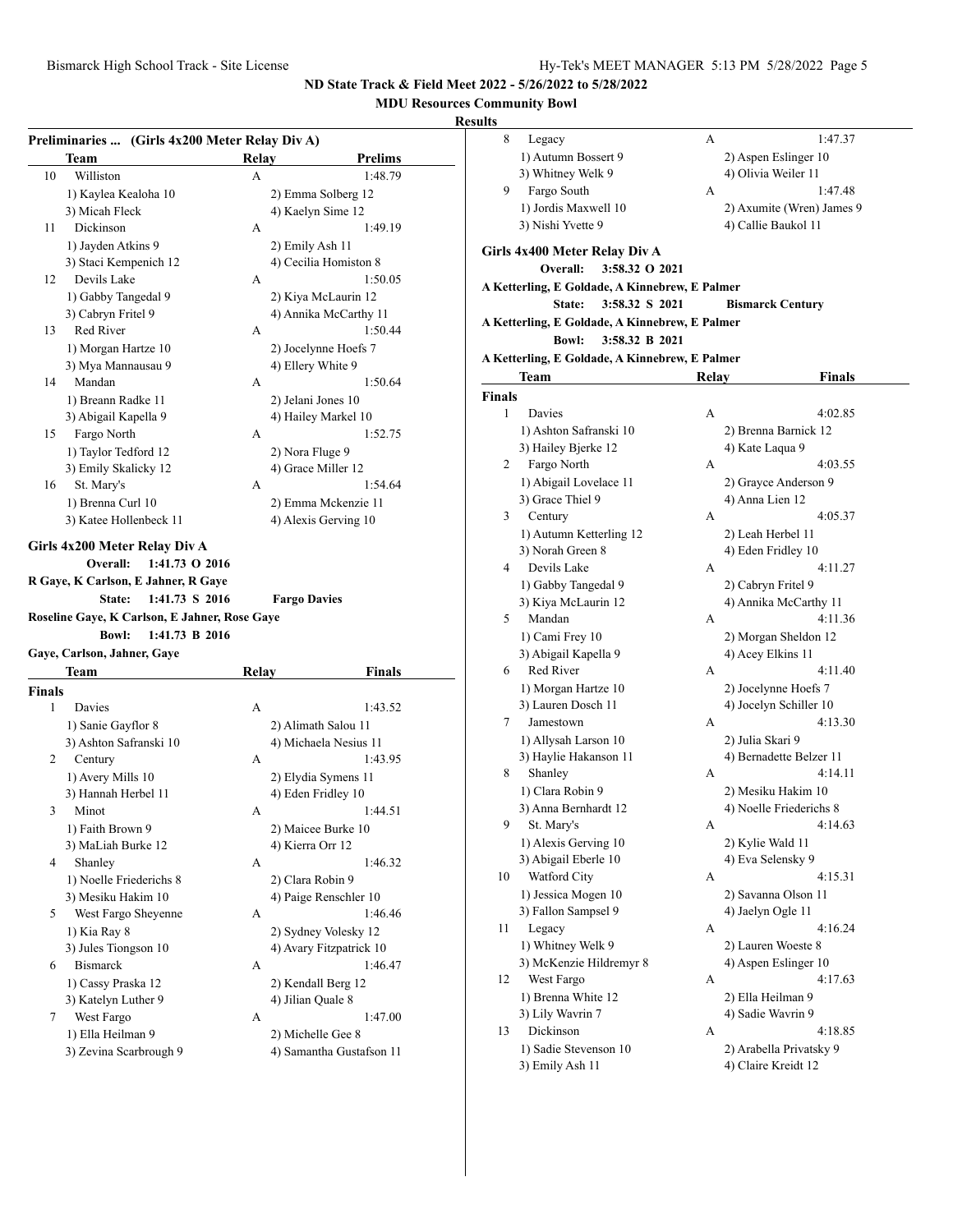ND State Track & Field Meet 2022 - 5/26/2022 to 5/28/2022

MDU Resources Community Bowl

**Results**

### Preliminaries ... (Girls 4x200 Meter Relay Div A)

| | Team | Relay | Prelims |
|---|---|---|---|
| 10 | Williston | A | 1:48.79 |
| | 1) Kaylea Kealoha 10 | 2) Emma Solberg 12 | |
| | 3) Micah Fleck | 4) Kaelyn Sime 12 | |
| 11 | Dickinson | A | 1:49.19 |
| | 1) Jayden Atkins 9 | 2) Emily Ash 11 | |
| | 3) Staci Kempenich 12 | 4) Cecilia Homiston 8 | |
| 12 | Devils Lake | A | 1:50.05 |
| | 1) Gabby Tangedal 9 | 2) Kiya McLaurin 12 | |
| | 3) Cabryn Fritel 9 | 4) Annika McCarthy 11 | |
| 13 | Red River | A | 1:50.44 |
| | 1) Morgan Hartze 10 | 2) Jocelynne Hoefs 7 | |
| | 3) Mya Mannausau 9 | 4) Ellery White 9 | |
| 14 | Mandan | A | 1:50.64 |
| | 1) Breann Radke 11 | 2) Jelani Jones 10 | |
| | 3) Abigail Kapella 9 | 4) Hailey Markel 10 | |
| 15 | Fargo North | A | 1:52.75 |
| | 1) Taylor Tedford 12 | 2) Nora Fluge 9 | |
| | 3) Emily Skalicky 12 | 4) Grace Miller 12 | |
| 16 | St. Mary's | A | 1:54.64 |
| | 1) Brenna Curl 10 | 2) Emma Mckenzie 11 | |
| | 3) Katee Hollenbeck 11 | 4) Alexis Gerving 10 | |

### Girls 4x200 Meter Relay Div A

**Overall: 1:41.73 O 2016**
**R Gaye, K Carlson, E Jahner, R Gaye**
**State: 1:41.73 S 2016 Fargo Davies**
**Roseline Gaye, K Carlson, E Jahner, Rose Gaye**
**Bowl: 1:41.73 B 2016**
**Gaye, Carlson, Jahner, Gaye**

**Finals**

| | Team | Relay | Finals |
|---|---|---|---|
| 1 | Davies | A | 1:43.52 |
| | 1) Sanie Gayflor 8 | 2) Alimath Salou 11 | |
| | 3) Ashton Safranski 10 | 4) Michaela Nesius 11 | |
| 2 | Century | A | 1:43.95 |
| | 1) Avery Mills 10 | 2) Elydia Symens 11 | |
| | 3) Hannah Herbel 11 | 4) Eden Fridley 10 | |
| 3 | Minot | A | 1:44.51 |
| | 1) Faith Brown 9 | 2) Maicee Burke 10 | |
| | 3) MaLiah Burke 12 | 4) Kierra Orr 12 | |
| 4 | Shanley | A | 1:46.32 |
| | 1) Noelle Friederichs 8 | 2) Clara Robin 9 | |
| | 3) Mesiku Hakim 10 | 4) Paige Renschler 10 | |
| 5 | West Fargo Sheyenne | A | 1:46.46 |
| | 1) Kia Ray 8 | 2) Sydney Volesky 12 | |
| | 3) Jules Tiongson 10 | 4) Avary Fitzpatrick 10 | |
| 6 | Bismarck | A | 1:46.47 |
| | 1) Cassy Praska 12 | 2) Kendall Berg 12 | |
| | 3) Katelyn Luther 9 | 4) Jilian Quale 8 | |
| 7 | West Fargo | A | 1:47.00 |
| | 1) Ella Heilman 9 | 2) Michelle Gee 8 | |
| | 3) Zevina Scarbrough 9 | 4) Samantha Gustafson 11 | |
| 8 | Legacy | A | 1:47.37 |
| | 1) Autumn Bossert 9 | 2) Aspen Eslinger 10 | |
| | 3) Whitney Welk 9 | 4) Olivia Weiler 11 | |
| 9 | Fargo South | A | 1:47.48 |
| | 1) Jordis Maxwell 10 | 2) Axumite (Wren) James 9 | |
| | 3) Nishi Yvette 9 | 4) Callie Baukol 11 | |

### Girls 4x400 Meter Relay Div A

**Overall: 3:58.32 O 2021**
**A Ketterling, E Goldade, A Kinnebrew, E Palmer**
**State: 3:58.32 S 2021 Bismarck Century**
**A Ketterling, E Goldade, A Kinnebrew, E Palmer**
**Bowl: 3:58.32 B 2021**
**A Ketterling, E Goldade, A Kinnebrew, E Palmer**

**Finals**

| | Team | Relay | Finals |
|---|---|---|---|
| 1 | Davies | A | 4:02.85 |
| | 1) Ashton Safranski 10 | 2) Brenna Barnick 12 | |
| | 3) Hailey Bjerke 12 | 4) Kate Laqua 9 | |
| 2 | Fargo North | A | 4:03.55 |
| | 1) Abigail Lovelace 11 | 2) Grayce Anderson 9 | |
| | 3) Grace Thiel 9 | 4) Anna Lien 12 | |
| 3 | Century | A | 4:05.37 |
| | 1) Autumn Ketterling 12 | 2) Leah Herbel 11 | |
| | 3) Norah Green 8 | 4) Eden Fridley 10 | |
| 4 | Devils Lake | A | 4:11.27 |
| | 1) Gabby Tangedal 9 | 2) Cabryn Fritel 9 | |
| | 3) Kiya McLaurin 12 | 4) Annika McCarthy 11 | |
| 5 | Mandan | A | 4:11.36 |
| | 1) Cami Frey 10 | 2) Morgan Sheldon 12 | |
| | 3) Abigail Kapella 9 | 4) Acey Elkins 11 | |
| 6 | Red River | A | 4:11.40 |
| | 1) Morgan Hartze 10 | 2) Jocelynne Hoefs 7 | |
| | 3) Lauren Dosch 11 | 4) Jocelyn Schiller 10 | |
| 7 | Jamestown | A | 4:13.30 |
| | 1) Allysah Larson 10 | 2) Julia Skari 9 | |
| | 3) Haylie Hakanson 11 | 4) Bernadette Belzer 11 | |
| 8 | Shanley | A | 4:14.11 |
| | 1) Clara Robin 9 | 2) Mesiku Hakim 10 | |
| | 3) Anna Bernhardt 12 | 4) Noelle Friederichs 8 | |
| 9 | St. Mary's | A | 4:14.63 |
| | 1) Alexis Gerving 10 | 2) Kylie Wald 11 | |
| | 3) Abigail Eberle 10 | 4) Eva Selensky 9 | |
| 10 | Watford City | A | 4:15.31 |
| | 1) Jessica Mogen 10 | 2) Savanna Olson 11 | |
| | 3) Fallon Sampsel 9 | 4) Jaelyn Ogle 11 | |
| 11 | Legacy | A | 4:16.24 |
| | 1) Whitney Welk 9 | 2) Lauren Woeste 8 | |
| | 3) McKenzie Hildremyr 8 | 4) Aspen Eslinger 10 | |
| 12 | West Fargo | A | 4:17.63 |
| | 1) Brenna White 12 | 2) Ella Heilman 9 | |
| | 3) Lily Wavrin 7 | 4) Sadie Wavrin 9 | |
| 13 | Dickinson | A | 4:18.85 |
| | 1) Sadie Stevenson 10 | 2) Arabella Privatsky 9 | |
| | 3) Emily Ash 11 | 4) Claire Kreidt 12 | |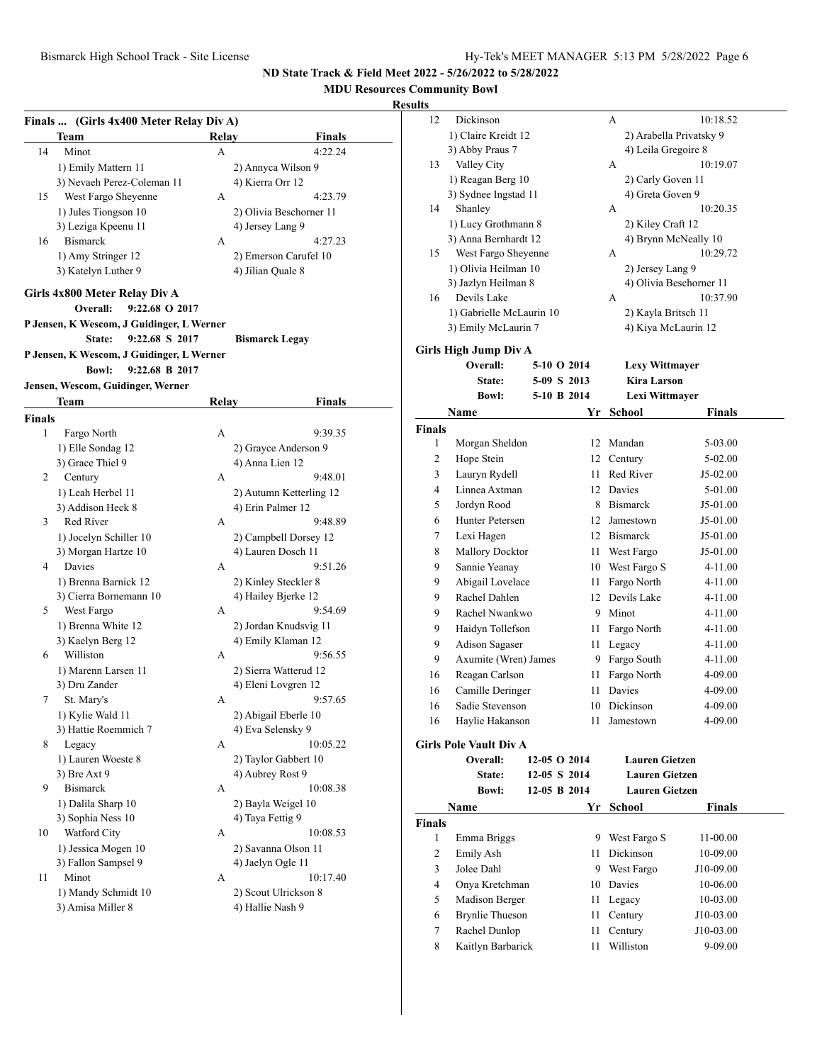## ND State Track & Field Meet 2022 - 5/26/2022 to 5/28/2022

**MDU Resources Community Bowl**

**Results**

### Finals ... (Girls 4x400 Meter Relay Div A)

| | Team | Relay | Finals |
|---|---|---|---|
| 14 | Minot | A | 4:22.24 |
| | 1) Emily Mattern 11 | 2) Annyca Wilson 9 | |
| | 3) Nevaeh Perez-Coleman 11 | 4) Kierra Orr 12 | |
| 15 | West Fargo Sheyenne | A | 4:23.79 |
| | 1) Jules Tiongson 10 | 2) Olivia Beschorner 11 | |
| | 3) Leziga Kpeenu 11 | 4) Jersey Lang 9 | |
| 16 | Bismarck | A | 4:27.23 |
| | 1) Amy Stringer 12 | 2) Emerson Carufel 10 | |
| | 3) Katelyn Luther 9 | 4) Jilian Quale 8 | |

### Girls 4x800 Meter Relay Div A

**Overall:** 9:22.68 O 2017
P Jensen, K Wescom, J Guidinger, L Werner
**State:** 9:22.68 S 2017 **Bismarck Legay**
P Jensen, K Wescom, J Guidinger, L Werner
**Bowl:** 9:22.68 B 2017
Jensen, Wescom, Guidinger, Werner

**Finals**

| | Team | Relay | Finals |
|---|---|---|---|
| 1 | Fargo North | A | 9:39.35 |
| | 1) Elle Sondag 12 | 2) Grayce Anderson 9 | |
| | 3) Grace Thiel 9 | 4) Anna Lien 12 | |
| 2 | Century | A | 9:48.01 |
| | 1) Leah Herbel 11 | 2) Autumn Ketterling 12 | |
| | 3) Addison Heck 8 | 4) Erin Palmer 12 | |
| 3 | Red River | A | 9:48.89 |
| | 1) Jocelyn Schiller 10 | 2) Campbell Dorsey 12 | |
| | 3) Morgan Hartze 10 | 4) Lauren Dosch 11 | |
| 4 | Davies | A | 9:51.26 |
| | 1) Brenna Barnick 12 | 2) Kinley Steckler 8 | |
| | 3) Cierra Bornemann 10 | 4) Hailey Bjerke 12 | |
| 5 | West Fargo | A | 9:54.69 |
| | 1) Brenna White 12 | 2) Jordan Knudsvig 11 | |
| | 3) Kaelyn Berg 12 | 4) Emily Klaman 12 | |
| 6 | Williston | A | 9:56.55 |
| | 1) Marenn Larsen 11 | 2) Sierra Watterud 12 | |
| | 3) Dru Zander | 4) Eleni Lovgren 12 | |
| 7 | St. Mary's | A | 9:57.65 |
| | 1) Kylie Wald 11 | 2) Abigail Eberle 10 | |
| | 3) Hattie Roemmich 7 | 4) Eva Selensky 9 | |
| 8 | Legacy | A | 10:05.22 |
| | 1) Lauren Woeste 8 | 2) Taylor Gabbert 10 | |
| | 3) Bre Axt 9 | 4) Aubrey Rost 9 | |
| 9 | Bismarck | A | 10:08.38 |
| | 1) Dalila Sharp 10 | 2) Bayla Weigel 10 | |
| | 3) Sophia Ness 10 | 4) Taya Fettig 9 | |
| 10 | Watford City | A | 10:08.53 |
| | 1) Jessica Mogen 10 | 2) Savanna Olson 11 | |
| | 3) Fallon Sampsel 9 | 4) Jaelyn Ogle 11 | |
| 11 | Minot | A | 10:17.40 |
| | 1) Mandy Schmidt 10 | 2) Scout Ulrickson 8 | |
| | 3) Amisa Miller 8 | 4) Hallie Nash 9 | |
| 12 | Dickinson | A | 10:18.52 |
| | 1) Claire Kreidt 12 | 2) Arabella Privatsky 9 | |
| | 3) Abby Praus 7 | 4) Leila Gregoire 8 | |
| 13 | Valley City | A | 10:19.07 |
| | 1) Reagan Berg 10 | 2) Carly Goven 11 | |
| | 3) Sydnee Ingstad 11 | 4) Greta Goven 9 | |
| 14 | Shanley | A | 10:20.35 |
| | 1) Lucy Grothmann 8 | 2) Kiley Craft 12 | |
| | 3) Anna Bernhardt 12 | 4) Brynn McNeally 10 | |
| 15 | West Fargo Sheyenne | A | 10:29.72 |
| | 1) Olivia Heilman 10 | 2) Jersey Lang 9 | |
| | 3) Jazlyn Heilman 8 | 4) Olivia Beschorner 11 | |
| 16 | Devils Lake | A | 10:37.90 |
| | 1) Gabrielle McLaurin 10 | 2) Kayla Britsch 11 | |
| | 3) Emily McLaurin 7 | 4) Kiya McLaurin 12 | |

### Girls High Jump Div A

**Overall:** 5-10 O 2014 **Lexy Wittmayer**
**State:** 5-09 S 2013 **Kira Larson**
**Bowl:** 5-10 B 2014 **Lexi Wittmayer**

**Finals**

| | Name | Yr | School | Finals |
|---|---|---|---|---|
| 1 | Morgan Sheldon | 12 | Mandan | 5-03.00 |
| 2 | Hope Stein | 12 | Century | 5-02.00 |
| 3 | Lauryn Rydell | 11 | Red River | J5-02.00 |
| 4 | Linnea Axtman | 12 | Davies | 5-01.00 |
| 5 | Jordyn Rood | 8 | Bismarck | J5-01.00 |
| 6 | Hunter Petersen | 12 | Jamestown | J5-01.00 |
| 7 | Lexi Hagen | 12 | Bismarck | J5-01.00 |
| 8 | Mallory Docktor | 11 | West Fargo | J5-01.00 |
| 9 | Sannie Yeanay | 10 | West Fargo S | 4-11.00 |
| 9 | Abigail Lovelace | 11 | Fargo North | 4-11.00 |
| 9 | Rachel Dahlen | 12 | Devils Lake | 4-11.00 |
| 9 | Rachel Nwankwo | 9 | Minot | 4-11.00 |
| 9 | Haidyn Tollefson | 11 | Fargo North | 4-11.00 |
| 9 | Adison Sagaser | 11 | Legacy | 4-11.00 |
| 9 | Axumite (Wren) James | 9 | Fargo South | 4-11.00 |
| 16 | Reagan Carlson | 11 | Fargo North | 4-09.00 |
| 16 | Camille Deringer | 11 | Davies | 4-09.00 |
| 16 | Sadie Stevenson | 10 | Dickinson | 4-09.00 |
| 16 | Haylie Hakanson | 11 | Jamestown | 4-09.00 |

### Girls Pole Vault Div A

**Overall:** 12-05 O 2014 **Lauren Gietzen**
**State:** 12-05 S 2014 **Lauren Gietzen**
**Bowl:** 12-05 B 2014 **Lauren Gietzen**

**Finals**

| | Name | Yr | School | Finals |
|---|---|---|---|---|
| 1 | Emma Briggs | 9 | West Fargo S | 11-00.00 |
| 2 | Emily Ash | 11 | Dickinson | 10-09.00 |
| 3 | Jolee Dahl | 9 | West Fargo | J10-09.00 |
| 4 | Onya Kretchman | 10 | Davies | 10-06.00 |
| 5 | Madison Berger | 11 | Legacy | 10-03.00 |
| 6 | Brynlie Thueson | 11 | Century | J10-03.00 |
| 7 | Rachel Dunlop | 11 | Century | J10-03.00 |
| 8 | Kaitlyn Barbarick | 11 | Williston | 9-09.00 |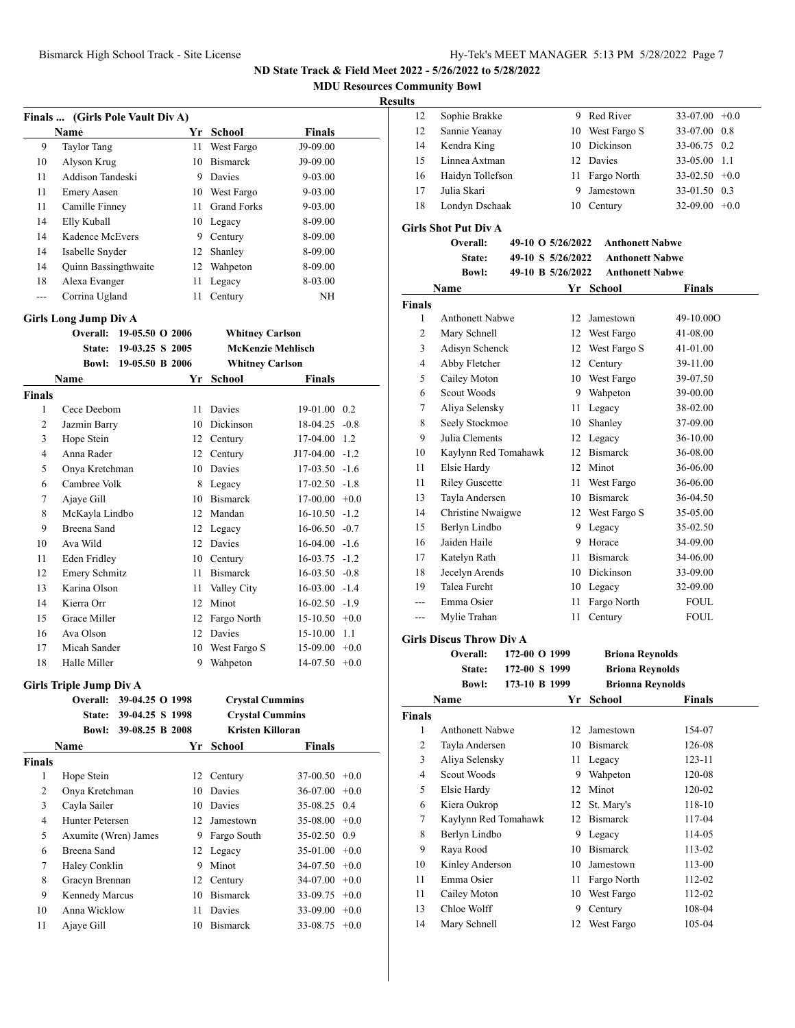## ND State Track & Field Meet 2022 - 5/26/2022 to 5/28/2022

### MDU Resources Community Bowl

**Results**

### Finals ... (Girls Pole Vault Div A)

| | Name | Yr | School | Finals |
|---|---|---|---|---|
| 9 | Taylor Tang | 11 | West Fargo | J9-09.00 |
| 10 | Alyson Krug | 10 | Bismarck | J9-09.00 |
| 11 | Addison Tandeski | 9 | Davies | 9-03.00 |
| 11 | Emery Aasen | 10 | West Fargo | 9-03.00 |
| 11 | Camille Finney | 11 | Grand Forks | 9-03.00 |
| 14 | Elly Kuball | 10 | Legacy | 8-09.00 |
| 14 | Kadence McEvers | 9 | Century | 8-09.00 |
| 14 | Isabelle Snyder | 12 | Shanley | 8-09.00 |
| 14 | Quinn Bassingthwaite | 12 | Wahpeton | 8-09.00 |
| 18 | Alexa Evanger | 11 | Legacy | 8-03.00 |
| --- | Corrina Ugland | 11 | Century | NH |

### Girls Long Jump Div A

Overall: 19-05.50 O 2006 Whitney Carlson
State: 19-03.25 S 2005 McKenzie Mehlisch
Bowl: 19-05.50 B 2006 Whitney Carlson

| | Name | Yr | School | Finals | Wind |
|---|---|---|---|---|---|
| **Finals** | | | | | |
| 1 | Cece Deebom | 11 | Davies | 19-01.00 | 0.2 |
| 2 | Jazmin Barry | 10 | Dickinson | 18-04.25 | -0.8 |
| 3 | Hope Stein | 12 | Century | 17-04.00 | 1.2 |
| 4 | Anna Rader | 12 | Century | J17-04.00 | -1.2 |
| 5 | Onya Kretchman | 10 | Davies | 17-03.50 | -1.6 |
| 6 | Cambree Volk | 8 | Legacy | 17-02.50 | -1.8 |
| 7 | Ajaye Gill | 10 | Bismarck | 17-00.00 | +0.0 |
| 8 | McKayla Lindbo | 12 | Mandan | 16-10.50 | -1.2 |
| 9 | Breena Sand | 12 | Legacy | 16-06.50 | -0.7 |
| 10 | Ava Wild | 12 | Davies | 16-04.00 | -1.6 |
| 11 | Eden Fridley | 10 | Century | 16-03.75 | -1.2 |
| 12 | Emery Schmitz | 11 | Bismarck | 16-03.50 | -0.8 |
| 13 | Karina Olson | 11 | Valley City | 16-03.00 | -1.4 |
| 14 | Kierra Orr | 12 | Minot | 16-02.50 | -1.9 |
| 15 | Grace Miller | 12 | Fargo North | 15-10.50 | +0.0 |
| 16 | Ava Olson | 12 | Davies | 15-10.00 | 1.1 |
| 17 | Micah Sander | 10 | West Fargo S | 15-09.00 | +0.0 |
| 18 | Halle Miller | 9 | Wahpeton | 14-07.50 | +0.0 |

### Girls Triple Jump Div A

Overall: 39-04.25 O 1998 Crystal Cummins
State: 39-04.25 S 1998 Crystal Cummins
Bowl: 39-08.25 B 2008 Kristen Killoran

| | Name | Yr | School | Finals | Wind |
|---|---|---|---|---|---|
| **Finals** | | | | | |
| 1 | Hope Stein | 12 | Century | 37-00.50 | +0.0 |
| 2 | Onya Kretchman | 10 | Davies | 36-07.00 | +0.0 |
| 3 | Cayla Sailer | 10 | Davies | 35-08.25 | 0.4 |
| 4 | Hunter Petersen | 12 | Jamestown | 35-08.00 | +0.0 |
| 5 | Axumite (Wren) James | 9 | Fargo South | 35-02.50 | 0.9 |
| 6 | Breena Sand | 12 | Legacy | 35-01.00 | +0.0 |
| 7 | Haley Conklin | 9 | Minot | 34-07.50 | +0.0 |
| 8 | Gracyn Brennan | 12 | Century | 34-07.00 | +0.0 |
| 9 | Kennedy Marcus | 10 | Bismarck | 33-09.75 | +0.0 |
| 10 | Anna Wicklow | 11 | Davies | 33-09.00 | +0.0 |
| 11 | Ajaye Gill | 10 | Bismarck | 33-08.75 | +0.0 |
| 12 | Sophie Brakke | 9 | Red River | 33-07.00 | +0.0 |
| 12 | Sannie Yeanay | 10 | West Fargo S | 33-07.00 | 0.8 |
| 14 | Kendra King | 10 | Dickinson | 33-06.75 | 0.2 |
| 15 | Linnea Axtman | 12 | Davies | 33-05.00 | 1.1 |
| 16 | Haidyn Tollefson | 11 | Fargo North | 33-02.50 | +0.0 |
| 17 | Julia Skari | 9 | Jamestown | 33-01.50 | 0.3 |
| 18 | Londyn Dschaak | 10 | Century | 32-09.00 | +0.0 |

### Girls Shot Put Div A

Overall: 49-10 O 5/26/2022 Anthonett Nabwe
State: 49-10 S 5/26/2022 Anthonett Nabwe
Bowl: 49-10 B 5/26/2022 Anthonett Nabwe

| | Name | Yr | School | Finals |
|---|---|---|---|---|
| **Finals** | | | | |
| 1 | Anthonett Nabwe | 12 | Jamestown | 49-10.00O |
| 2 | Mary Schnell | 12 | West Fargo | 41-08.00 |
| 3 | Adisyn Schenck | 12 | West Fargo S | 41-01.00 |
| 4 | Abby Fletcher | 12 | Century | 39-11.00 |
| 5 | Cailey Moton | 10 | West Fargo | 39-07.50 |
| 6 | Scout Woods | 9 | Wahpeton | 39-00.00 |
| 7 | Aliya Selensky | 11 | Legacy | 38-02.00 |
| 8 | Seely Stockmoe | 10 | Shanley | 37-09.00 |
| 9 | Julia Clements | 12 | Legacy | 36-10.00 |
| 10 | Kaylynn Red Tomahawk | 12 | Bismarck | 36-08.00 |
| 11 | Elsie Hardy | 12 | Minot | 36-06.00 |
| 11 | Riley Guscette | 11 | West Fargo | 36-06.00 |
| 13 | Tayla Andersen | 10 | Bismarck | 36-04.50 |
| 14 | Christine Nwaigwe | 12 | West Fargo S | 35-05.00 |
| 15 | Berlyn Lindbo | 9 | Legacy | 35-02.50 |
| 16 | Jaiden Haile | 9 | Horace | 34-09.00 |
| 17 | Katelyn Rath | 11 | Bismarck | 34-06.00 |
| 18 | Jecelyn Arends | 10 | Dickinson | 33-09.00 |
| 19 | Talea Furcht | 10 | Legacy | 32-09.00 |
| --- | Emma Osier | 11 | Fargo North | FOUL |
| --- | Mylie Trahan | 11 | Century | FOUL |

### Girls Discus Throw Div A

Overall: 172-00 O 1999 Briona Reynolds
State: 172-00 S 1999 Briona Reynolds
Bowl: 173-10 B 1999 Brionna Reynolds

| | Name | Yr | School | Finals |
|---|---|---|---|---|
| **Finals** | | | | |
| 1 | Anthonett Nabwe | 12 | Jamestown | 154-07 |
| 2 | Tayla Andersen | 10 | Bismarck | 126-08 |
| 3 | Aliya Selensky | 11 | Legacy | 123-11 |
| 4 | Scout Woods | 9 | Wahpeton | 120-08 |
| 5 | Elsie Hardy | 12 | Minot | 120-02 |
| 6 | Kiera Oukrop | 12 | St. Mary's | 118-10 |
| 7 | Kaylynn Red Tomahawk | 12 | Bismarck | 117-04 |
| 8 | Berlyn Lindbo | 9 | Legacy | 114-05 |
| 9 | Raya Rood | 10 | Bismarck | 113-02 |
| 10 | Kinley Anderson | 10 | Jamestown | 113-00 |
| 11 | Emma Osier | 11 | Fargo North | 112-02 |
| 11 | Cailey Moton | 10 | West Fargo | 112-02 |
| 13 | Chloe Wolff | 9 | Century | 108-04 |
| 14 | Mary Schnell | 12 | West Fargo | 105-04 |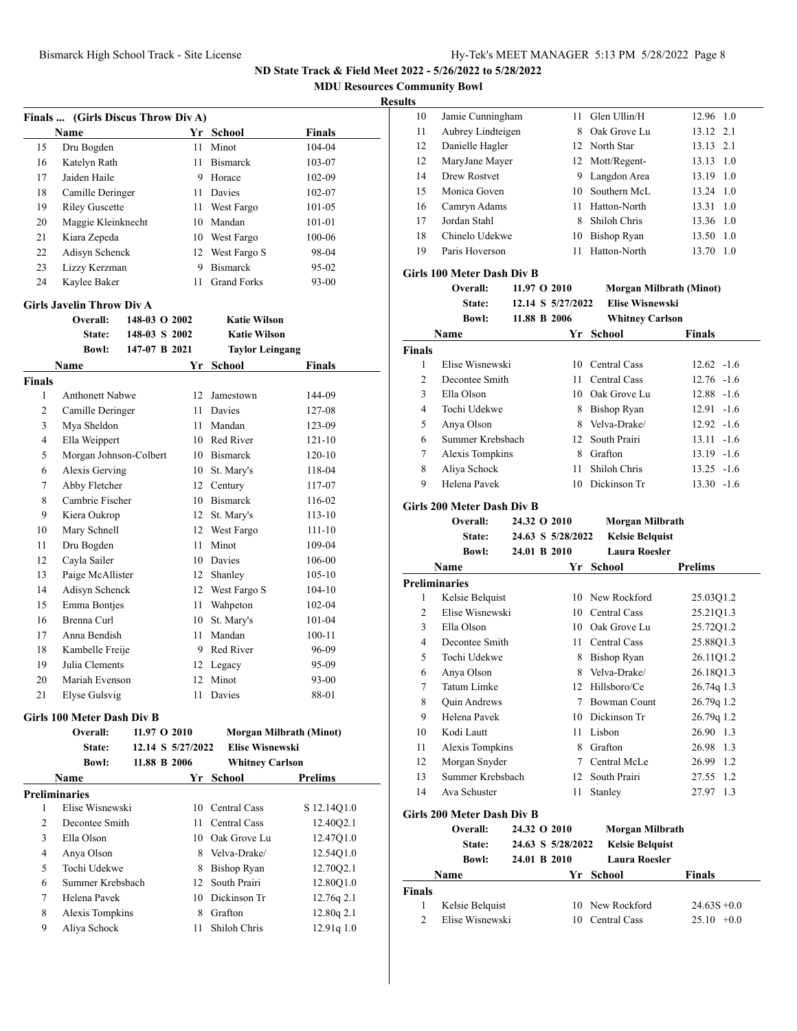## ND State Track & Field Meet 2022 - 5/26/2022 to 5/28/2022

**MDU Resources Community Bowl**

**Results**

### Finals ... (Girls Discus Throw Div A)

| | Name | Yr | School | Finals |
|---|---|---|---|---|
| 15 | Dru Bogden | 11 | Minot | 104-04 |
| 16 | Katelyn Rath | 11 | Bismarck | 103-07 |
| 17 | Jaiden Haile | 9 | Horace | 102-09 |
| 18 | Camille Deringer | 11 | Davies | 102-07 |
| 19 | Riley Guscette | 11 | West Fargo | 101-05 |
| 20 | Maggie Kleinknecht | 10 | Mandan | 101-01 |
| 21 | Kiara Zepeda | 10 | West Fargo | 100-06 |
| 22 | Adisyn Schenck | 12 | West Fargo S | 98-04 |
| 23 | Lizzy Kerzman | 9 | Bismarck | 95-02 |
| 24 | Kaylee Baker | 11 | Grand Forks | 93-00 |

### Girls Javelin Throw Div A

| | | | |
|---|---|---|---|
| Overall: | 148-03 | O 2002 | Katie Wilson |
| State: | 148-03 | S 2002 | Katie Wilson |
| Bowl: | 147-07 | B 2021 | Taylor Leingang |

| | Name | Yr | School | Finals |
|---|---|---|---|---|
| **Finals** | | | | |
| 1 | Anthonett Nabwe | 12 | Jamestown | 144-09 |
| 2 | Camille Deringer | 11 | Davies | 127-08 |
| 3 | Mya Sheldon | 11 | Mandan | 123-09 |
| 4 | Ella Weippert | 10 | Red River | 121-10 |
| 5 | Morgan Johnson-Colbert | 10 | Bismarck | 120-10 |
| 6 | Alexis Gerving | 10 | St. Mary's | 118-04 |
| 7 | Abby Fletcher | 12 | Century | 117-07 |
| 8 | Cambrie Fischer | 10 | Bismarck | 116-02 |
| 9 | Kiera Oukrop | 12 | St. Mary's | 113-10 |
| 10 | Mary Schnell | 12 | West Fargo | 111-10 |
| 11 | Dru Bogden | 11 | Minot | 109-04 |
| 12 | Cayla Sailer | 10 | Davies | 106-00 |
| 13 | Paige McAllister | 12 | Shanley | 105-10 |
| 14 | Adisyn Schenck | 12 | West Fargo S | 104-10 |
| 15 | Emma Bontjes | 11 | Wahpeton | 102-04 |
| 16 | Brenna Curl | 10 | St. Mary's | 101-04 |
| 17 | Anna Bendish | 11 | Mandan | 100-11 |
| 18 | Kambelle Freije | 9 | Red River | 96-09 |
| 19 | Julia Clements | 12 | Legacy | 95-09 |
| 20 | Mariah Evenson | 12 | Minot | 93-00 |
| 21 | Elyse Gulsvig | 11 | Davies | 88-01 |

### Girls 100 Meter Dash Div B

| | | | |
|---|---|---|---|
| Overall: | 11.97 | O 2010 | Morgan Milbrath (Minot) |
| State: | 12.14 | S 5/27/2022 | Elise Wisnewski |
| Bowl: | 11.88 | B 2006 | Whitney Carlson |

| | Name | Yr | School | Prelims |
|---|---|---|---|---|
| **Preliminaries** | | | | |
| 1 | Elise Wisnewski | 10 | Central Cass | S 12.14Q1.0 |
| 2 | Decontee Smith | 11 | Central Cass | 12.40Q2.1 |
| 3 | Ella Olson | 10 | Oak Grove Lu | 12.47Q1.0 |
| 4 | Anya Olson | 8 | Velva-Drake/ | 12.54Q1.0 |
| 5 | Tochi Udekwe | 8 | Bishop Ryan | 12.70Q2.1 |
| 6 | Summer Krebsbach | 12 | South Prairi | 12.80Q1.0 |
| 7 | Helena Pavek | 10 | Dickinson Tr | 12.76q 2.1 |
| 8 | Alexis Tompkins | 8 | Grafton | 12.80q 2.1 |
| 9 | Aliya Schock | 11 | Shiloh Chris | 12.91q 1.0 |
| 10 | Jamie Cunningham | 11 | Glen Ullin/H | 12.96 1.0 |
| 11 | Aubrey Lindteigen | 8 | Oak Grove Lu | 13.12 2.1 |
| 12 | Danielle Hagler | 12 | North Star | 13.13 2.1 |
| 12 | MaryJane Mayer | 12 | Mott/Regent- | 13.13 1.0 |
| 14 | Drew Rostvet | 9 | Langdon Area | 13.19 1.0 |
| 15 | Monica Goven | 10 | Southern McL | 13.24 1.0 |
| 16 | Camryn Adams | 11 | Hatton-North | 13.31 1.0 |
| 17 | Jordan Stahl | 8 | Shiloh Chris | 13.36 1.0 |
| 18 | Chinelo Udekwe | 10 | Bishop Ryan | 13.50 1.0 |
| 19 | Paris Hoverson | 11 | Hatton-North | 13.70 1.0 |

### Girls 100 Meter Dash Div B

| | | | |
|---|---|---|---|
| Overall: | 11.97 | O 2010 | Morgan Milbrath (Minot) |
| State: | 12.14 | S 5/27/2022 | Elise Wisnewski |
| Bowl: | 11.88 | B 2006 | Whitney Carlson |

| | Name | Yr | School | Finals |
|---|---|---|---|---|
| **Finals** | | | | |
| 1 | Elise Wisnewski | 10 | Central Cass | 12.62 -1.6 |
| 2 | Decontee Smith | 11 | Central Cass | 12.76 -1.6 |
| 3 | Ella Olson | 10 | Oak Grove Lu | 12.88 -1.6 |
| 4 | Tochi Udekwe | 8 | Bishop Ryan | 12.91 -1.6 |
| 5 | Anya Olson | 8 | Velva-Drake/ | 12.92 -1.6 |
| 6 | Summer Krebsbach | 12 | South Prairi | 13.11 -1.6 |
| 7 | Alexis Tompkins | 8 | Grafton | 13.19 -1.6 |
| 8 | Aliya Schock | 11 | Shiloh Chris | 13.25 -1.6 |
| 9 | Helena Pavek | 10 | Dickinson Tr | 13.30 -1.6 |

### Girls 200 Meter Dash Div B

| | | | |
|---|---|---|---|
| Overall: | 24.32 | O 2010 | Morgan Milbrath |
| State: | 24.63 | S 5/28/2022 | Kelsie Belquist |
| Bowl: | 24.01 | B 2010 | Laura Roesler |

| | Name | Yr | School | Prelims |
|---|---|---|---|---|
| **Preliminaries** | | | | |
| 1 | Kelsie Belquist | 10 | New Rockford | 25.03Q1.2 |
| 2 | Elise Wisnewski | 10 | Central Cass | 25.21Q1.3 |
| 3 | Ella Olson | 10 | Oak Grove Lu | 25.72Q1.2 |
| 4 | Decontee Smith | 11 | Central Cass | 25.88Q1.3 |
| 5 | Tochi Udekwe | 8 | Bishop Ryan | 26.11Q1.2 |
| 6 | Anya Olson | 8 | Velva-Drake/ | 26.18Q1.3 |
| 7 | Tatum Limke | 12 | Hillsboro/Ce | 26.74q 1.3 |
| 8 | Quin Andrews | 7 | Bowman Count | 26.79q 1.2 |
| 9 | Helena Pavek | 10 | Dickinson Tr | 26.79q 1.2 |
| 10 | Kodi Lautt | 11 | Lisbon | 26.90 1.3 |
| 11 | Alexis Tompkins | 8 | Grafton | 26.98 1.3 |
| 12 | Morgan Snyder | 7 | Central McLe | 26.99 1.2 |
| 13 | Summer Krebsbach | 12 | South Prairi | 27.55 1.2 |
| 14 | Ava Schuster | 11 | Stanley | 27.97 1.3 |

### Girls 200 Meter Dash Div B

| | | | |
|---|---|---|---|
| Overall: | 24.32 | O 2010 | Morgan Milbrath |
| State: | 24.63 | S 5/28/2022 | Kelsie Belquist |
| Bowl: | 24.01 | B 2010 | Laura Roesler |

| | Name | Yr | School | Finals |
|---|---|---|---|---|
| **Finals** | | | | |
| 1 | Kelsie Belquist | 10 | New Rockford | 24.63S +0.0 |
| 2 | Elise Wisnewski | 10 | Central Cass | 25.10 +0.0 |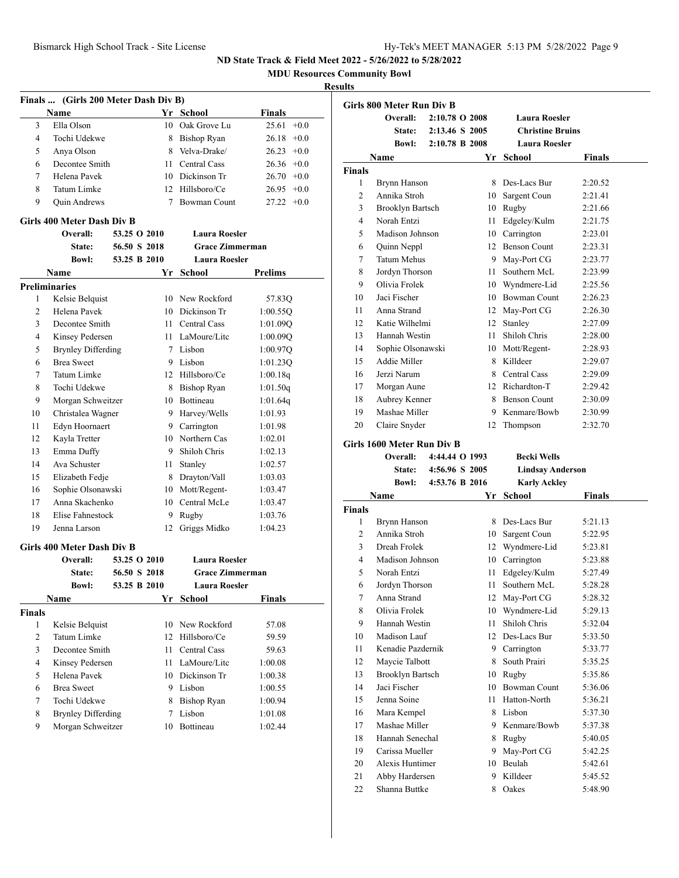ND State Track & Field Meet 2022 - 5/26/2022 to 5/28/2022

MDU Resources Community Bowl

**Results**

### Finals ... (Girls 200 Meter Dash Div B)

| | Name | Yr | School | Finals | |
|---|---|---|---|---|---|
| 3 | Ella Olson | 10 | Oak Grove Lu | 25.61 | +0.0 |
| 4 | Tochi Udekwe | 8 | Bishop Ryan | 26.18 | +0.0 |
| 5 | Anya Olson | 8 | Velva-Drake/ | 26.23 | +0.0 |
| 6 | Decontee Smith | 11 | Central Cass | 26.36 | +0.0 |
| 7 | Helena Pavek | 10 | Dickinson Tr | 26.70 | +0.0 |
| 8 | Tatum Limke | 12 | Hillsboro/Ce | 26.95 | +0.0 |
| 9 | Quin Andrews | 7 | Bowman Count | 27.22 | +0.0 |

### Girls 400 Meter Dash Div B

| | | | |
|---|---|---|---|
| Overall: | 53.25 O 2010 | | Laura Roesler |
| State: | 56.50 S 2018 | | Grace Zimmerman |
| Bowl: | 53.25 B 2010 | | Laura Roesler |

**Preliminaries**

| | Name | Yr | School | Prelims |
|---|---|---|---|---|
| 1 | Kelsie Belquist | 10 | New Rockford | 57.83Q |
| 2 | Helena Pavek | 10 | Dickinson Tr | 1:00.55Q |
| 3 | Decontee Smith | 11 | Central Cass | 1:01.09Q |
| 4 | Kinsey Pedersen | 11 | LaMoure/Litc | 1:00.09Q |
| 5 | Brynley Differding | 7 | Lisbon | 1:00.97Q |
| 6 | Brea Sweet | 9 | Lisbon | 1:01.23Q |
| 7 | Tatum Limke | 12 | Hillsboro/Ce | 1:00.18q |
| 8 | Tochi Udekwe | 8 | Bishop Ryan | 1:01.50q |
| 9 | Morgan Schweitzer | 10 | Bottineau | 1:01.64q |
| 10 | Christalea Wagner | 9 | Harvey/Wells | 1:01.93 |
| 11 | Edyn Hoornaert | 9 | Carrington | 1:01.98 |
| 12 | Kayla Tretter | 10 | Northern Cas | 1:02.01 |
| 13 | Emma Duffy | 9 | Shiloh Chris | 1:02.13 |
| 14 | Ava Schuster | 11 | Stanley | 1:02.57 |
| 15 | Elizabeth Fedje | 8 | Drayton/Vall | 1:03.03 |
| 16 | Sophie Olsonawski | 10 | Mott/Regent- | 1:03.47 |
| 17 | Anna Skachenko | 10 | Central McLe | 1:03.47 |
| 18 | Elise Fahnestock | 9 | Rugby | 1:03.76 |
| 19 | Jenna Larson | 12 | Griggs Midko | 1:04.23 |

### Girls 400 Meter Dash Div B

| | | | |
|---|---|---|---|
| Overall: | 53.25 O 2010 | | Laura Roesler |
| State: | 56.50 S 2018 | | Grace Zimmerman |
| Bowl: | 53.25 B 2010 | | Laura Roesler |

**Finals**

| | Name | Yr | School | Finals |
|---|---|---|---|---|
| 1 | Kelsie Belquist | 10 | New Rockford | 57.08 |
| 2 | Tatum Limke | 12 | Hillsboro/Ce | 59.59 |
| 3 | Decontee Smith | 11 | Central Cass | 59.63 |
| 4 | Kinsey Pedersen | 11 | LaMoure/Litc | 1:00.08 |
| 5 | Helena Pavek | 10 | Dickinson Tr | 1:00.38 |
| 6 | Brea Sweet | 9 | Lisbon | 1:00.55 |
| 7 | Tochi Udekwe | 8 | Bishop Ryan | 1:00.94 |
| 8 | Brynley Differding | 7 | Lisbon | 1:01.08 |
| 9 | Morgan Schweitzer | 10 | Bottineau | 1:02.44 |

### Girls 800 Meter Run Div B

| | | | |
|---|---|---|---|
| Overall: | 2:10.78 O 2008 | | Laura Roesler |
| State: | 2:13.46 S 2005 | | Christine Bruins |
| Bowl: | 2:10.78 B 2008 | | Laura Roesler |

**Finals**

| | Name | Yr | School | Finals |
|---|---|---|---|---|
| 1 | Brynn Hanson | 8 | Des-Lacs Bur | 2:20.52 |
| 2 | Annika Stroh | 10 | Sargent Coun | 2:21.41 |
| 3 | Brooklyn Bartsch | 10 | Rugby | 2:21.66 |
| 4 | Norah Entzi | 11 | Edgeley/Kulm | 2:21.75 |
| 5 | Madison Johnson | 10 | Carrington | 2:23.01 |
| 6 | Quinn Neppl | 12 | Benson Count | 2:23.31 |
| 7 | Tatum Mehus | 9 | May-Port CG | 2:23.77 |
| 8 | Jordyn Thorson | 11 | Southern McL | 2:23.99 |
| 9 | Olivia Frolek | 10 | Wyndmere-Lid | 2:25.56 |
| 10 | Jaci Fischer | 10 | Bowman Count | 2:26.23 |
| 11 | Anna Strand | 12 | May-Port CG | 2:26.30 |
| 12 | Katie Wilhelmi | 12 | Stanley | 2:27.09 |
| 13 | Hannah Westin | 11 | Shiloh Chris | 2:28.00 |
| 14 | Sophie Olsonawski | 10 | Mott/Regent- | 2:28.93 |
| 15 | Addie Miller | 8 | Killdeer | 2:29.07 |
| 16 | Jerzi Narum | 8 | Central Cass | 2:29.09 |
| 17 | Morgan Aune | 12 | Richardton-T | 2:29.42 |
| 18 | Aubrey Kenner | 8 | Benson Count | 2:30.09 |
| 19 | Mashae Miller | 9 | Kenmare/Bowb | 2:30.99 |
| 20 | Claire Snyder | 12 | Thompson | 2:32.70 |

### Girls 1600 Meter Run Div B

| | | | |
|---|---|---|---|
| Overall: | 4:44.43 O 1993 | | Becki Wells |
| State: | 4:56.96 S 2005 | | Lindsay Anderson |
| Bowl: | 4:53.76 B 2016 | | Karly Ackley |

**Finals**

| | Name | Yr | School | Finals |
|---|---|---|---|---|
| 1 | Brynn Hanson | 8 | Des-Lacs Bur | 5:21.13 |
| 2 | Annika Stroh | 10 | Sargent Coun | 5:22.95 |
| 3 | Dreah Frolek | 12 | Wyndmere-Lid | 5:23.81 |
| 4 | Madison Johnson | 10 | Carrington | 5:23.88 |
| 5 | Norah Entzi | 11 | Edgeley/Kulm | 5:27.49 |
| 6 | Jordyn Thorson | 11 | Southern McL | 5:28.28 |
| 7 | Anna Strand | 12 | May-Port CG | 5:28.32 |
| 8 | Olivia Frolek | 10 | Wyndmere-Lid | 5:29.13 |
| 9 | Hannah Westin | 11 | Shiloh Chris | 5:32.04 |
| 10 | Madison Lauf | 12 | Des-Lacs Bur | 5:33.50 |
| 11 | Kenadie Pazdernik | 9 | Carrington | 5:33.77 |
| 12 | Maycie Talbott | 8 | South Prairi | 5:35.25 |
| 13 | Brooklyn Bartsch | 10 | Rugby | 5:35.86 |
| 14 | Jaci Fischer | 10 | Bowman Count | 5:36.06 |
| 15 | Jenna Soine | 11 | Hatton-North | 5:36.21 |
| 16 | Mara Kempel | 8 | Lisbon | 5:37.30 |
| 17 | Mashae Miller | 9 | Kenmare/Bowb | 5:37.38 |
| 18 | Hannah Senechal | 8 | Rugby | 5:40.05 |
| 19 | Carissa Mueller | 9 | May-Port CG | 5:42.25 |
| 20 | Alexis Huntimer | 10 | Beulah | 5:42.61 |
| 21 | Abby Hardersen | 9 | Killdeer | 5:45.52 |
| 22 | Shanna Buttke | 8 | Oakes | 5:48.90 |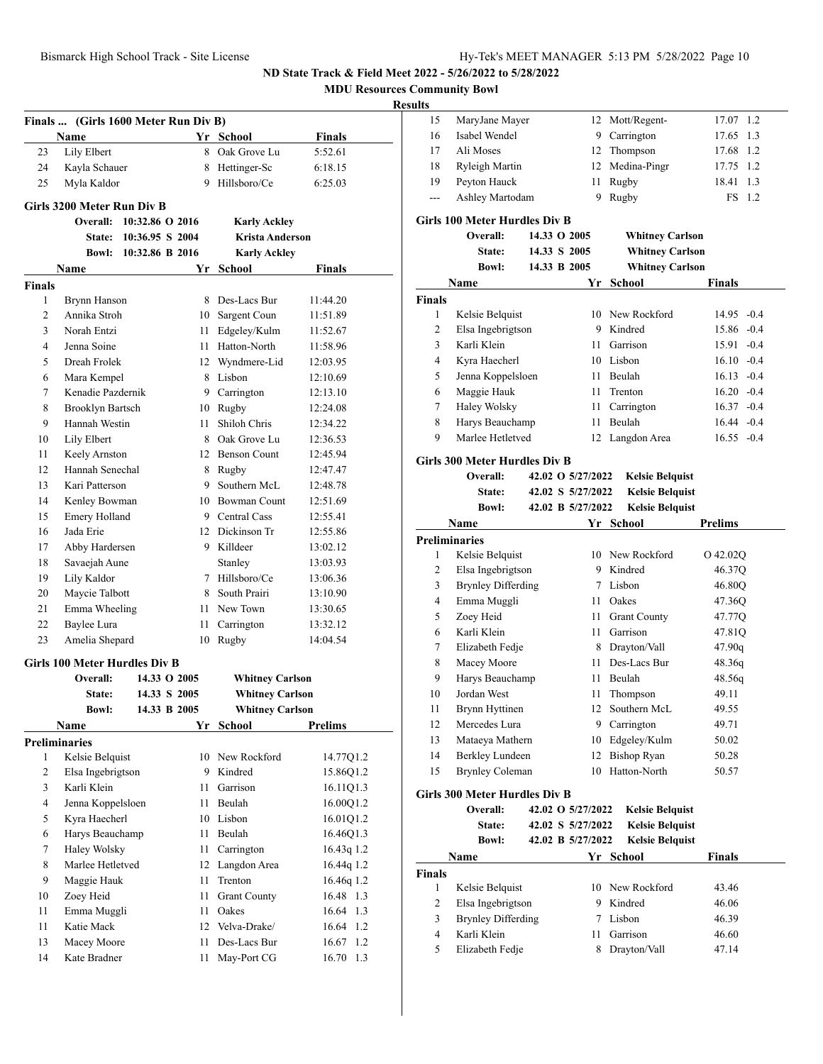## ND State Track & Field Meet 2022 - 5/26/2022 to 5/28/2022

**MDU Resources Community Bowl**

**Results**

### Finals ... (Girls 1600 Meter Run Div B)

| | Name | Yr | School | Finals |
|---|---|---|---|---|
| 23 | Lily Elbert | 8 | Oak Grove Lu | 5:52.61 |
| 24 | Kayla Schauer | 8 | Hettinger-Sc | 6:18.15 |
| 25 | Myla Kaldor | 9 | Hillsboro/Ce | 6:25.03 |

### Girls 3200 Meter Run Div B

**Overall:** 10:32.86 O 2016 **Karly Ackley**
**State:** 10:36.95 S 2004 **Krista Anderson**
**Bowl:** 10:32.86 B 2016 **Karly Ackley**

**Finals**

| | Name | Yr | School | Finals |
|---|---|---|---|---|
| 1 | Brynn Hanson | 8 | Des-Lacs Bur | 11:44.20 |
| 2 | Annika Stroh | 10 | Sargent Coun | 11:51.89 |
| 3 | Norah Entzi | 11 | Edgeley/Kulm | 11:52.67 |
| 4 | Jenna Soine | 11 | Hatton-North | 11:58.96 |
| 5 | Dreah Frolek | 12 | Wyndmere-Lid | 12:03.95 |
| 6 | Mara Kempel | 8 | Lisbon | 12:10.69 |
| 7 | Kenadie Pazdernik | 9 | Carrington | 12:13.10 |
| 8 | Brooklyn Bartsch | 10 | Rugby | 12:24.08 |
| 9 | Hannah Westin | 11 | Shiloh Chris | 12:34.22 |
| 10 | Lily Elbert | 8 | Oak Grove Lu | 12:36.53 |
| 11 | Keely Arnston | 12 | Benson Count | 12:45.94 |
| 12 | Hannah Senechal | 8 | Rugby | 12:47.47 |
| 13 | Kari Patterson | 9 | Southern McL | 12:48.78 |
| 14 | Kenley Bowman | 10 | Bowman Count | 12:51.69 |
| 15 | Emery Holland | 9 | Central Cass | 12:55.41 |
| 16 | Jada Erie | 12 | Dickinson Tr | 12:55.86 |
| 17 | Abby Hardersen | 9 | Killdeer | 13:02.12 |
| 18 | Savaejah Aune | | Stanley | 13:03.93 |
| 19 | Lily Kaldor | 7 | Hillsboro/Ce | 13:06.36 |
| 20 | Maycie Talbott | 8 | South Prairi | 13:10.90 |
| 21 | Emma Wheeling | 11 | New Town | 13:30.65 |
| 22 | Baylee Lura | 11 | Carrington | 13:32.12 |
| 23 | Amelia Shepard | 10 | Rugby | 14:04.54 |

### Girls 100 Meter Hurdles Div B

**Overall:** 14.33 O 2005 **Whitney Carlson**
**State:** 14.33 S 2005 **Whitney Carlson**
**Bowl:** 14.33 B 2005 **Whitney Carlson**

**Preliminaries**

| | Name | Yr | School | Prelims | Wind |
|---|---|---|---|---|---|
| 1 | Kelsie Belquist | 10 | New Rockford | 14.77Q | 1.2 |
| 2 | Elsa Ingebrigtson | 9 | Kindred | 15.86Q | 1.2 |
| 3 | Karli Klein | 11 | Garrison | 16.11Q | 1.3 |
| 4 | Jenna Koppelsloen | 11 | Beulah | 16.00Q | 1.2 |
| 5 | Kyra Haecherl | 10 | Lisbon | 16.01Q | 1.2 |
| 6 | Harys Beauchamp | 11 | Beulah | 16.46Q | 1.3 |
| 7 | Haley Wolsky | 11 | Carrington | 16.43q | 1.2 |
| 8 | Marlee Hetletved | 12 | Langdon Area | 16.44q | 1.2 |
| 9 | Maggie Hauk | 11 | Trenton | 16.46q | 1.2 |
| 10 | Zoey Heid | 11 | Grant County | 16.48 | 1.3 |
| 11 | Emma Muggli | 11 | Oakes | 16.64 | 1.3 |
| 11 | Katie Mack | 12 | Velva-Drake/ | 16.64 | 1.2 |
| 13 | Macey Moore | 11 | Des-Lacs Bur | 16.67 | 1.2 |
| 14 | Kate Bradner | 11 | May-Port CG | 16.70 | 1.3 |
| 15 | MaryJane Mayer | 12 | Mott/Regent- | 17.07 | 1.2 |
| 16 | Isabel Wendel | 9 | Carrington | 17.65 | 1.3 |
| 17 | Ali Moses | 12 | Thompson | 17.68 | 1.2 |
| 18 | Ryleigh Martin | 12 | Medina-Pingr | 17.75 | 1.2 |
| 19 | Peyton Hauck | 11 | Rugby | 18.41 | 1.3 |
| --- | Ashley Martodam | 9 | Rugby | FS | 1.2 |

### Girls 100 Meter Hurdles Div B

**Overall:** 14.33 O 2005 **Whitney Carlson**
**State:** 14.33 S 2005 **Whitney Carlson**
**Bowl:** 14.33 B 2005 **Whitney Carlson**

**Finals**

| | Name | Yr | School | Finals | Wind |
|---|---|---|---|---|---|
| 1 | Kelsie Belquist | 10 | New Rockford | 14.95 | -0.4 |
| 2 | Elsa Ingebrigtson | 9 | Kindred | 15.86 | -0.4 |
| 3 | Karli Klein | 11 | Garrison | 15.91 | -0.4 |
| 4 | Kyra Haecherl | 10 | Lisbon | 16.10 | -0.4 |
| 5 | Jenna Koppelsloen | 11 | Beulah | 16.13 | -0.4 |
| 6 | Maggie Hauk | 11 | Trenton | 16.20 | -0.4 |
| 7 | Haley Wolsky | 11 | Carrington | 16.37 | -0.4 |
| 8 | Harys Beauchamp | 11 | Beulah | 16.44 | -0.4 |
| 9 | Marlee Hetletved | 12 | Langdon Area | 16.55 | -0.4 |

### Girls 300 Meter Hurdles Div B

**Overall:** 42.02 O 5/27/2022 **Kelsie Belquist**
**State:** 42.02 S 5/27/2022 **Kelsie Belquist**
**Bowl:** 42.02 B 5/27/2022 **Kelsie Belquist**

**Preliminaries**

| | Name | Yr | School | Prelims |
|---|---|---|---|---|
| 1 | Kelsie Belquist | 10 | New Rockford | O 42.02Q |
| 2 | Elsa Ingebrigtson | 9 | Kindred | 46.37Q |
| 3 | Brynley Differding | 7 | Lisbon | 46.80Q |
| 4 | Emma Muggli | 11 | Oakes | 47.36Q |
| 5 | Zoey Heid | 11 | Grant County | 47.77Q |
| 6 | Karli Klein | 11 | Garrison | 47.81Q |
| 7 | Elizabeth Fedje | 8 | Drayton/Vall | 47.90q |
| 8 | Macey Moore | 11 | Des-Lacs Bur | 48.36q |
| 9 | Harys Beauchamp | 11 | Beulah | 48.56q |
| 10 | Jordan West | 11 | Thompson | 49.11 |
| 11 | Brynn Hyttinen | 12 | Southern McL | 49.55 |
| 12 | Mercedes Lura | 9 | Carrington | 49.71 |
| 13 | Mataeya Mathern | 10 | Edgeley/Kulm | 50.02 |
| 14 | Berkley Lundeen | 12 | Bishop Ryan | 50.28 |
| 15 | Brynley Coleman | 10 | Hatton-North | 50.57 |

### Girls 300 Meter Hurdles Div B

**Overall:** 42.02 O 5/27/2022 **Kelsie Belquist**
**State:** 42.02 S 5/27/2022 **Kelsie Belquist**
**Bowl:** 42.02 B 5/27/2022 **Kelsie Belquist**

**Finals**

| | Name | Yr | School | Finals |
|---|---|---|---|---|
| 1 | Kelsie Belquist | 10 | New Rockford | 43.46 |
| 2 | Elsa Ingebrigtson | 9 | Kindred | 46.06 |
| 3 | Brynley Differding | 7 | Lisbon | 46.39 |
| 4 | Karli Klein | 11 | Garrison | 46.60 |
| 5 | Elizabeth Fedje | 8 | Drayton/Vall | 47.14 |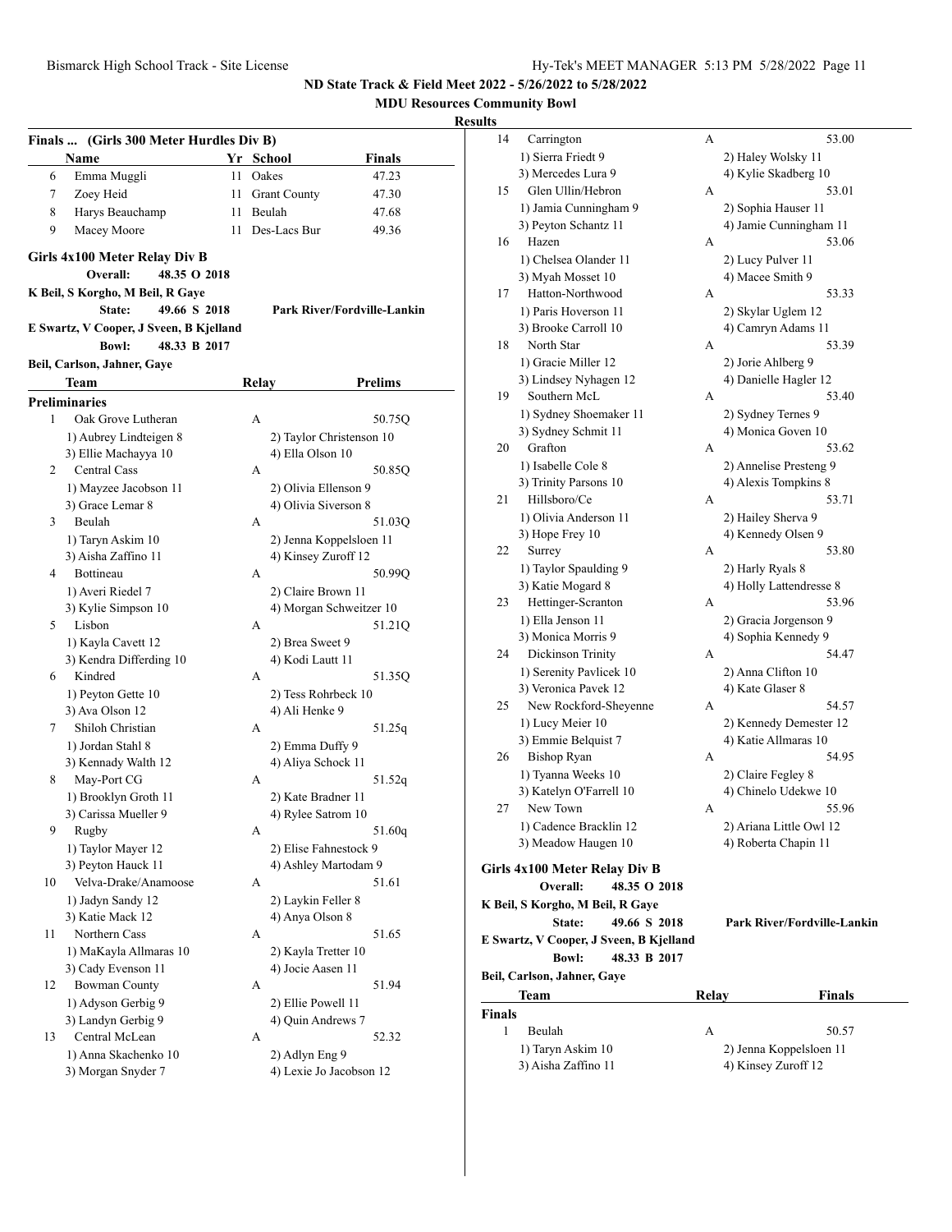ND State Track & Field Meet 2022 - 5/26/2022 to 5/28/2022

MDU Resources Community Bowl

**Results**

### Finals ... (Girls 300 Meter Hurdles Div B)

| | Name | Yr | School | Finals |
|---|---|---|---|---|
| 6 | Emma Muggli | 11 | Oakes | 47.23 |
| 7 | Zoey Heid | 11 | Grant County | 47.30 |
| 8 | Harys Beauchamp | 11 | Beulah | 47.68 |
| 9 | Macey Moore | 11 | Des-Lacs Bur | 49.36 |

### Girls 4x100 Meter Relay Div B

**Overall:** 48.35 O 2018
**K Beil, S Korgho, M Beil, R Gaye**
**State:** 49.66 S 2018 **Park River/Fordville-Lankin**
**E Swartz, V Cooper, J Sveen, B Kjelland**
**Bowl:** 48.33 B 2017
**Beil, Carlson, Jahner, Gaye**

**Preliminaries**

| | Team | Relay | Prelims |
|---|---|---|---|
| 1 | Oak Grove Lutheran | A | 50.75Q |
| | 1) Aubrey Lindteigen 8 | 2) Taylor Christenson 10 | |
| | 3) Ellie Machayya 10 | 4) Ella Olson 10 | |
| 2 | Central Cass | A | 50.85Q |
| | 1) Mayzee Jacobson 11 | 2) Olivia Ellenson 9 | |
| | 3) Grace Lemar 8 | 4) Olivia Siverson 8 | |
| 3 | Beulah | A | 51.03Q |
| | 1) Taryn Askim 10 | 2) Jenna Koppelsloen 11 | |
| | 3) Aisha Zaffino 11 | 4) Kinsey Zuroff 12 | |
| 4 | Bottineau | A | 50.99Q |
| | 1) Averi Riedel 7 | 2) Claire Brown 11 | |
| | 3) Kylie Simpson 10 | 4) Morgan Schweitzer 10 | |
| 5 | Lisbon | A | 51.21Q |
| | 1) Kayla Cavett 12 | 2) Brea Sweet 9 | |
| | 3) Kendra Differding 10 | 4) Kodi Lautt 11 | |
| 6 | Kindred | A | 51.35Q |
| | 1) Peyton Gette 10 | 2) Tess Rohrbeck 10 | |
| | 3) Ava Olson 12 | 4) Ali Henke 9 | |
| 7 | Shiloh Christian | A | 51.25q |
| | 1) Jordan Stahl 8 | 2) Emma Duffy 9 | |
| | 3) Kennady Walth 12 | 4) Aliya Schock 11 | |
| 8 | May-Port CG | A | 51.52q |
| | 1) Brooklyn Groth 11 | 2) Kate Bradner 11 | |
| | 3) Carissa Mueller 9 | 4) Rylee Satrom 10 | |
| 9 | Rugby | A | 51.60q |
| | 1) Taylor Mayer 12 | 2) Elise Fahnestock 9 | |
| | 3) Peyton Hauck 11 | 4) Ashley Martodam 9 | |
| 10 | Velva-Drake/Anamoose | A | 51.61 |
| | 1) Jadyn Sandy 12 | 2) Laykin Feller 8 | |
| | 3) Katie Mack 12 | 4) Anya Olson 8 | |
| 11 | Northern Cass | A | 51.65 |
| | 1) MaKayla Allmaras 10 | 2) Kayla Tretter 10 | |
| | 3) Cady Evenson 11 | 4) Jocie Aasen 11 | |
| 12 | Bowman County | A | 51.94 |
| | 1) Adyson Gerbig 9 | 2) Ellie Powell 11 | |
| | 3) Landyn Gerbig 9 | 4) Quin Andrews 7 | |
| 13 | Central McLean | A | 52.32 |
| | 1) Anna Skachenko 10 | 2) Adlyn Eng 9 | |
| | 3) Morgan Snyder 7 | 4) Lexie Jo Jacobson 12 | |
| 14 | Carrington | A | 53.00 |
| | 1) Sierra Friedt 9 | 2) Haley Wolsky 11 | |
| | 3) Mercedes Lura 9 | 4) Kylie Skadberg 10 | |
| 15 | Glen Ullin/Hebron | A | 53.01 |
| | 1) Jamia Cunningham 9 | 2) Sophia Hauser 11 | |
| | 3) Peyton Schantz 11 | 4) Jamie Cunningham 11 | |
| 16 | Hazen | A | 53.06 |
| | 1) Chelsea Olander 11 | 2) Lucy Pulver 11 | |
| | 3) Myah Mosset 10 | 4) Macee Smith 9 | |
| 17 | Hatton-Northwood | A | 53.33 |
| | 1) Paris Hoverson 11 | 2) Skylar Uglem 12 | |
| | 3) Brooke Carroll 10 | 4) Camryn Adams 11 | |
| 18 | North Star | A | 53.39 |
| | 1) Gracie Miller 12 | 2) Jorie Ahlberg 9 | |
| | 3) Lindsey Nyhagen 12 | 4) Danielle Hagler 12 | |
| 19 | Southern McL | A | 53.40 |
| | 1) Sydney Shoemaker 11 | 2) Sydney Ternes 9 | |
| | 3) Sydney Schmit 11 | 4) Monica Goven 10 | |
| 20 | Grafton | A | 53.62 |
| | 1) Isabelle Cole 8 | 2) Annelise Presteng 9 | |
| | 3) Trinity Parsons 10 | 4) Alexis Tompkins 8 | |
| 21 | Hillsboro/Ce | A | 53.71 |
| | 1) Olivia Anderson 11 | 2) Hailey Sherva 9 | |
| | 3) Hope Frey 10 | 4) Kennedy Olsen 9 | |
| 22 | Surrey | A | 53.80 |
| | 1) Taylor Spaulding 9 | 2) Harly Ryals 8 | |
| | 3) Katie Mogard 8 | 4) Holly Lattendresse 8 | |
| 23 | Hettinger-Scranton | A | 53.96 |
| | 1) Ella Jenson 11 | 2) Gracia Jorgenson 9 | |
| | 3) Monica Morris 9 | 4) Sophia Kennedy 9 | |
| 24 | Dickinson Trinity | A | 54.47 |
| | 1) Serenity Pavlicek 10 | 2) Anna Clifton 10 | |
| | 3) Veronica Pavek 12 | 4) Kate Glaser 8 | |
| 25 | New Rockford-Sheyenne | A | 54.57 |
| | 1) Lucy Meier 10 | 2) Kennedy Demester 12 | |
| | 3) Emmie Belquist 7 | 4) Katie Allmaras 10 | |
| 26 | Bishop Ryan | A | 54.95 |
| | 1) Tyanna Weeks 10 | 2) Claire Fegley 8 | |
| | 3) Katelyn O'Farrell 10 | 4) Chinelo Udekwe 10 | |
| 27 | New Town | A | 55.96 |
| | 1) Cadence Bracklin 12 | 2) Ariana Little Owl 12 | |
| | 3) Meadow Haugen 10 | 4) Roberta Chapin 11 | |

### Girls 4x100 Meter Relay Div B

**Overall:** 48.35 O 2018
**K Beil, S Korgho, M Beil, R Gaye**
**State:** 49.66 S 2018 **Park River/Fordville-Lankin**
**E Swartz, V Cooper, J Sveen, B Kjelland**
**Bowl:** 48.33 B 2017
**Beil, Carlson, Jahner, Gaye**

**Finals**

| | Team | Relay | Finals |
|---|---|---|---|
| 1 | Beulah | A | 50.57 |
| | 1) Taryn Askim 10 | 2) Jenna Koppelsloen 11 | |
| | 3) Aisha Zaffino 11 | 4) Kinsey Zuroff 12 | |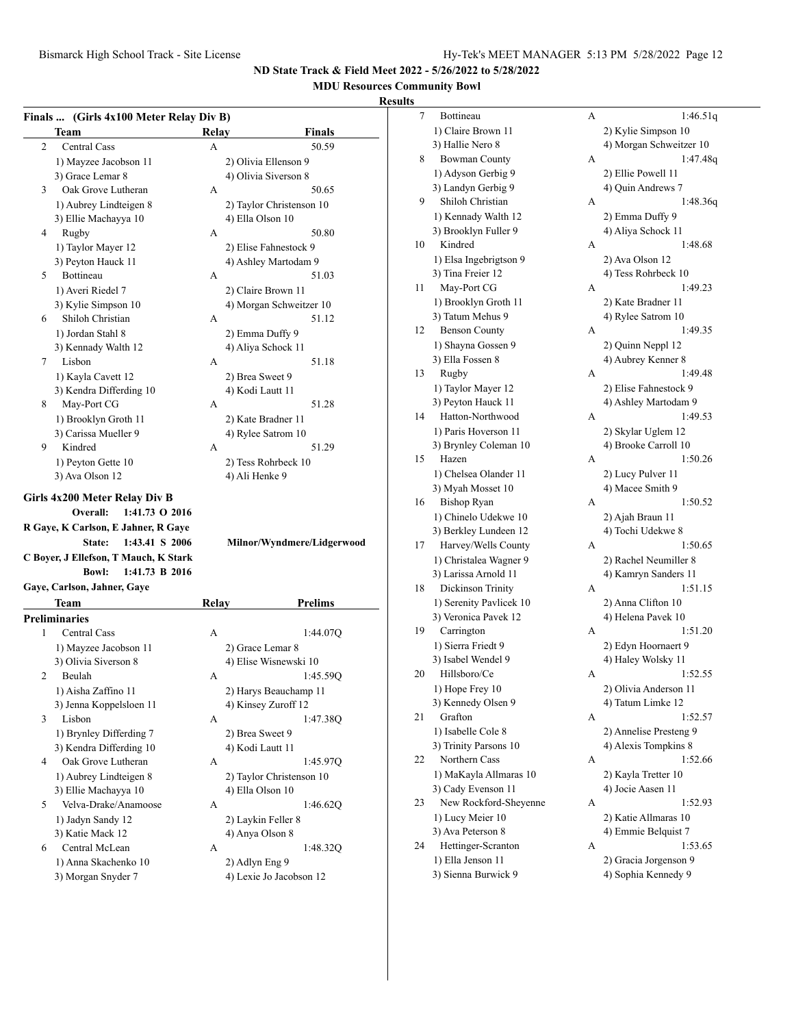## ND State Track & Field Meet 2022 - 5/26/2022 to 5/28/2022

### MDU Resources Community Bowl

### Results

**Finals ... (Girls 4x100 Meter Relay Div B)**

| | Team | Relay | Finals |
|---|---|---|---|
| 2 | Central Cass | A | 50.59 |
| | 1) Mayzee Jacobson 11 | 2) Olivia Ellenson 9 | |
| | 3) Grace Lemar 8 | 4) Olivia Siverson 8 | |
| 3 | Oak Grove Lutheran | A | 50.65 |
| | 1) Aubrey Lindteigen 8 | 2) Taylor Christenson 10 | |
| | 3) Ellie Machayya 10 | 4) Ella Olson 10 | |
| 4 | Rugby | A | 50.80 |
| | 1) Taylor Mayer 12 | 2) Elise Fahnestock 9 | |
| | 3) Peyton Hauck 11 | 4) Ashley Martodam 9 | |
| 5 | Bottineau | A | 51.03 |
| | 1) Averi Riedel 7 | 2) Claire Brown 11 | |
| | 3) Kylie Simpson 10 | 4) Morgan Schweitzer 10 | |
| 6 | Shiloh Christian | A | 51.12 |
| | 1) Jordan Stahl 8 | 2) Emma Duffy 9 | |
| | 3) Kennady Walth 12 | 4) Aliya Schock 11 | |
| 7 | Lisbon | A | 51.18 |
| | 1) Kayla Cavett 12 | 2) Brea Sweet 9 | |
| | 3) Kendra Differding 10 | 4) Kodi Lautt 11 | |
| 8 | May-Port CG | A | 51.28 |
| | 1) Brooklyn Groth 11 | 2) Kate Bradner 11 | |
| | 3) Carissa Mueller 9 | 4) Rylee Satrom 10 | |
| 9 | Kindred | A | 51.29 |
| | 1) Peyton Gette 10 | 2) Tess Rohrbeck 10 | |
| | 3) Ava Olson 12 | 4) Ali Henke 9 | |

**Girls 4x200 Meter Relay Div B**

Overall: 1:41.73 O 2016
R Gaye, K Carlson, E Jahner, R Gaye

State: 1:43.41 S 2006 Milnor/Wyndmere/Lidgerwood
C Boyer, J Ellefson, T Mauch, K Stark

Bowl: 1:41.73 B 2016
Gaye, Carlson, Jahner, Gaye

**Preliminaries**

| | Team | Relay | Prelims |
|---|---|---|---|
| 1 | Central Cass | A | 1:44.07Q |
| | 1) Mayzee Jacobson 11 | 2) Grace Lemar 8 | |
| | 3) Olivia Siverson 8 | 4) Elise Wisnewski 10 | |
| 2 | Beulah | A | 1:45.59Q |
| | 1) Aisha Zaffino 11 | 2) Harys Beauchamp 11 | |
| | 3) Jenna Koppelsloen 11 | 4) Kinsey Zuroff 12 | |
| 3 | Lisbon | A | 1:47.38Q |
| | 1) Brynley Differding 7 | 2) Brea Sweet 9 | |
| | 3) Kendra Differding 10 | 4) Kodi Lautt 11 | |
| 4 | Oak Grove Lutheran | A | 1:45.97Q |
| | 1) Aubrey Lindteigen 8 | 2) Taylor Christenson 10 | |
| | 3) Ellie Machayya 10 | 4) Ella Olson 10 | |
| 5 | Velva-Drake/Anamoose | A | 1:46.62Q |
| | 1) Jadyn Sandy 12 | 2) Laykin Feller 8 | |
| | 3) Katie Mack 12 | 4) Anya Olson 8 | |
| 6 | Central McLean | A | 1:48.32Q |
| | 1) Anna Skachenko 10 | 2) Adlyn Eng 9 | |
| | 3) Morgan Snyder 7 | 4) Lexie Jo Jacobson 12 | |
| 7 | Bottineau | A | 1:46.51q |
| | 1) Claire Brown 11 | 2) Kylie Simpson 10 | |
| | 3) Hallie Nero 8 | 4) Morgan Schweitzer 10 | |
| 8 | Bowman County | A | 1:47.48q |
| | 1) Adyson Gerbig 9 | 2) Ellie Powell 11 | |
| | 3) Landyn Gerbig 9 | 4) Quin Andrews 7 | |
| 9 | Shiloh Christian | A | 1:48.36q |
| | 1) Kennady Walth 12 | 2) Emma Duffy 9 | |
| | 3) Brooklyn Fuller 9 | 4) Aliya Schock 11 | |
| 10 | Kindred | A | 1:48.68 |
| | 1) Elsa Ingebrigtson 9 | 2) Ava Olson 12 | |
| | 3) Tina Freier 12 | 4) Tess Rohrbeck 10 | |
| 11 | May-Port CG | A | 1:49.23 |
| | 1) Brooklyn Groth 11 | 2) Kate Bradner 11 | |
| | 3) Tatum Mehus 9 | 4) Rylee Satrom 10 | |
| 12 | Benson County | A | 1:49.35 |
| | 1) Shayna Gossen 9 | 2) Quinn Neppl 12 | |
| | 3) Ella Fossen 8 | 4) Aubrey Kenner 8 | |
| 13 | Rugby | A | 1:49.48 |
| | 1) Taylor Mayer 12 | 2) Elise Fahnestock 9 | |
| | 3) Peyton Hauck 11 | 4) Ashley Martodam 9 | |
| 14 | Hatton-Northwood | A | 1:49.53 |
| | 1) Paris Hoverson 11 | 2) Skylar Uglem 12 | |
| | 3) Brynley Coleman 10 | 4) Brooke Carroll 10 | |
| 15 | Hazen | A | 1:50.26 |
| | 1) Chelsea Olander 11 | 2) Lucy Pulver 11 | |
| | 3) Myah Mosset 10 | 4) Macee Smith 9 | |
| 16 | Bishop Ryan | A | 1:50.52 |
| | 1) Chinelo Udekwe 10 | 2) Ajah Braun 11 | |
| | 3) Berkley Lundeen 12 | 4) Tochi Udekwe 8 | |
| 17 | Harvey/Wells County | A | 1:50.65 |
| | 1) Christalea Wagner 9 | 2) Rachel Neumiller 8 | |
| | 3) Larissa Arnold 11 | 4) Kamryn Sanders 11 | |
| 18 | Dickinson Trinity | A | 1:51.15 |
| | 1) Serenity Pavlicek 10 | 2) Anna Clifton 10 | |
| | 3) Veronica Pavek 12 | 4) Helena Pavek 10 | |
| 19 | Carrington | A | 1:51.20 |
| | 1) Sierra Friedt 9 | 2) Edyn Hoornaert 9 | |
| | 3) Isabel Wendel 9 | 4) Haley Wolsky 11 | |
| 20 | Hillsboro/Ce | A | 1:52.55 |
| | 1) Hope Frey 10 | 2) Olivia Anderson 11 | |
| | 3) Kennedy Olsen 9 | 4) Tatum Limke 12 | |
| 21 | Grafton | A | 1:52.57 |
| | 1) Isabelle Cole 8 | 2) Annelise Presteng 9 | |
| | 3) Trinity Parsons 10 | 4) Alexis Tompkins 8 | |
| 22 | Northern Cass | A | 1:52.66 |
| | 1) MaKayla Allmaras 10 | 2) Kayla Tretter 10 | |
| | 3) Cady Evenson 11 | 4) Jocie Aasen 11 | |
| 23 | New Rockford-Sheyenne | A | 1:52.93 |
| | 1) Lucy Meier 10 | 2) Katie Allmaras 10 | |
| | 3) Ava Peterson 8 | 4) Emmie Belquist 7 | |
| 24 | Hettinger-Scranton | A | 1:53.65 |
| | 1) Ella Jenson 11 | 2) Gracia Jorgenson 9 | |
| | 3) Sienna Burwick 9 | 4) Sophia Kennedy 9 | |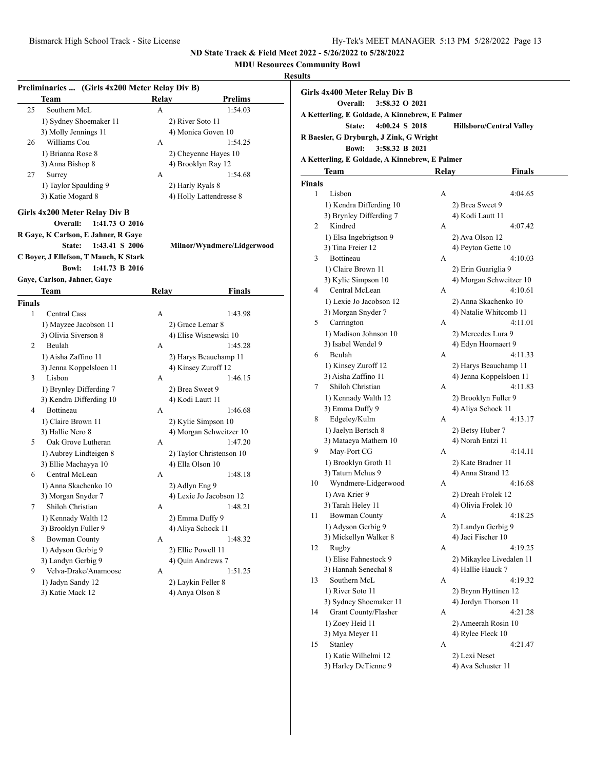## ND State Track & Field Meet 2022 - 5/26/2022 to 5/28/2022

**MDU Resources Community Bowl**

**Results**

### Preliminaries ... (Girls 4x200 Meter Relay Div B)

| | Team | Relay | Prelims |
|---|---|---|---|
| 25 | Southern McL | A | 1:54.03 |
| | 1) Sydney Shoemaker 11 | 2) River Soto 11 | |
| | 3) Molly Jennings 11 | 4) Monica Goven 10 | |
| 26 | Williams Cou | A | 1:54.25 |
| | 1) Brianna Rose 8 | 2) Cheyenne Hayes 10 | |
| | 3) Anna Bishop 8 | 4) Brooklyn Ray 12 | |
| 27 | Surrey | A | 1:54.68 |
| | 1) Taylor Spaulding 9 | 2) Harly Ryals 8 | |
| | 3) Katie Mogard 8 | 4) Holly Lattendresse 8 | |

### Girls 4x200 Meter Relay Div B

**Overall:** 1:41.73 O 2016
R Gaye, K Carlson, E Jahner, R Gaye

**State:** 1:43.41 S 2006 Milnor/Wyndmere/Lidgerwood
C Boyer, J Ellefson, T Mauch, K Stark

**Bowl:** 1:41.73 B 2016
Gaye, Carlson, Jahner, Gaye

| | Team | Relay | Finals |
|---|---|---|---|
| **Finals** | | | |
| 1 | Central Cass | A | 1:43.98 |
| | 1) Mayzee Jacobson 11 | 2) Grace Lemar 8 | |
| | 3) Olivia Siverson 8 | 4) Elise Wisnewski 10 | |
| 2 | Beulah | A | 1:45.28 |
| | 1) Aisha Zaffino 11 | 2) Harys Beauchamp 11 | |
| | 3) Jenna Koppelsloen 11 | 4) Kinsey Zuroff 12 | |
| 3 | Lisbon | A | 1:46.15 |
| | 1) Brynley Differding 7 | 2) Brea Sweet 9 | |
| | 3) Kendra Differding 10 | 4) Kodi Lautt 11 | |
| 4 | Bottineau | A | 1:46.68 |
| | 1) Claire Brown 11 | 2) Kylie Simpson 10 | |
| | 3) Hallie Nero 8 | 4) Morgan Schweitzer 10 | |
| 5 | Oak Grove Lutheran | A | 1:47.20 |
| | 1) Aubrey Lindteigen 8 | 2) Taylor Christenson 10 | |
| | 3) Ellie Machayya 10 | 4) Ella Olson 10 | |
| 6 | Central McLean | A | 1:48.18 |
| | 1) Anna Skachenko 10 | 2) Adlyn Eng 9 | |
| | 3) Morgan Snyder 7 | 4) Lexie Jo Jacobson 12 | |
| 7 | Shiloh Christian | A | 1:48.21 |
| | 1) Kennady Walth 12 | 2) Emma Duffy 9 | |
| | 3) Brooklyn Fuller 9 | 4) Aliya Schock 11 | |
| 8 | Bowman County | A | 1:48.32 |
| | 1) Adyson Gerbig 9 | 2) Ellie Powell 11 | |
| | 3) Landyn Gerbig 9 | 4) Quin Andrews 7 | |
| 9 | Velva-Drake/Anamoose | A | 1:51.25 |
| | 1) Jadyn Sandy 12 | 2) Laykin Feller 8 | |
| | 3) Katie Mack 12 | 4) Anya Olson 8 | |

### Girls 4x400 Meter Relay Div B

**Overall:** 3:58.32 O 2021
A Ketterling, E Goldade, A Kinnebrew, E Palmer

**State:** 4:00.24 S 2018 Hillsboro/Central Valley
R Baesler, G Dryburgh, J Zink, G Wright

**Bowl:** 3:58.32 B 2021
A Ketterling, E Goldade, A Kinnebrew, E Palmer

| | Team | Relay | Finals |
|---|---|---|---|
| **Finals** | | | |
| 1 | Lisbon | A | 4:04.65 |
| | 1) Kendra Differding 10 | 2) Brea Sweet 9 | |
| | 3) Brynley Differding 7 | 4) Kodi Lautt 11 | |
| 2 | Kindred | A | 4:07.42 |
| | 1) Elsa Ingebrigtson 9 | 2) Ava Olson 12 | |
| | 3) Tina Freier 12 | 4) Peyton Gette 10 | |
| 3 | Bottineau | A | 4:10.03 |
| | 1) Claire Brown 11 | 2) Erin Guariglia 9 | |
| | 3) Kylie Simpson 10 | 4) Morgan Schweitzer 10 | |
| 4 | Central McLean | A | 4:10.61 |
| | 1) Lexie Jo Jacobson 12 | 2) Anna Skachenko 10 | |
| | 3) Morgan Snyder 7 | 4) Natalie Whitcomb 11 | |
| 5 | Carrington | A | 4:11.01 |
| | 1) Madison Johnson 10 | 2) Mercedes Lura 9 | |
| | 3) Isabel Wendel 9 | 4) Edyn Hoornaert 9 | |
| 6 | Beulah | A | 4:11.33 |
| | 1) Kinsey Zuroff 12 | 2) Harys Beauchamp 11 | |
| | 3) Aisha Zaffino 11 | 4) Jenna Koppelsloen 11 | |
| 7 | Shiloh Christian | A | 4:11.83 |
| | 1) Kennady Walth 12 | 2) Brooklyn Fuller 9 | |
| | 3) Emma Duffy 9 | 4) Aliya Schock 11 | |
| 8 | Edgeley/Kulm | A | 4:13.17 |
| | 1) Jaelyn Bertsch 8 | 2) Betsy Huber 7 | |
| | 3) Mataeya Mathern 10 | 4) Norah Entzi 11 | |
| 9 | May-Port CG | A | 4:14.11 |
| | 1) Brooklyn Groth 11 | 2) Kate Bradner 11 | |
| | 3) Tatum Mehus 9 | 4) Anna Strand 12 | |
| 10 | Wyndmere-Lidgerwood | A | 4:16.68 |
| | 1) Ava Krier 9 | 2) Dreah Frolek 12 | |
| | 3) Tarah Heley 11 | 4) Olivia Frolek 10 | |
| 11 | Bowman County | A | 4:18.25 |
| | 1) Adyson Gerbig 9 | 2) Landyn Gerbig 9 | |
| | 3) Mickellyn Walker 8 | 4) Jaci Fischer 10 | |
| 12 | Rugby | A | 4:19.25 |
| | 1) Elise Fahnestock 9 | 2) Mikaylee Livedalen 11 | |
| | 3) Hannah Senechal 8 | 4) Hallie Hauck 7 | |
| 13 | Southern McL | A | 4:19.32 |
| | 1) River Soto 11 | 2) Brynn Hyttinen 12 | |
| | 3) Sydney Shoemaker 11 | 4) Jordyn Thorson 11 | |
| 14 | Grant County/Flasher | A | 4:21.28 |
| | 1) Zoey Heid 11 | 2) Ameerah Rosin 10 | |
| | 3) Mya Meyer 11 | 4) Rylee Fleck 10 | |
| 15 | Stanley | A | 4:21.47 |
| | 1) Katie Wilhelmi 12 | 2) Lexi Neset | |
| | 3) Harley DeTienne 9 | 4) Ava Schuster 11 | |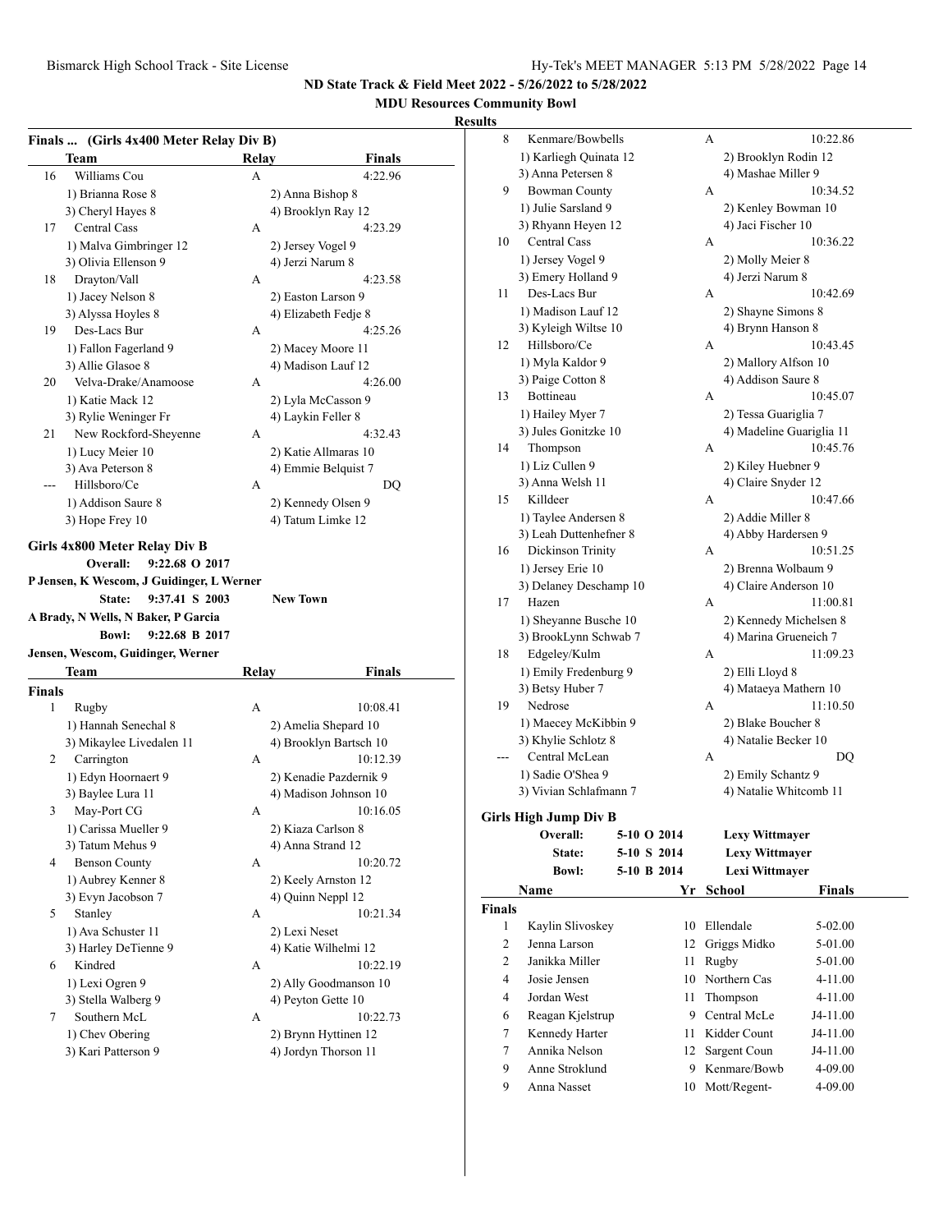## Finals ... (Girls 4x400 Meter Relay Div B)

| | Team | Relay | Finals |
|---|---|---|---|
| 16 | Williams Cou | A | 4:22.96 |
| | 1) Brianna Rose 8 | 2) Anna Bishop 8 | |
| | 3) Cheryl Hayes 8 | 4) Brooklyn Ray 12 | |
| 17 | Central Cass | A | 4:23.29 |
| | 1) Malva Gimbringer 12 | 2) Jersey Vogel 9 | |
| | 3) Olivia Ellenson 9 | 4) Jerzi Narum 8 | |
| 18 | Drayton/Vall | A | 4:23.58 |
| | 1) Jacey Nelson 8 | 2) Easton Larson 9 | |
| | 3) Alyssa Hoyles 8 | 4) Elizabeth Fedje 8 | |
| 19 | Des-Lacs Bur | A | 4:25.26 |
| | 1) Fallon Fagerland 9 | 2) Macey Moore 11 | |
| | 3) Allie Glasoe 8 | 4) Madison Lauf 12 | |
| 20 | Velva-Drake/Anamoose | A | 4:26.00 |
| | 1) Katie Mack 12 | 2) Lyla McCasson 9 | |
| | 3) Rylie Weninger Fr | 4) Laykin Feller 8 | |
| 21 | New Rockford-Sheyenne | A | 4:32.43 |
| | 1) Lucy Meier 10 | 2) Katie Allmaras 10 | |
| | 3) Ava Peterson 8 | 4) Emmie Belquist 7 | |
| --- | Hillsboro/Ce | A | DQ |
| | 1) Addison Saure 8 | 2) Kennedy Olsen 9 | |
| | 3) Hope Frey 10 | 4) Tatum Limke 12 | |

## Girls 4x800 Meter Relay Div B

**Overall:** 9:22.68 O 2017
**P Jensen, K Wescom, J Guidinger, L Werner**
**State:** 9:37.41 S 2003 **New Town**
**A Brady, N Wells, N Baker, P Garcia**
**Bowl:** 9:22.68 B 2017
**Jensen, Wescom, Guidinger, Werner**

**Finals**

| | Team | Relay | Finals |
|---|---|---|---|
| 1 | Rugby | A | 10:08.41 |
| | 1) Hannah Senechal 8 | 2) Amelia Shepard 10 | |
| | 3) Mikaylee Livedalen 11 | 4) Brooklyn Bartsch 10 | |
| 2 | Carrington | A | 10:12.39 |
| | 1) Edyn Hoornaert 9 | 2) Kenadie Pazdernik 9 | |
| | 3) Baylee Lura 11 | 4) Madison Johnson 10 | |
| 3 | May-Port CG | A | 10:16.05 |
| | 1) Carissa Mueller 9 | 2) Kiaza Carlson 8 | |
| | 3) Tatum Mehus 9 | 4) Anna Strand 12 | |
| 4 | Benson County | A | 10:20.72 |
| | 1) Aubrey Kenner 8 | 2) Keely Arnston 12 | |
| | 3) Evyn Jacobson 7 | 4) Quinn Neppl 12 | |
| 5 | Stanley | A | 10:21.34 |
| | 1) Ava Schuster 11 | 2) Lexi Neset | |
| | 3) Harley DeTienne 9 | 4) Katie Wilhelmi 12 | |
| 6 | Kindred | A | 10:22.19 |
| | 1) Lexi Ogren 9 | 2) Ally Goodmanson 10 | |
| | 3) Stella Walberg 9 | 4) Peyton Gette 10 | |
| 7 | Southern McL | A | 10:22.73 |
| | 1) Chev Obering | 2) Brynn Hyttinen 12 | |
| | 3) Kari Patterson 9 | 4) Jordyn Thorson 11 | |
| 8 | Kenmare/Bowbells | A | 10:22.86 |
| | 1) Karliegh Quinata 12 | 2) Brooklyn Rodin 12 | |
| | 3) Anna Petersen 8 | 4) Mashae Miller 9 | |
| 9 | Bowman County | A | 10:34.52 |
| | 1) Julie Sarsland 9 | 2) Kenley Bowman 10 | |
| | 3) Rhyann Heyen 12 | 4) Jaci Fischer 10 | |
| 10 | Central Cass | A | 10:36.22 |
| | 1) Jersey Vogel 9 | 2) Molly Meier 8 | |
| | 3) Emery Holland 9 | 4) Jerzi Narum 8 | |
| 11 | Des-Lacs Bur | A | 10:42.69 |
| | 1) Madison Lauf 12 | 2) Shayne Simons 8 | |
| | 3) Kyleigh Wiltse 10 | 4) Brynn Hanson 8 | |
| 12 | Hillsboro/Ce | A | 10:43.45 |
| | 1) Myla Kaldor 9 | 2) Mallory Alfson 10 | |
| | 3) Paige Cotton 8 | 4) Addison Saure 8 | |
| 13 | Bottineau | A | 10:45.07 |
| | 1) Hailey Myer 7 | 2) Tessa Guariglia 7 | |
| | 3) Jules Gonitzke 10 | 4) Madeline Guariglia 11 | |
| 14 | Thompson | A | 10:45.76 |
| | 1) Liz Cullen 9 | 2) Kiley Huebner 9 | |
| | 3) Anna Welsh 11 | 4) Claire Snyder 12 | |
| 15 | Killdeer | A | 10:47.66 |
| | 1) Taylee Andersen 8 | 2) Addie Miller 8 | |
| | 3) Leah Duttenhefner 8 | 4) Abby Hardersen 9 | |
| 16 | Dickinson Trinity | A | 10:51.25 |
| | 1) Jersey Erie 10 | 2) Brenna Wolbaum 9 | |
| | 3) Delaney Deschamp 10 | 4) Claire Anderson 10 | |
| 17 | Hazen | A | 11:00.81 |
| | 1) Sheyanne Busche 10 | 2) Kennedy Michelsen 8 | |
| | 3) BrookLynn Schwab 7 | 4) Marina Grueneich 7 | |
| 18 | Edgeley/Kulm | A | 11:09.23 |
| | 1) Emily Fredenburg 9 | 2) Elli Lloyd 8 | |
| | 3) Betsy Huber 7 | 4) Mataeya Mathern 10 | |
| 19 | Nedrose | A | 11:10.50 |
| | 1) Maecey McKibbin 9 | 2) Blake Boucher 8 | |
| | 3) Khylie Schlotz 8 | 4) Natalie Becker 10 | |
| --- | Central McLean | A | DQ |
| | 1) Sadie O'Shea 9 | 2) Emily Schantz 9 | |
| | 3) Vivian Schlafmann 7 | 4) Natalie Whitcomb 11 | |

## Girls High Jump Div B

**Overall:** 5-10 O 2014 **Lexy Wittmayer**
**State:** 5-10 S 2014 **Lexy Wittmayer**
**Bowl:** 5-10 B 2014 **Lexi Wittmayer**

**Finals**

| | Name | Yr | School | Finals |
|---|---|---|---|---|
| 1 | Kaylin Slivoskey | 10 | Ellendale | 5-02.00 |
| 2 | Jenna Larson | 12 | Griggs Midko | 5-01.00 |
| 2 | Janikka Miller | 11 | Rugby | 5-01.00 |
| 4 | Josie Jensen | 10 | Northern Cas | 4-11.00 |
| 4 | Jordan West | 11 | Thompson | 4-11.00 |
| 6 | Reagan Kjelstrup | 9 | Central McLe | J4-11.00 |
| 7 | Kennedy Harter | 11 | Kidder Count | J4-11.00 |
| 7 | Annika Nelson | 12 | Sargent Coun | J4-11.00 |
| 9 | Anne Stroklund | 9 | Kenmare/Bowb | 4-09.00 |
| 9 | Anna Nasset | 10 | Mott/Regent- | 4-09.00 |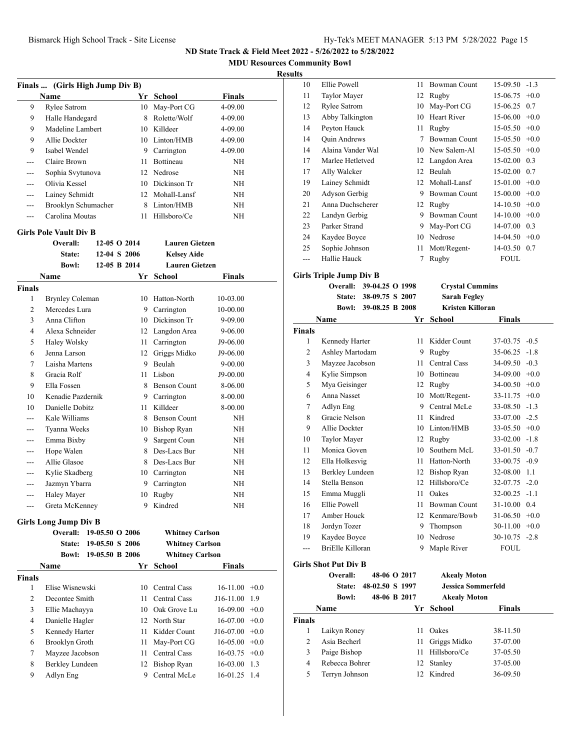## ND State Track & Field Meet 2022 - 5/26/2022 to 5/28/2022

### MDU Resources Community Bowl

### Results

### Finals ... (Girls High Jump Div B)

| | Name | Yr | School | Finals |
|---|---|---|---|---|
| 9 | Rylee Satrom | 10 | May-Port CG | 4-09.00 |
| 9 | Halle Handegard | 8 | Rolette/Wolf | 4-09.00 |
| 9 | Madeline Lambert | 10 | Killdeer | 4-09.00 |
| 9 | Allie Dockter | 10 | Linton/HMB | 4-09.00 |
| 9 | Isabel Wendel | 9 | Carrington | 4-09.00 |
| --- | Claire Brown | 11 | Bottineau | NH |
| --- | Sophia Svytunova | 12 | Nedrose | NH |
| --- | Olivia Kessel | 10 | Dickinson Tr | NH |
| --- | Lainey Schmidt | 12 | Mohall-Lansf | NH |
| --- | Brooklyn Schumacher | 8 | Linton/HMB | NH |
| --- | Carolina Moutas | 11 | Hillsboro/Ce | NH |

### Girls Pole Vault Div B

| | | | |
|---|---|---|---|
| Overall: | 12-05 | O 2014 | Lauren Gietzen |
| State: | 12-04 | S 2006 | Kelsey Aide |
| Bowl: | 12-05 | B 2014 | Lauren Gietzen |

| | Name | Yr | School | Finals |
|---|---|---|---|---|
| **Finals** | | | | |
| 1 | Brynley Coleman | 10 | Hatton-North | 10-03.00 |
| 2 | Mercedes Lura | 9 | Carrington | 10-00.00 |
| 3 | Anna Clifton | 10 | Dickinson Tr | 9-09.00 |
| 4 | Alexa Schneider | 12 | Langdon Area | 9-06.00 |
| 5 | Haley Wolsky | 11 | Carrington | J9-06.00 |
| 6 | Jenna Larson | 12 | Griggs Midko | J9-06.00 |
| 7 | Laisha Martens | 9 | Beulah | 9-00.00 |
| 8 | Gracia Rolf | 11 | Lisbon | J9-00.00 |
| 9 | Ella Fossen | 8 | Benson Count | 8-06.00 |
| 10 | Kenadie Pazdernik | 9 | Carrington | 8-00.00 |
| 10 | Danielle Dobitz | 11 | Killdeer | 8-00.00 |
| --- | Kale Williams | 8 | Benson Count | NH |
| --- | Tyanna Weeks | 10 | Bishop Ryan | NH |
| --- | Emma Bixby | 9 | Sargent Coun | NH |
| --- | Hope Walen | 8 | Des-Lacs Bur | NH |
| --- | Allie Glasoe | 8 | Des-Lacs Bur | NH |
| --- | Kylie Skadberg | 10 | Carrington | NH |
| --- | Jazmyn Ybarra | 9 | Carrington | NH |
| --- | Haley Mayer | 10 | Rugby | NH |
| --- | Greta McKenney | 9 | Kindred | NH |

### Girls Long Jump Div B

| | | | |
|---|---|---|---|
| Overall: | 19-05.50 | O 2006 | Whitney Carlson |
| State: | 19-05.50 | S 2006 | Whitney Carlson |
| Bowl: | 19-05.50 | B 2006 | Whitney Carlson |

| | Name | Yr | School | Finals | |
|---|---|---|---|---|---|
| **Finals** | | | | | |
| 1 | Elise Wisnewski | 10 | Central Cass | 16-11.00 | +0.0 |
| 2 | Decontee Smith | 11 | Central Cass | J16-11.00 | 1.9 |
| 3 | Ellie Machayya | 10 | Oak Grove Lu | 16-09.00 | +0.0 |
| 4 | Danielle Hagler | 12 | North Star | 16-07.00 | +0.0 |
| 5 | Kennedy Harter | 11 | Kidder Count | J16-07.00 | +0.0 |
| 6 | Brooklyn Groth | 11 | May-Port CG | 16-05.00 | +0.0 |
| 7 | Mayzee Jacobson | 11 | Central Cass | 16-03.75 | +0.0 |
| 8 | Berkley Lundeen | 12 | Bishop Ryan | 16-03.00 | 1.3 |
| 9 | Adlyn Eng | 9 | Central McLe | 16-01.25 | 1.4 |
| 10 | Ellie Powell | 11 | Bowman Count | 15-09.50 | -1.3 |
| 11 | Taylor Mayer | 12 | Rugby | 15-06.75 | +0.0 |
| 12 | Rylee Satrom | 10 | May-Port CG | 15-06.25 | 0.7 |
| 13 | Abby Talkington | 10 | Heart River | 15-06.00 | +0.0 |
| 14 | Peyton Hauck | 11 | Rugby | 15-05.50 | +0.0 |
| 14 | Quin Andrews | 7 | Bowman Count | 15-05.50 | +0.0 |
| 14 | Alaina Vander Wal | 10 | New Salem-Al | 15-05.50 | +0.0 |
| 17 | Marlee Hetletved | 12 | Langdon Area | 15-02.00 | 0.3 |
| 17 | Ally Walcker | 12 | Beulah | 15-02.00 | 0.7 |
| 19 | Lainey Schmidt | 12 | Mohall-Lansf | 15-01.00 | +0.0 |
| 20 | Adyson Gerbig | 9 | Bowman Count | 15-00.00 | +0.0 |
| 21 | Anna Duchscherer | 12 | Rugby | 14-10.50 | +0.0 |
| 22 | Landyn Gerbig | 9 | Bowman Count | 14-10.00 | +0.0 |
| 23 | Parker Strand | 9 | May-Port CG | 14-07.00 | 0.3 |
| 24 | Kaydee Boyce | 10 | Nedrose | 14-04.50 | +0.0 |
| 25 | Sophie Johnson | 11 | Mott/Regent- | 14-03.50 | 0.7 |
| --- | Hallie Hauck | 7 | Rugby | FOUL | |

### Girls Triple Jump Div B

| | | | |
|---|---|---|---|
| Overall: | 39-04.25 | O 1998 | Crystal Cummins |
| State: | 38-09.75 | S 2007 | Sarah Fegley |
| Bowl: | 39-08.25 | B 2008 | Kristen Killoran |

| | Name | Yr | School | Finals | |
|---|---|---|---|---|---|
| **Finals** | | | | | |
| 1 | Kennedy Harter | 11 | Kidder Count | 37-03.75 | -0.5 |
| 2 | Ashley Martodam | 9 | Rugby | 35-06.25 | -1.8 |
| 3 | Mayzee Jacobson | 11 | Central Cass | 34-09.50 | -0.3 |
| 4 | Kylie Simpson | 10 | Bottineau | 34-09.00 | +0.0 |
| 5 | Mya Geisinger | 12 | Rugby | 34-00.50 | +0.0 |
| 6 | Anna Nasset | 10 | Mott/Regent- | 33-11.75 | +0.0 |
| 7 | Adlyn Eng | 9 | Central McLe | 33-08.50 | -1.3 |
| 8 | Gracie Nelson | 11 | Kindred | 33-07.00 | -2.5 |
| 9 | Allie Dockter | 10 | Linton/HMB | 33-05.50 | +0.0 |
| 10 | Taylor Mayer | 12 | Rugby | 33-02.00 | -1.8 |
| 11 | Monica Goven | 10 | Southern McL | 33-01.50 | -0.7 |
| 12 | Ella Holkesvig | 11 | Hatton-North | 33-00.75 | -0.9 |
| 13 | Berkley Lundeen | 12 | Bishop Ryan | 32-08.00 | 1.1 |
| 14 | Stella Benson | 12 | Hillsboro/Ce | 32-07.75 | -2.0 |
| 15 | Emma Muggli | 11 | Oakes | 32-00.25 | -1.1 |
| 16 | Ellie Powell | 11 | Bowman Count | 31-10.00 | 0.4 |
| 17 | Amber Houck | 12 | Kenmare/Bowb | 31-06.50 | +0.0 |
| 18 | Jordyn Tozer | 9 | Thompson | 30-11.00 | +0.0 |
| 19 | Kaydee Boyce | 10 | Nedrose | 30-10.75 | -2.8 |
| --- | BriElle Killoran | 9 | Maple River | FOUL | |

### Girls Shot Put Div B

| | | | |
|---|---|---|---|
| Overall: | 48-06 | O 2017 | Akealy Moton |
| State: | 48-02.50 | S 1997 | Jessica Sommerfeld |
| Bowl: | 48-06 | B 2017 | Akealy Moton |

| | Name | Yr | School | Finals |
|---|---|---|---|---|
| **Finals** | | | | |
| 1 | Laikyn Roney | 11 | Oakes | 38-11.50 |
| 2 | Asia Becherl | 11 | Griggs Midko | 37-07.00 |
| 3 | Paige Bishop | 11 | Hillsboro/Ce | 37-05.50 |
| 4 | Rebecca Bohrer | 12 | Stanley | 37-05.00 |
| 5 | Terryn Johnson | 12 | Kindred | 36-09.50 |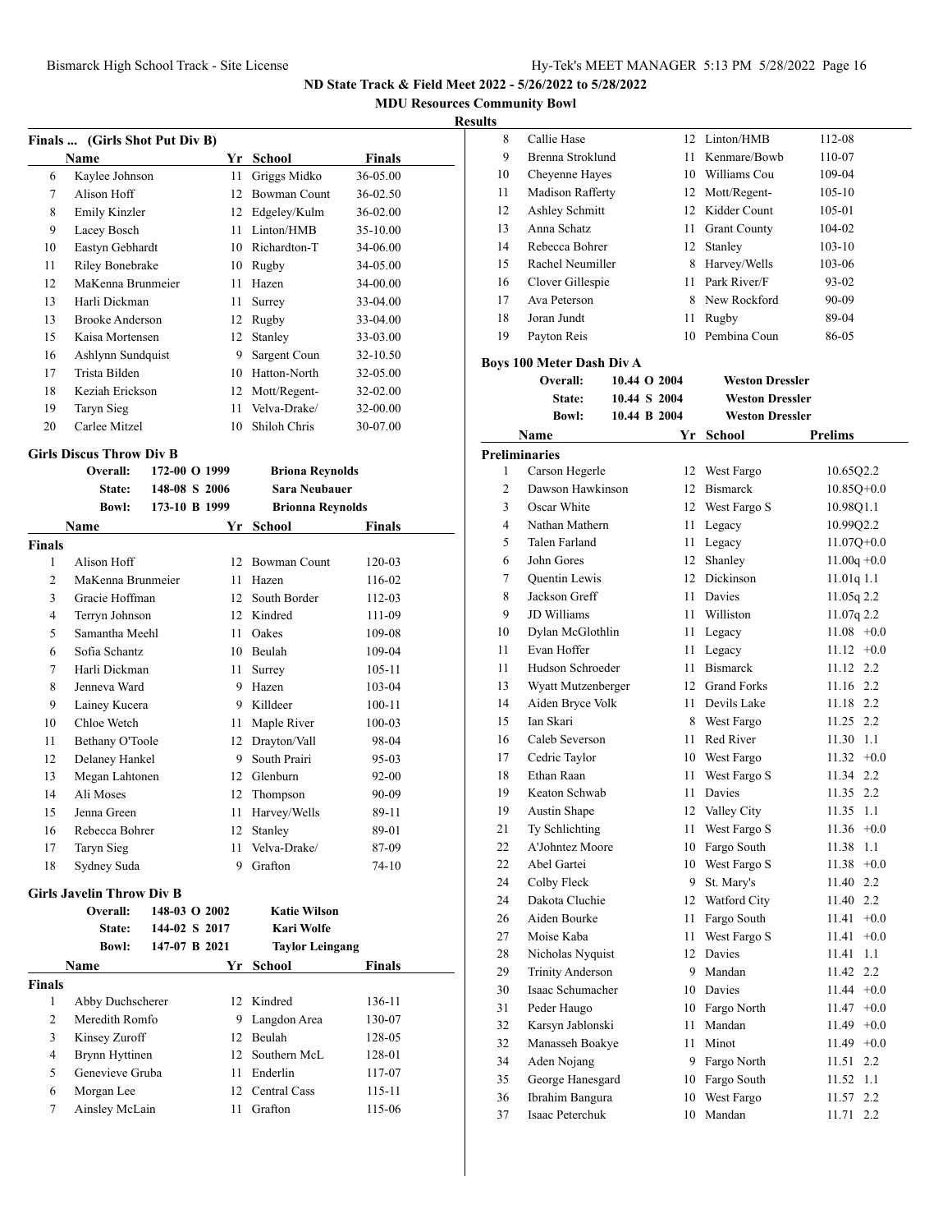ND State Track & Field Meet 2022 - 5/26/2022 to 5/28/2022

MDU Resources Community Bowl

Results

### Finals ... (Girls Shot Put Div B)

| | Name | Yr | School | Finals |
|---|---|---|---|---|
| 6 | Kaylee Johnson | 11 | Griggs Midko | 36-05.00 |
| 7 | Alison Hoff | 12 | Bowman Count | 36-02.50 |
| 8 | Emily Kinzler | 12 | Edgeley/Kulm | 36-02.00 |
| 9 | Lacey Bosch | 11 | Linton/HMB | 35-10.00 |
| 10 | Eastyn Gebhardt | 10 | Richardton-T | 34-06.00 |
| 11 | Riley Bonebrake | 10 | Rugby | 34-05.00 |
| 12 | MaKenna Brunmeier | 11 | Hazen | 34-00.00 |
| 13 | Harli Dickman | 11 | Surrey | 33-04.00 |
| 13 | Brooke Anderson | 12 | Rugby | 33-04.00 |
| 15 | Kaisa Mortensen | 12 | Stanley | 33-03.00 |
| 16 | Ashlynn Sundquist | 9 | Sargent Coun | 32-10.50 |
| 17 | Trista Bilden | 10 | Hatton-North | 32-05.00 |
| 18 | Keziah Erickson | 12 | Mott/Regent- | 32-02.00 |
| 19 | Taryn Sieg | 11 | Velva-Drake/ | 32-00.00 |
| 20 | Carlee Mitzel | 10 | Shiloh Chris | 30-07.00 |

### Girls Discus Throw Div B

Overall: 172-00 O 1999 Briona Reynolds
State: 148-08 S 2006 Sara Neubauer
Bowl: 173-10 B 1999 Brionna Reynolds

**Finals**

| | Name | Yr | School | Finals |
|---|---|---|---|---|
| 1 | Alison Hoff | 12 | Bowman Count | 120-03 |
| 2 | MaKenna Brunmeier | 11 | Hazen | 116-02 |
| 3 | Gracie Hoffman | 12 | South Border | 112-03 |
| 4 | Terryn Johnson | 12 | Kindred | 111-09 |
| 5 | Samantha Meehl | 11 | Oakes | 109-08 |
| 6 | Sofia Schantz | 10 | Beulah | 109-04 |
| 7 | Harli Dickman | 11 | Surrey | 105-11 |
| 8 | Jenneva Ward | 9 | Hazen | 103-04 |
| 9 | Lainey Kucera | 9 | Killdeer | 100-11 |
| 10 | Chloe Wetch | 11 | Maple River | 100-03 |
| 11 | Bethany O'Toole | 12 | Drayton/Vall | 98-04 |
| 12 | Delaney Hankel | 9 | South Prairi | 95-03 |
| 13 | Megan Lahtonen | 12 | Glenburn | 92-00 |
| 14 | Ali Moses | 12 | Thompson | 90-09 |
| 15 | Jenna Green | 11 | Harvey/Wells | 89-11 |
| 16 | Rebecca Bohrer | 12 | Stanley | 89-01 |
| 17 | Taryn Sieg | 11 | Velva-Drake/ | 87-09 |
| 18 | Sydney Suda | 9 | Grafton | 74-10 |

### Girls Javelin Throw Div B

Overall: 148-03 O 2002 Katie Wilson
State: 144-02 S 2017 Kari Wolfe
Bowl: 147-07 B 2021 Taylor Leingang

**Finals**

| | Name | Yr | School | Finals |
|---|---|---|---|---|
| 1 | Abby Duchscherer | 12 | Kindred | 136-11 |
| 2 | Meredith Romfo | 9 | Langdon Area | 130-07 |
| 3 | Kinsey Zuroff | 12 | Beulah | 128-05 |
| 4 | Brynn Hyttinen | 12 | Southern McL | 128-01 |
| 5 | Genevieve Gruba | 11 | Enderlin | 117-07 |
| 6 | Morgan Lee | 12 | Central Cass | 115-11 |
| 7 | Ainsley McLain | 11 | Grafton | 115-06 |
| 8 | Callie Hase | 12 | Linton/HMB | 112-08 |
| 9 | Brenna Stroklund | 11 | Kenmare/Bowb | 110-07 |
| 10 | Cheyenne Hayes | 10 | Williams Cou | 109-04 |
| 11 | Madison Rafferty | 12 | Mott/Regent- | 105-10 |
| 12 | Ashley Schmitt | 12 | Kidder Count | 105-01 |
| 13 | Anna Schatz | 11 | Grant County | 104-02 |
| 14 | Rebecca Bohrer | 12 | Stanley | 103-10 |
| 15 | Rachel Neumiller | 8 | Harvey/Wells | 103-06 |
| 16 | Clover Gillespie | 11 | Park River/F | 93-02 |
| 17 | Ava Peterson | 8 | New Rockford | 90-09 |
| 18 | Joran Jundt | 11 | Rugby | 89-04 |
| 19 | Payton Reis | 10 | Pembina Coun | 86-05 |

### Boys 100 Meter Dash Div A

Overall: 10.44 O 2004 Weston Dressler
State: 10.44 S 2004 Weston Dressler
Bowl: 10.44 B 2004 Weston Dressler

**Preliminaries**

| | Name | Yr | School | Prelims |
|---|---|---|---|---|
| 1 | Carson Hegerle | 12 | West Fargo | 10.65Q2.2 |
| 2 | Dawson Hawkinson | 12 | Bismarck | 10.85Q+0.0 |
| 3 | Oscar White | 12 | West Fargo S | 10.98Q1.1 |
| 4 | Nathan Mathern | 11 | Legacy | 10.99Q2.2 |
| 5 | Talen Farland | 11 | Legacy | 11.07Q+0.0 |
| 6 | John Gores | 12 | Shanley | 11.00q +0.0 |
| 7 | Quentin Lewis | 12 | Dickinson | 11.01q 1.1 |
| 8 | Jackson Greff | 11 | Davies | 11.05q 2.2 |
| 9 | JD Williams | 11 | Williston | 11.07q 2.2 |
| 10 | Dylan McGlothlin | 11 | Legacy | 11.08 +0.0 |
| 11 | Evan Hoffer | 11 | Legacy | 11.12 +0.0 |
| 11 | Hudson Schroeder | 11 | Bismarck | 11.12 2.2 |
| 13 | Wyatt Mutzenberger | 12 | Grand Forks | 11.16 2.2 |
| 14 | Aiden Bryce Volk | 11 | Devils Lake | 11.18 2.2 |
| 15 | Ian Skari | 8 | West Fargo | 11.25 2.2 |
| 16 | Caleb Severson | 11 | Red River | 11.30 1.1 |
| 17 | Cedric Taylor | 10 | West Fargo | 11.32 +0.0 |
| 18 | Ethan Raan | 11 | West Fargo S | 11.34 2.2 |
| 19 | Keaton Schwab | 11 | Davies | 11.35 2.2 |
| 19 | Austin Shape | 12 | Valley City | 11.35 1.1 |
| 21 | Ty Schlichting | 11 | West Fargo S | 11.36 +0.0 |
| 22 | A'Johntez Moore | 10 | Fargo South | 11.38 1.1 |
| 22 | Abel Gartei | 10 | West Fargo S | 11.38 +0.0 |
| 24 | Colby Fleck | 9 | St. Mary's | 11.40 2.2 |
| 24 | Dakota Cluchie | 12 | Watford City | 11.40 2.2 |
| 26 | Aiden Bourke | 11 | Fargo South | 11.41 +0.0 |
| 27 | Moise Kaba | 11 | West Fargo S | 11.41 +0.0 |
| 28 | Nicholas Nyquist | 12 | Davies | 11.41 1.1 |
| 29 | Trinity Anderson | 9 | Mandan | 11.42 2.2 |
| 30 | Isaac Schumacher | 10 | Davies | 11.44 +0.0 |
| 31 | Peder Haugo | 10 | Fargo North | 11.47 +0.0 |
| 32 | Karsyn Jablonski | 11 | Mandan | 11.49 +0.0 |
| 32 | Manasseh Boakye | 11 | Minot | 11.49 +0.0 |
| 34 | Aden Nojang | 9 | Fargo North | 11.51 2.2 |
| 35 | George Hanesgard | 10 | Fargo South | 11.52 1.1 |
| 36 | Ibrahim Bangura | 10 | West Fargo | 11.57 2.2 |
| 37 | Isaac Peterchuk | 10 | Mandan | 11.71 2.2 |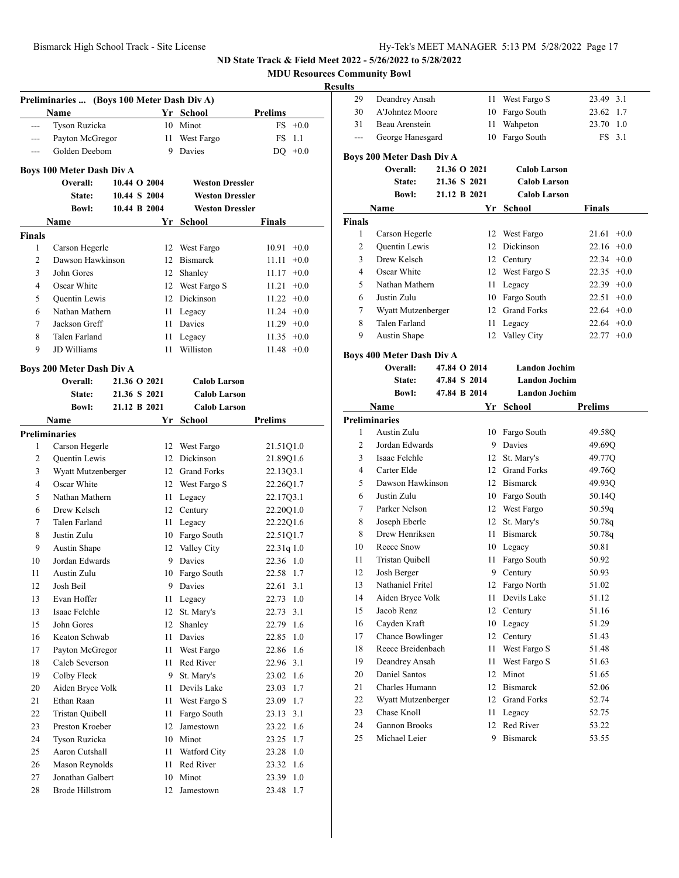## ND State Track & Field Meet 2022 - 5/26/2022 to 5/28/2022

**MDU Resources Community Bowl**

**Results**

### Preliminaries ... (Boys 100 Meter Dash Div A)

| | Name | Yr | School | Prelims | |
|---|---|---|---|---|---|
| --- | Tyson Ruzicka | 10 | Minot | FS | +0.0 |
| --- | Payton McGregor | 11 | West Fargo | FS | 1.1 |
| --- | Golden Deebom | 9 | Davies | DQ | +0.0 |

### Boys 100 Meter Dash Div A

| | | | |
|---|---|---|---|
| Overall: | 10.44 O 2004 | Weston Dressler |
| State: | 10.44 S 2004 | Weston Dressler |
| Bowl: | 10.44 B 2004 | Weston Dressler |

| | Name | Yr | School | Finals | |
|---|---|---|---|---|---|
| **Finals** | | | | | |
| 1 | Carson Hegerle | 12 | West Fargo | 10.91 | +0.0 |
| 2 | Dawson Hawkinson | 12 | Bismarck | 11.11 | +0.0 |
| 3 | John Gores | 12 | Shanley | 11.17 | +0.0 |
| 4 | Oscar White | 12 | West Fargo S | 11.21 | +0.0 |
| 5 | Quentin Lewis | 12 | Dickinson | 11.22 | +0.0 |
| 6 | Nathan Mathern | 11 | Legacy | 11.24 | +0.0 |
| 7 | Jackson Greff | 11 | Davies | 11.29 | +0.0 |
| 8 | Talen Farland | 11 | Legacy | 11.35 | +0.0 |
| 9 | JD Williams | 11 | Williston | 11.48 | +0.0 |

### Boys 200 Meter Dash Div A

| | | |
|---|---|---|
| Overall: | 21.36 O 2021 | Calob Larson |
| State: | 21.36 S 2021 | Calob Larson |
| Bowl: | 21.12 B 2021 | Calob Larson |

| | Name | Yr | School | Prelims | |
|---|---|---|---|---|---|
| **Preliminaries** | | | | | |
| 1 | Carson Hegerle | 12 | West Fargo | 21.51Q | 1.0 |
| 2 | Quentin Lewis | 12 | Dickinson | 21.89Q | 1.6 |
| 3 | Wyatt Mutzenberger | 12 | Grand Forks | 22.13Q | 3.1 |
| 4 | Oscar White | 12 | West Fargo S | 22.26Q | 1.7 |
| 5 | Nathan Mathern | 11 | Legacy | 22.17Q | 3.1 |
| 6 | Drew Kelsch | 12 | Century | 22.20Q | 1.0 |
| 7 | Talen Farland | 11 | Legacy | 22.22Q | 1.6 |
| 8 | Justin Zulu | 10 | Fargo South | 22.51Q | 1.7 |
| 9 | Austin Shape | 12 | Valley City | 22.31q | 1.0 |
| 10 | Jordan Edwards | 9 | Davies | 22.36 | 1.0 |
| 11 | Austin Zulu | 10 | Fargo South | 22.58 | 1.7 |
| 12 | Josh Beil | 9 | Davies | 22.61 | 3.1 |
| 13 | Evan Hoffer | 11 | Legacy | 22.73 | 1.0 |
| 13 | Isaac Felchle | 12 | St. Mary's | 22.73 | 3.1 |
| 15 | John Gores | 12 | Shanley | 22.79 | 1.6 |
| 16 | Keaton Schwab | 11 | Davies | 22.85 | 1.0 |
| 17 | Payton McGregor | 11 | West Fargo | 22.86 | 1.6 |
| 18 | Caleb Severson | 11 | Red River | 22.96 | 3.1 |
| 19 | Colby Fleck | 9 | St. Mary's | 23.02 | 1.6 |
| 20 | Aiden Bryce Volk | 11 | Devils Lake | 23.03 | 1.7 |
| 21 | Ethan Raan | 11 | West Fargo S | 23.09 | 1.7 |
| 22 | Tristan Quibell | 11 | Fargo South | 23.13 | 3.1 |
| 23 | Preston Kroeber | 12 | Jamestown | 23.22 | 1.6 |
| 24 | Tyson Ruzicka | 10 | Minot | 23.25 | 1.7 |
| 25 | Aaron Cutshall | 11 | Watford City | 23.28 | 1.0 |
| 26 | Mason Reynolds | 11 | Red River | 23.32 | 1.6 |
| 27 | Jonathan Galbert | 10 | Minot | 23.39 | 1.0 |
| 28 | Brode Hillstrom | 12 | Jamestown | 23.48 | 1.7 |
| 29 | Deandrey Ansah | 11 | West Fargo S | 23.49 | 3.1 |
| 30 | A'Johntez Moore | 10 | Fargo South | 23.62 | 1.7 |
| 31 | Beau Arenstein | 11 | Wahpeton | 23.70 | 1.0 |
| --- | George Hanesgard | 10 | Fargo South | FS | 3.1 |

### Boys 200 Meter Dash Div A

| | | |
|---|---|---|
| Overall: | 21.36 O 2021 | Calob Larson |
| State: | 21.36 S 2021 | Calob Larson |
| Bowl: | 21.12 B 2021 | Calob Larson |

| | Name | Yr | School | Finals | |
|---|---|---|---|---|---|
| **Finals** | | | | | |
| 1 | Carson Hegerle | 12 | West Fargo | 21.61 | +0.0 |
| 2 | Quentin Lewis | 12 | Dickinson | 22.16 | +0.0 |
| 3 | Drew Kelsch | 12 | Century | 22.34 | +0.0 |
| 4 | Oscar White | 12 | West Fargo S | 22.35 | +0.0 |
| 5 | Nathan Mathern | 11 | Legacy | 22.39 | +0.0 |
| 6 | Justin Zulu | 10 | Fargo South | 22.51 | +0.0 |
| 7 | Wyatt Mutzenberger | 12 | Grand Forks | 22.64 | +0.0 |
| 8 | Talen Farland | 11 | Legacy | 22.64 | +0.0 |
| 9 | Austin Shape | 12 | Valley City | 22.77 | +0.0 |

### Boys 400 Meter Dash Div A

| | | |
|---|---|---|
| Overall: | 47.84 O 2014 | Landon Jochim |
| State: | 47.84 S 2014 | Landon Jochim |
| Bowl: | 47.84 B 2014 | Landon Jochim |

| | Name | Yr | School | Prelims |
|---|---|---|---|---|
| **Preliminaries** | | | | |
| 1 | Austin Zulu | 10 | Fargo South | 49.58Q |
| 2 | Jordan Edwards | 9 | Davies | 49.69Q |
| 3 | Isaac Felchle | 12 | St. Mary's | 49.77Q |
| 4 | Carter Elde | 12 | Grand Forks | 49.76Q |
| 5 | Dawson Hawkinson | 12 | Bismarck | 49.93Q |
| 6 | Justin Zulu | 10 | Fargo South | 50.14Q |
| 7 | Parker Nelson | 12 | West Fargo | 50.59q |
| 8 | Joseph Eberle | 12 | St. Mary's | 50.78q |
| 8 | Drew Henriksen | 11 | Bismarck | 50.78q |
| 10 | Reece Snow | 10 | Legacy | 50.81 |
| 11 | Tristan Quibell | 11 | Fargo South | 50.92 |
| 12 | Josh Berger | 9 | Century | 50.93 |
| 13 | Nathaniel Fritel | 12 | Fargo North | 51.02 |
| 14 | Aiden Bryce Volk | 11 | Devils Lake | 51.12 |
| 15 | Jacob Renz | 12 | Century | 51.16 |
| 16 | Cayden Kraft | 10 | Legacy | 51.29 |
| 17 | Chance Bowlinger | 12 | Century | 51.43 |
| 18 | Reece Breidenbach | 11 | West Fargo S | 51.48 |
| 19 | Deandrey Ansah | 11 | West Fargo S | 51.63 |
| 20 | Daniel Santos | 12 | Minot | 51.65 |
| 21 | Charles Humann | 12 | Bismarck | 52.06 |
| 22 | Wyatt Mutzenberger | 12 | Grand Forks | 52.74 |
| 23 | Chase Knoll | 11 | Legacy | 52.75 |
| 24 | Gannon Brooks | 12 | Red River | 53.22 |
| 25 | Michael Leier | 9 | Bismarck | 53.55 |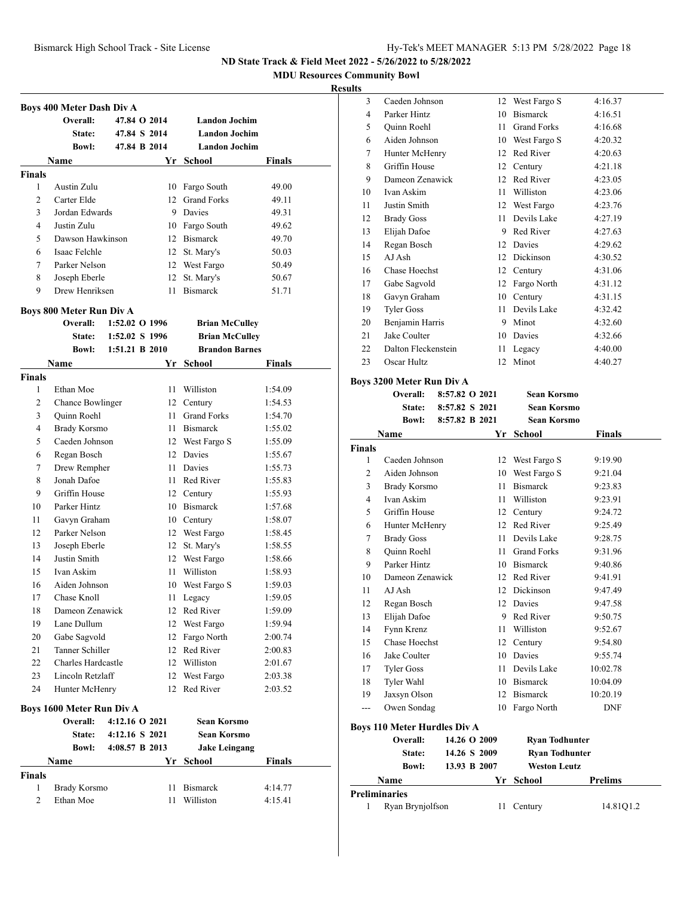ND State Track & Field Meet 2022 - 5/26/2022 to 5/28/2022

MDU Resources Community Bowl

**Results**

### Boys 400 Meter Dash Div A

| | | | |
|---|---|---|---|
| Overall: | 47.84 O 2014 | Landon Jochim | |
| State: | 47.84 S 2014 | Landon Jochim | |
| Bowl: | 47.84 B 2014 | Landon Jochim | |

| | Name | Yr | School | Finals |
|---|---|---|---|---|
| **Finals** | | | | |
| 1 | Austin Zulu | 10 | Fargo South | 49.00 |
| 2 | Carter Elde | 12 | Grand Forks | 49.11 |
| 3 | Jordan Edwards | 9 | Davies | 49.31 |
| 4 | Justin Zulu | 10 | Fargo South | 49.62 |
| 5 | Dawson Hawkinson | 12 | Bismarck | 49.70 |
| 6 | Isaac Felchle | 12 | St. Mary's | 50.03 |
| 7 | Parker Nelson | 12 | West Fargo | 50.49 |
| 8 | Joseph Eberle | 12 | St. Mary's | 50.67 |
| 9 | Drew Henriksen | 11 | Bismarck | 51.71 |

### Boys 800 Meter Run Div A

| | | | |
|---|---|---|---|
| Overall: | 1:52.02 O 1996 | Brian McCulley | |
| State: | 1:52.02 S 1996 | Brian McCulley | |
| Bowl: | 1:51.21 B 2010 | Brandon Barnes | |

| | Name | Yr | School | Finals |
|---|---|---|---|---|
| **Finals** | | | | |
| 1 | Ethan Moe | 11 | Williston | 1:54.09 |
| 2 | Chance Bowlinger | 12 | Century | 1:54.53 |
| 3 | Quinn Roehl | 11 | Grand Forks | 1:54.70 |
| 4 | Brady Korsmo | 11 | Bismarck | 1:55.02 |
| 5 | Caeden Johnson | 12 | West Fargo S | 1:55.09 |
| 6 | Regan Bosch | 12 | Davies | 1:55.67 |
| 7 | Drew Rempher | 11 | Davies | 1:55.73 |
| 8 | Jonah Dafoe | 11 | Red River | 1:55.83 |
| 9 | Griffin House | 12 | Century | 1:55.93 |
| 10 | Parker Hintz | 10 | Bismarck | 1:57.68 |
| 11 | Gavyn Graham | 10 | Century | 1:58.07 |
| 12 | Parker Nelson | 12 | West Fargo | 1:58.45 |
| 13 | Joseph Eberle | 12 | St. Mary's | 1:58.55 |
| 14 | Justin Smith | 12 | West Fargo | 1:58.66 |
| 15 | Ivan Askim | 11 | Williston | 1:58.93 |
| 16 | Aiden Johnson | 10 | West Fargo S | 1:59.03 |
| 17 | Chase Knoll | 11 | Legacy | 1:59.05 |
| 18 | Dameon Zenawick | 12 | Red River | 1:59.09 |
| 19 | Lane Dullum | 12 | West Fargo | 1:59.94 |
| 20 | Gabe Sagvold | 12 | Fargo North | 2:00.74 |
| 21 | Tanner Schiller | 12 | Red River | 2:00.83 |
| 22 | Charles Hardcastle | 12 | Williston | 2:01.67 |
| 23 | Lincoln Retzlaff | 12 | West Fargo | 2:03.38 |
| 24 | Hunter McHenry | 12 | Red River | 2:03.52 |

### Boys 1600 Meter Run Div A

| | | | |
|---|---|---|---|
| Overall: | 4:12.16 O 2021 | Sean Korsmo | |
| State: | 4:12.16 S 2021 | Sean Korsmo | |
| Bowl: | 4:08.57 B 2013 | Jake Leingang | |

| | Name | Yr | School | Finals |
|---|---|---|---|---|
| **Finals** | | | | |
| 1 | Brady Korsmo | 11 | Bismarck | 4:14.77 |
| 2 | Ethan Moe | 11 | Williston | 4:15.41 |
| 3 | Caeden Johnson | 12 | West Fargo S | 4:16.37 |
| 4 | Parker Hintz | 10 | Bismarck | 4:16.51 |
| 5 | Quinn Roehl | 11 | Grand Forks | 4:16.68 |
| 6 | Aiden Johnson | 10 | West Fargo S | 4:20.32 |
| 7 | Hunter McHenry | 12 | Red River | 4:20.63 |
| 8 | Griffin House | 12 | Century | 4:21.18 |
| 9 | Dameon Zenawick | 12 | Red River | 4:23.05 |
| 10 | Ivan Askim | 11 | Williston | 4:23.06 |
| 11 | Justin Smith | 12 | West Fargo | 4:23.76 |
| 12 | Brady Goss | 11 | Devils Lake | 4:27.19 |
| 13 | Elijah Dafoe | 9 | Red River | 4:27.63 |
| 14 | Regan Bosch | 12 | Davies | 4:29.62 |
| 15 | AJ Ash | 12 | Dickinson | 4:30.52 |
| 16 | Chase Hoechst | 12 | Century | 4:31.06 |
| 17 | Gabe Sagvold | 12 | Fargo North | 4:31.12 |
| 18 | Gavyn Graham | 10 | Century | 4:31.15 |
| 19 | Tyler Goss | 11 | Devils Lake | 4:32.42 |
| 20 | Benjamin Harris | 9 | Minot | 4:32.60 |
| 21 | Jake Coulter | 10 | Davies | 4:32.66 |
| 22 | Dalton Fleckenstein | 11 | Legacy | 4:40.00 |
| 23 | Oscar Hultz | 12 | Minot | 4:40.27 |

### Boys 3200 Meter Run Div A

| | | | |
|---|---|---|---|
| Overall: | 8:57.82 O 2021 | Sean Korsmo | |
| State: | 8:57.82 S 2021 | Sean Korsmo | |
| Bowl: | 8:57.82 B 2021 | Sean Korsmo | |

| | Name | Yr | School | Finals |
|---|---|---|---|---|
| **Finals** | | | | |
| 1 | Caeden Johnson | 12 | West Fargo S | 9:19.90 |
| 2 | Aiden Johnson | 10 | West Fargo S | 9:21.04 |
| 3 | Brady Korsmo | 11 | Bismarck | 9:23.83 |
| 4 | Ivan Askim | 11 | Williston | 9:23.91 |
| 5 | Griffin House | 12 | Century | 9:24.72 |
| 6 | Hunter McHenry | 12 | Red River | 9:25.49 |
| 7 | Brady Goss | 11 | Devils Lake | 9:28.75 |
| 8 | Quinn Roehl | 11 | Grand Forks | 9:31.96 |
| 9 | Parker Hintz | 10 | Bismarck | 9:40.86 |
| 10 | Dameon Zenawick | 12 | Red River | 9:41.91 |
| 11 | AJ Ash | 12 | Dickinson | 9:47.49 |
| 12 | Regan Bosch | 12 | Davies | 9:47.58 |
| 13 | Elijah Dafoe | 9 | Red River | 9:50.75 |
| 14 | Fynn Krenz | 11 | Williston | 9:52.67 |
| 15 | Chase Hoechst | 12 | Century | 9:54.80 |
| 16 | Jake Coulter | 10 | Davies | 9:55.74 |
| 17 | Tyler Goss | 11 | Devils Lake | 10:02.78 |
| 18 | Tyler Wahl | 10 | Bismarck | 10:04.09 |
| 19 | Jaxsyn Olson | 12 | Bismarck | 10:20.19 |
| --- | Owen Sondag | 10 | Fargo North | DNF |

### Boys 110 Meter Hurdles Div A

| | | | |
|---|---|---|---|
| Overall: | 14.26 O 2009 | Ryan Todhunter | |
| State: | 14.26 S 2009 | Ryan Todhunter | |
| Bowl: | 13.93 B 2007 | Weston Leutz | |

| | Name | Yr | School | Prelims |
|---|---|---|---|---|
| **Preliminaries** | | | | |
| 1 | Ryan Brynjolfson | 11 | Century | 14.81Q1.2 |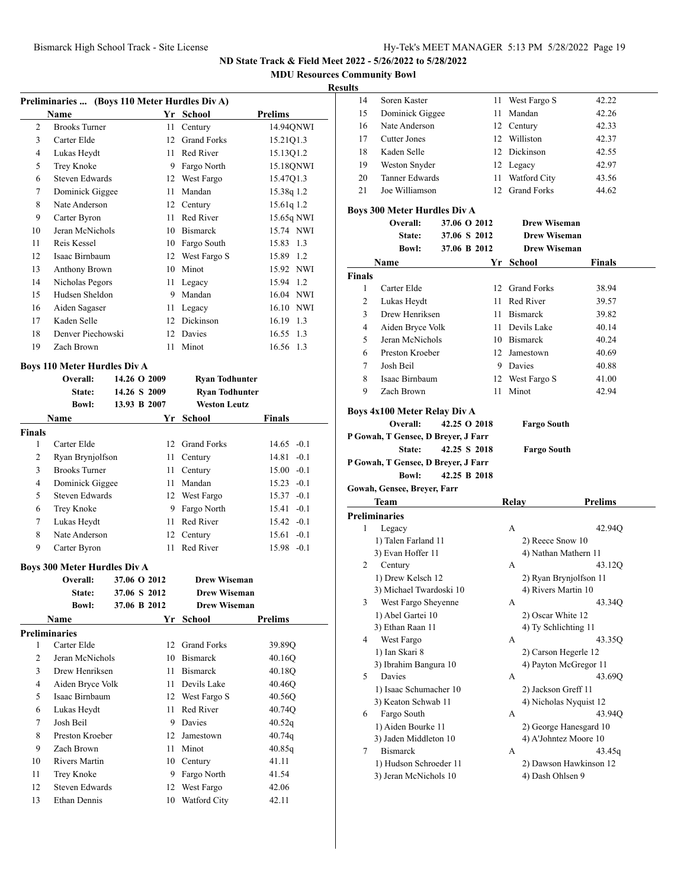## ND State Track & Field Meet 2022 - 5/26/2022 to 5/28/2022

### MDU Resources Community Bowl

### Results

**Preliminaries ... (Boys 110 Meter Hurdles Div A)**

| | Name | Yr | School | Prelims |
|---|---|---|---|---|
| 2 | Brooks Turner | 11 | Century | 14.94QNWI |
| 3 | Carter Elde | 12 | Grand Forks | 15.21Q1.3 |
| 4 | Lukas Heydt | 11 | Red River | 15.13Q1.2 |
| 5 | Trey Knoke | 9 | Fargo North | 15.18QNWI |
| 6 | Steven Edwards | 12 | West Fargo | 15.47Q1.3 |
| 7 | Dominick Giggee | 11 | Mandan | 15.38q 1.2 |
| 8 | Nate Anderson | 12 | Century | 15.61q 1.2 |
| 9 | Carter Byron | 11 | Red River | 15.65q NWI |
| 10 | Jeran McNichols | 10 | Bismarck | 15.74 NWI |
| 11 | Reis Kessel | 10 | Fargo South | 15.83 1.3 |
| 12 | Isaac Birnbaum | 12 | West Fargo S | 15.89 1.2 |
| 13 | Anthony Brown | 10 | Minot | 15.92 NWI |
| 14 | Nicholas Pegors | 11 | Legacy | 15.94 1.2 |
| 15 | Hudsen Sheldon | 9 | Mandan | 16.04 NWI |
| 16 | Aiden Sagaser | 11 | Legacy | 16.10 NWI |
| 17 | Kaden Selle | 12 | Dickinson | 16.19 1.3 |
| 18 | Denver Piechowski | 12 | Davies | 16.55 1.3 |
| 19 | Zach Brown | 11 | Minot | 16.56 1.3 |

**Boys 110 Meter Hurdles Div A**

| | | |
|---|---|---|
| Overall: | 14.26 O 2009 | Ryan Todhunter |
| State: | 14.26 S 2009 | Ryan Todhunter |
| Bowl: | 13.93 B 2007 | Weston Leutz |

| | Name | Yr | School | Finals |
|---|---|---|---|---|
| **Finals** | | | | |
| 1 | Carter Elde | 12 | Grand Forks | 14.65 -0.1 |
| 2 | Ryan Brynjolfson | 11 | Century | 14.81 -0.1 |
| 3 | Brooks Turner | 11 | Century | 15.00 -0.1 |
| 4 | Dominick Giggee | 11 | Mandan | 15.23 -0.1 |
| 5 | Steven Edwards | 12 | West Fargo | 15.37 -0.1 |
| 6 | Trey Knoke | 9 | Fargo North | 15.41 -0.1 |
| 7 | Lukas Heydt | 11 | Red River | 15.42 -0.1 |
| 8 | Nate Anderson | 12 | Century | 15.61 -0.1 |
| 9 | Carter Byron | 11 | Red River | 15.98 -0.1 |

**Boys 300 Meter Hurdles Div A**

| | | |
|---|---|---|
| Overall: | 37.06 O 2012 | Drew Wiseman |
| State: | 37.06 S 2012 | Drew Wiseman |
| Bowl: | 37.06 B 2012 | Drew Wiseman |

| | Name | Yr | School | Prelims |
|---|---|---|---|---|
| **Preliminaries** | | | | |
| 1 | Carter Elde | 12 | Grand Forks | 39.89Q |
| 2 | Jeran McNichols | 10 | Bismarck | 40.16Q |
| 3 | Drew Henriksen | 11 | Bismarck | 40.18Q |
| 4 | Aiden Bryce Volk | 11 | Devils Lake | 40.46Q |
| 5 | Isaac Birnbaum | 12 | West Fargo S | 40.56Q |
| 6 | Lukas Heydt | 11 | Red River | 40.74Q |
| 7 | Josh Beil | 9 | Davies | 40.52q |
| 8 | Preston Kroeber | 12 | Jamestown | 40.74q |
| 9 | Zach Brown | 11 | Minot | 40.85q |
| 10 | Rivers Martin | 10 | Century | 41.11 |
| 11 | Trey Knoke | 9 | Fargo North | 41.54 |
| 12 | Steven Edwards | 12 | West Fargo | 42.06 |
| 13 | Ethan Dennis | 10 | Watford City | 42.11 |
| 14 | Soren Kaster | 11 | West Fargo S | 42.22 |
| 15 | Dominick Giggee | 11 | Mandan | 42.26 |
| 16 | Nate Anderson | 12 | Century | 42.33 |
| 17 | Cutter Jones | 12 | Williston | 42.37 |
| 18 | Kaden Selle | 12 | Dickinson | 42.55 |
| 19 | Weston Snyder | 12 | Legacy | 42.97 |
| 20 | Tanner Edwards | 11 | Watford City | 43.56 |
| 21 | Joe Williamson | 12 | Grand Forks | 44.62 |

**Boys 300 Meter Hurdles Div A**

| | | |
|---|---|---|
| Overall: | 37.06 O 2012 | Drew Wiseman |
| State: | 37.06 S 2012 | Drew Wiseman |
| Bowl: | 37.06 B 2012 | Drew Wiseman |

| | Name | Yr | School | Finals |
|---|---|---|---|---|
| **Finals** | | | | |
| 1 | Carter Elde | 12 | Grand Forks | 38.94 |
| 2 | Lukas Heydt | 11 | Red River | 39.57 |
| 3 | Drew Henriksen | 11 | Bismarck | 39.82 |
| 4 | Aiden Bryce Volk | 11 | Devils Lake | 40.14 |
| 5 | Jeran McNichols | 10 | Bismarck | 40.24 |
| 6 | Preston Kroeber | 12 | Jamestown | 40.69 |
| 7 | Josh Beil | 9 | Davies | 40.88 |
| 8 | Isaac Birnbaum | 12 | West Fargo S | 41.00 |
| 9 | Zach Brown | 11 | Minot | 42.94 |

**Boys 4x100 Meter Relay Div A**

Overall: 42.25 O 2018 Fargo South
P Gowah, T Gensee, D Breyer, J Farr
State: 42.25 S 2018 Fargo South
P Gowah, T Gensee, D Breyer, J Farr
Bowl: 42.25 B 2018
Gowah, Gensee, Breyer, Farr

| | Team | Relay | Prelims |
|---|---|---|---|
| **Preliminaries** | | | |
| 1 | Legacy | A | 42.94Q |
| | 1) Talen Farland 11 | 2) Reece Snow 10 | |
| | 3) Evan Hoffer 11 | 4) Nathan Mathern 11 | |
| 2 | Century | A | 43.12Q |
| | 1) Drew Kelsch 12 | 2) Ryan Brynjolfson 11 | |
| | 3) Michael Twardoski 10 | 4) Rivers Martin 10 | |
| 3 | West Fargo Sheyenne | A | 43.34Q |
| | 1) Abel Gartei 10 | 2) Oscar White 12 | |
| | 3) Ethan Raan 11 | 4) Ty Schlichting 11 | |
| 4 | West Fargo | A | 43.35Q |
| | 1) Ian Skari 8 | 2) Carson Hegerle 12 | |
| | 3) Ibrahim Bangura 10 | 4) Payton McGregor 11 | |
| 5 | Davies | A | 43.69Q |
| | 1) Isaac Schumacher 10 | 2) Jackson Greff 11 | |
| | 3) Keaton Schwab 11 | 4) Nicholas Nyquist 12 | |
| 6 | Fargo South | A | 43.94Q |
| | 1) Aiden Bourke 11 | 2) George Hanesgard 10 | |
| | 3) Jaden Middleton 10 | 4) A'Johntez Moore 10 | |
| 7 | Bismarck | A | 43.45q |
| | 1) Hudson Schroeder 11 | 2) Dawson Hawkinson 12 | |
| | 3) Jeran McNichols 10 | 4) Dash Ohlsen 9 | |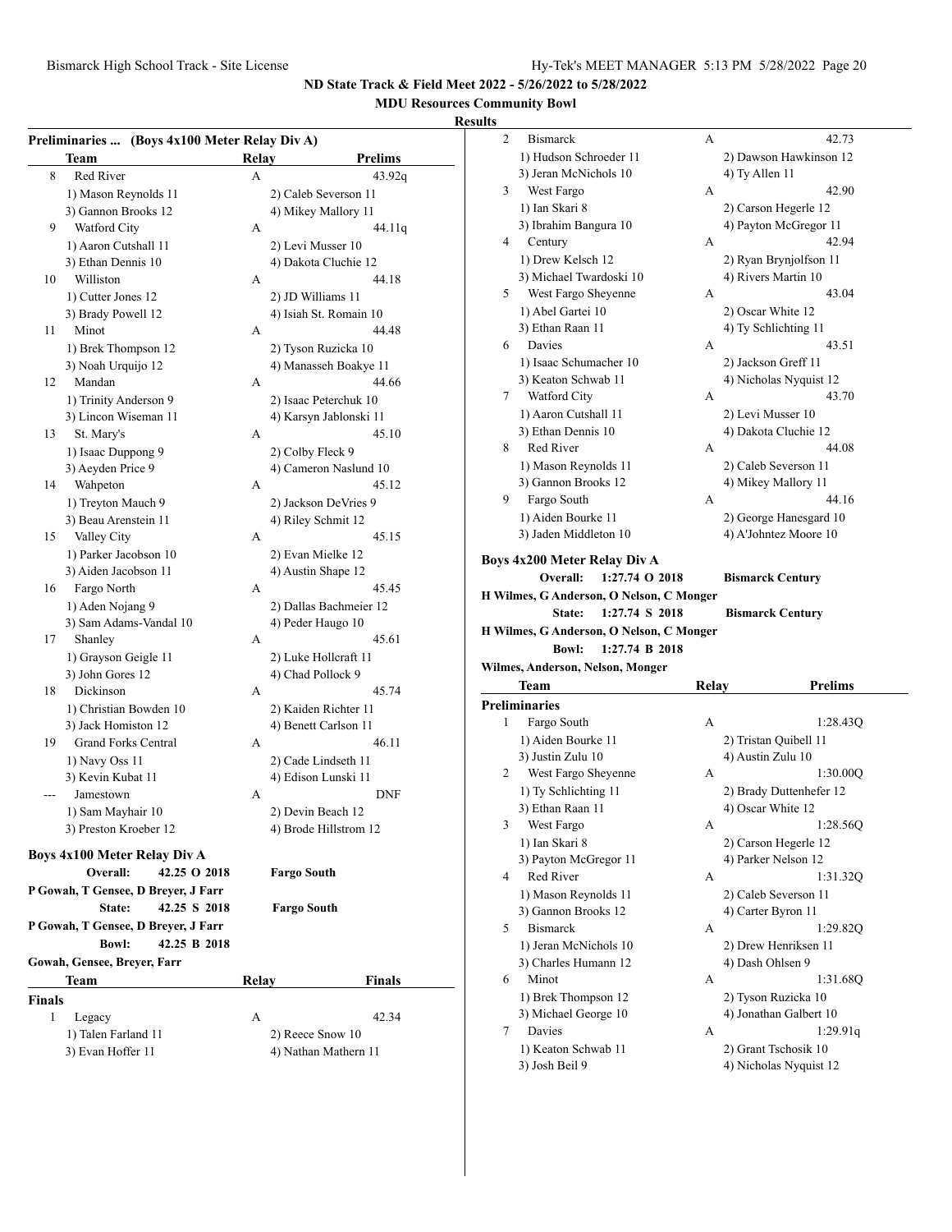**ND State Track & Field Meet 2022 - 5/26/2022 to 5/28/2022**

**MDU Resources Community Bowl**

**Results**

### Preliminaries ... (Boys 4x100 Meter Relay Div A)

| | Team | Relay | Prelims |
|---|---|---|---|
| 8 | Red River | A | 43.92q |
| | 1) Mason Reynolds 11 | 2) Caleb Severson 11 | |
| | 3) Gannon Brooks 12 | 4) Mikey Mallory 11 | |
| 9 | Watford City | A | 44.11q |
| | 1) Aaron Cutshall 11 | 2) Levi Musser 10 | |
| | 3) Ethan Dennis 10 | 4) Dakota Cluchie 12 | |
| 10 | Williston | A | 44.18 |
| | 1) Cutter Jones 12 | 2) JD Williams 11 | |
| | 3) Brady Powell 12 | 4) Isiah St. Romain 10 | |
| 11 | Minot | A | 44.48 |
| | 1) Brek Thompson 12 | 2) Tyson Ruzicka 10 | |
| | 3) Noah Urquijo 12 | 4) Manasseh Boakye 11 | |
| 12 | Mandan | A | 44.66 |
| | 1) Trinity Anderson 9 | 2) Isaac Peterchuk 10 | |
| | 3) Lincon Wiseman 11 | 4) Karsyn Jablonski 11 | |
| 13 | St. Mary's | A | 45.10 |
| | 1) Isaac Duppong 9 | 2) Colby Fleck 9 | |
| | 3) Aeyden Price 9 | 4) Cameron Naslund 10 | |
| 14 | Wahpeton | A | 45.12 |
| | 1) Treyton Mauch 9 | 2) Jackson DeVries 9 | |
| | 3) Beau Arenstein 11 | 4) Riley Schmit 12 | |
| 15 | Valley City | A | 45.15 |
| | 1) Parker Jacobson 10 | 2) Evan Mielke 12 | |
| | 3) Aiden Jacobson 11 | 4) Austin Shape 12 | |
| 16 | Fargo North | A | 45.45 |
| | 1) Aden Nojang 9 | 2) Dallas Bachmeier 12 | |
| | 3) Sam Adams-Vandal 10 | 4) Peder Haugo 10 | |
| 17 | Shanley | A | 45.61 |
| | 1) Grayson Geigle 11 | 2) Luke Hollcraft 11 | |
| | 3) John Gores 12 | 4) Chad Pollock 9 | |
| 18 | Dickinson | A | 45.74 |
| | 1) Christian Bowden 10 | 2) Kaiden Richter 11 | |
| | 3) Jack Homiston 12 | 4) Benett Carlson 11 | |
| 19 | Grand Forks Central | A | 46.11 |
| | 1) Navy Oss 11 | 2) Cade Lindseth 11 | |
| | 3) Kevin Kubat 11 | 4) Edison Lunski 11 | |
| --- | Jamestown | A | DNF |
| | 1) Sam Mayhair 10 | 2) Devin Beach 12 | |
| | 3) Preston Kroeber 12 | 4) Brode Hillstrom 12 | |

### Boys 4x100 Meter Relay Div A

**Overall:** 42.25 O 2018 **Fargo South**
P Gowah, T Gensee, D Breyer, J Farr
**State:** 42.25 S 2018 **Fargo South**
P Gowah, T Gensee, D Breyer, J Farr
**Bowl:** 42.25 B 2018
Gowah, Gensee, Breyer, Farr

**Finals**

| | Team | Relay | Finals |
|---|---|---|---|
| 1 | Legacy | A | 42.34 |
| | 1) Talen Farland 11 | 2) Reece Snow 10 | |
| | 3) Evan Hoffer 11 | 4) Nathan Mathern 11 | |
| 2 | Bismarck | A | 42.73 |
| | 1) Hudson Schroeder 11 | 2) Dawson Hawkinson 12 | |
| | 3) Jeran McNichols 10 | 4) Ty Allen 11 | |
| 3 | West Fargo | A | 42.90 |
| | 1) Ian Skari 8 | 2) Carson Hegerle 12 | |
| | 3) Ibrahim Bangura 10 | 4) Payton McGregor 11 | |
| 4 | Century | A | 42.94 |
| | 1) Drew Kelsch 12 | 2) Ryan Brynjolfson 11 | |
| | 3) Michael Twardoski 10 | 4) Rivers Martin 10 | |
| 5 | West Fargo Sheyenne | A | 43.04 |
| | 1) Abel Gartei 10 | 2) Oscar White 12 | |
| | 3) Ethan Raan 11 | 4) Ty Schlichting 11 | |
| 6 | Davies | A | 43.51 |
| | 1) Isaac Schumacher 10 | 2) Jackson Greff 11 | |
| | 3) Keaton Schwab 11 | 4) Nicholas Nyquist 12 | |
| 7 | Watford City | A | 43.70 |
| | 1) Aaron Cutshall 11 | 2) Levi Musser 10 | |
| | 3) Ethan Dennis 10 | 4) Dakota Cluchie 12 | |
| 8 | Red River | A | 44.08 |
| | 1) Mason Reynolds 11 | 2) Caleb Severson 11 | |
| | 3) Gannon Brooks 12 | 4) Mikey Mallory 11 | |
| 9 | Fargo South | A | 44.16 |
| | 1) Aiden Bourke 11 | 2) George Hanesgard 10 | |
| | 3) Jaden Middleton 10 | 4) A'Johntez Moore 10 | |

### Boys 4x200 Meter Relay Div A

**Overall:** 1:27.74 O 2018 **Bismarck Century**
H Wilmes, G Anderson, O Nelson, C Monger
**State:** 1:27.74 S 2018 **Bismarck Century**
H Wilmes, G Anderson, O Nelson, C Monger
**Bowl:** 1:27.74 B 2018
Wilmes, Anderson, Nelson, Monger

**Preliminaries**

| | Team | Relay | Prelims |
|---|---|---|---|
| 1 | Fargo South | A | 1:28.43Q |
| | 1) Aiden Bourke 11 | 2) Tristan Quibell 11 | |
| | 3) Justin Zulu 10 | 4) Austin Zulu 10 | |
| 2 | West Fargo Sheyenne | A | 1:30.00Q |
| | 1) Ty Schlichting 11 | 2) Brady Duttenhefer 12 | |
| | 3) Ethan Raan 11 | 4) Oscar White 12 | |
| 3 | West Fargo | A | 1:28.56Q |
| | 1) Ian Skari 8 | 2) Carson Hegerle 12 | |
| | 3) Payton McGregor 11 | 4) Parker Nelson 12 | |
| 4 | Red River | A | 1:31.32Q |
| | 1) Mason Reynolds 11 | 2) Caleb Severson 11 | |
| | 3) Gannon Brooks 12 | 4) Carter Byron 11 | |
| 5 | Bismarck | A | 1:29.82Q |
| | 1) Jeran McNichols 10 | 2) Drew Henriksen 11 | |
| | 3) Charles Humann 12 | 4) Dash Ohlsen 9 | |
| 6 | Minot | A | 1:31.68Q |
| | 1) Brek Thompson 12 | 2) Tyson Ruzicka 10 | |
| | 3) Michael George 10 | 4) Jonathan Galbert 10 | |
| 7 | Davies | A | 1:29.91q |
| | 1) Keaton Schwab 11 | 2) Grant Tschosik 10 | |
| | 3) Josh Beil 9 | 4) Nicholas Nyquist 12 | |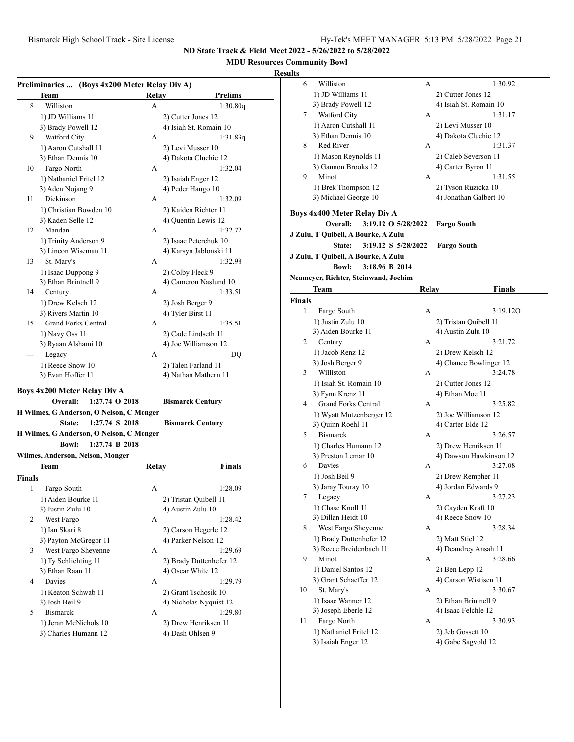ND State Track & Field Meet 2022 - 5/26/2022 to 5/28/2022

MDU Resources Community Bowl

**Results**

### Preliminaries ... (Boys 4x200 Meter Relay Div A)

| | Team | Relay | Prelims |
|---|---|---|---|
| 8 | Williston | A | 1:30.80q |
| | 1) JD Williams 11 | 2) Cutter Jones 12 | |
| | 3) Brady Powell 12 | 4) Isiah St. Romain 10 | |
| 9 | Watford City | A | 1:31.83q |
| | 1) Aaron Cutshall 11 | 2) Levi Musser 10 | |
| | 3) Ethan Dennis 10 | 4) Dakota Cluchie 12 | |
| 10 | Fargo North | A | 1:32.04 |
| | 1) Nathaniel Fritel 12 | 2) Isaiah Enger 12 | |
| | 3) Aden Nojang 9 | 4) Peder Haugo 10 | |
| 11 | Dickinson | A | 1:32.09 |
| | 1) Christian Bowden 10 | 2) Kaiden Richter 11 | |
| | 3) Kaden Selle 12 | 4) Quentin Lewis 12 | |
| 12 | Mandan | A | 1:32.72 |
| | 1) Trinity Anderson 9 | 2) Isaac Peterchuk 10 | |
| | 3) Lincon Wiseman 11 | 4) Karsyn Jablonski 11 | |
| 13 | St. Mary's | A | 1:32.98 |
| | 1) Isaac Duppong 9 | 2) Colby Fleck 9 | |
| | 3) Ethan Brintnell 9 | 4) Cameron Naslund 10 | |
| 14 | Century | A | 1:33.51 |
| | 1) Drew Kelsch 12 | 2) Josh Berger 9 | |
| | 3) Rivers Martin 10 | 4) Tyler Birst 11 | |
| 15 | Grand Forks Central | A | 1:35.51 |
| | 1) Navy Oss 11 | 2) Cade Lindseth 11 | |
| | 3) Ryaan Alshami 10 | 4) Joe Williamson 12 | |
| --- | Legacy | A | DQ |
| | 1) Reece Snow 10 | 2) Talen Farland 11 | |
| | 3) Evan Hoffer 11 | 4) Nathan Mathern 11 | |

### Boys 4x200 Meter Relay Div A

**Overall:** 1:27.74 O 2018 **Bismarck Century**
H Wilmes, G Anderson, O Nelson, C Monger

**State:** 1:27.74 S 2018 **Bismarck Century**
H Wilmes, G Anderson, O Nelson, C Monger

**Bowl:** 1:27.74 B 2018
Wilmes, Anderson, Nelson, Monger

**Finals**

| | Team | Relay | Finals |
|---|---|---|---|
| 1 | Fargo South | A | 1:28.09 |
| | 1) Aiden Bourke 11 | 2) Tristan Quibell 11 | |
| | 3) Justin Zulu 10 | 4) Austin Zulu 10 | |
| 2 | West Fargo | A | 1:28.42 |
| | 1) Ian Skari 8 | 2) Carson Hegerle 12 | |
| | 3) Payton McGregor 11 | 4) Parker Nelson 12 | |
| 3 | West Fargo Sheyenne | A | 1:29.69 |
| | 1) Ty Schlichting 11 | 2) Brady Duttenhefer 12 | |
| | 3) Ethan Raan 11 | 4) Oscar White 12 | |
| 4 | Davies | A | 1:29.79 |
| | 1) Keaton Schwab 11 | 2) Grant Tschosik 10 | |
| | 3) Josh Beil 9 | 4) Nicholas Nyquist 12 | |
| 5 | Bismarck | A | 1:29.80 |
| | 1) Jeran McNichols 10 | 2) Drew Henriksen 11 | |
| | 3) Charles Humann 12 | 4) Dash Ohlsen 9 | |
| 6 | Williston | A | 1:30.92 |
| | 1) JD Williams 11 | 2) Cutter Jones 12 | |
| | 3) Brady Powell 12 | 4) Isiah St. Romain 10 | |
| 7 | Watford City | A | 1:31.17 |
| | 1) Aaron Cutshall 11 | 2) Levi Musser 10 | |
| | 3) Ethan Dennis 10 | 4) Dakota Cluchie 12 | |
| 8 | Red River | A | 1:31.37 |
| | 1) Mason Reynolds 11 | 2) Caleb Severson 11 | |
| | 3) Gannon Brooks 12 | 4) Carter Byron 11 | |
| 9 | Minot | A | 1:31.55 |
| | 1) Brek Thompson 12 | 2) Tyson Ruzicka 10 | |
| | 3) Michael George 10 | 4) Jonathan Galbert 10 | |

### Boys 4x400 Meter Relay Div A

**Overall:** 3:19.12 O 5/28/2022 **Fargo South**
J Zulu, T Quibell, A Bourke, A Zulu

**State:** 3:19.12 S 5/28/2022 **Fargo South**
J Zulu, T Quibell, A Bourke, A Zulu

**Bowl:** 3:18.96 B 2014
Neameyer, Richter, Steinwand, Jochim

**Finals**

| | Team | Relay | Finals |
|---|---|---|---|
| 1 | Fargo South | A | 3:19.12O |
| | 1) Justin Zulu 10 | 2) Tristan Quibell 11 | |
| | 3) Aiden Bourke 11 | 4) Austin Zulu 10 | |
| 2 | Century | A | 3:21.72 |
| | 1) Jacob Renz 12 | 2) Drew Kelsch 12 | |
| | 3) Josh Berger 9 | 4) Chance Bowlinger 12 | |
| 3 | Williston | A | 3:24.78 |
| | 1) Isiah St. Romain 10 | 2) Cutter Jones 12 | |
| | 3) Fynn Krenz 11 | 4) Ethan Moe 11 | |
| 4 | Grand Forks Central | A | 3:25.82 |
| | 1) Wyatt Mutzenberger 12 | 2) Joe Williamson 12 | |
| | 3) Quinn Roehl 11 | 4) Carter Elde 12 | |
| 5 | Bismarck | A | 3:26.57 |
| | 1) Charles Humann 12 | 2) Drew Henriksen 11 | |
| | 3) Preston Lemar 10 | 4) Dawson Hawkinson 12 | |
| 6 | Davies | A | 3:27.08 |
| | 1) Josh Beil 9 | 2) Drew Rempher 11 | |
| | 3) Jaray Touray 10 | 4) Jordan Edwards 9 | |
| 7 | Legacy | A | 3:27.23 |
| | 1) Chase Knoll 11 | 2) Cayden Kraft 10 | |
| | 3) Dillan Heidt 10 | 4) Reece Snow 10 | |
| 8 | West Fargo Sheyenne | A | 3:28.34 |
| | 1) Brady Duttenhefer 12 | 2) Matt Stiel 12 | |
| | 3) Reece Breidenbach 11 | 4) Deandrey Ansah 11 | |
| 9 | Minot | A | 3:28.66 |
| | 1) Daniel Santos 12 | 2) Ben Lepp 12 | |
| | 3) Grant Schaeffer 12 | 4) Carson Wistisen 11 | |
| 10 | St. Mary's | A | 3:30.67 |
| | 1) Isaac Wanner 12 | 2) Ethan Brintnell 9 | |
| | 3) Joseph Eberle 12 | 4) Isaac Felchle 12 | |
| 11 | Fargo North | A | 3:30.93 |
| | 1) Nathaniel Fritel 12 | 2) Jeb Gossett 10 | |
| | 3) Isaiah Enger 12 | 4) Gabe Sagvold 12 | |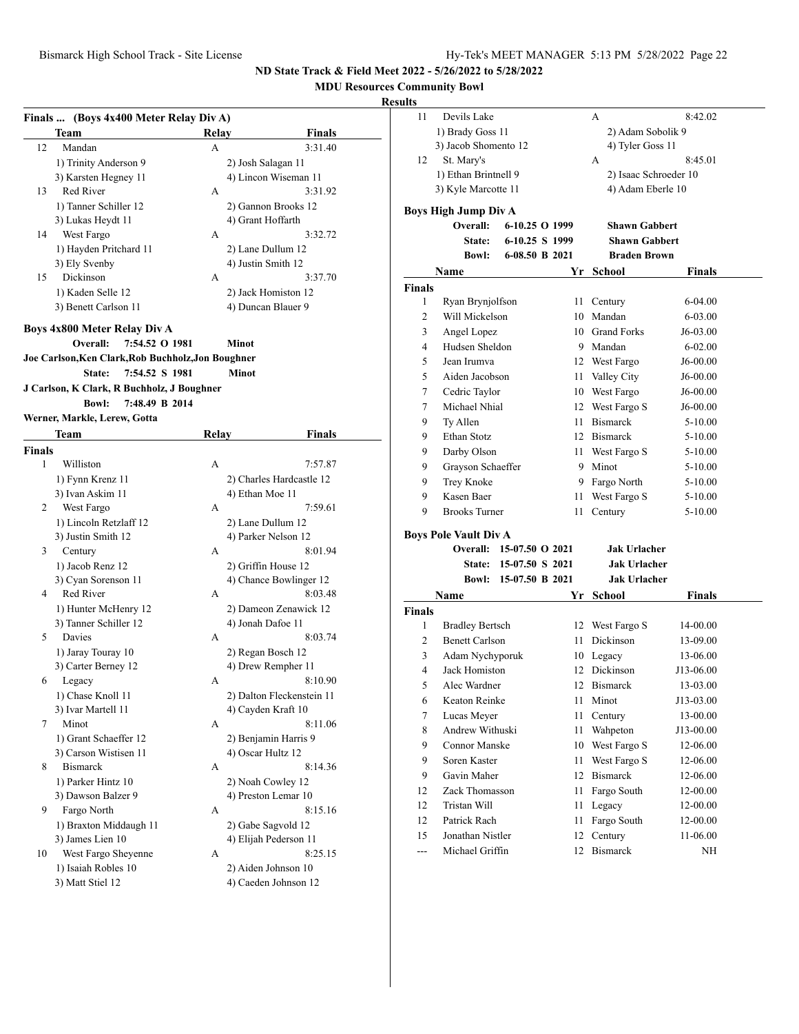ND State Track & Field Meet 2022 - 5/26/2022 to 5/28/2022

MDU Resources Community Bowl

**Results**

### Finals ... (Boys 4x400 Meter Relay Div A)

| | Team | Relay | Finals |
|---|---|---|---|
| 12 | Mandan | A | 3:31.40 |
| | 1) Trinity Anderson 9 | 2) Josh Salagan 11 | |
| | 3) Karsten Hegney 11 | 4) Lincon Wiseman 11 | |
| 13 | Red River | A | 3:31.92 |
| | 1) Tanner Schiller 12 | 2) Gannon Brooks 12 | |
| | 3) Lukas Heydt 11 | 4) Grant Hoffarth | |
| 14 | West Fargo | A | 3:32.72 |
| | 1) Hayden Pritchard 11 | 2) Lane Dullum 12 | |
| | 3) Ely Svenby | 4) Justin Smith 12 | |
| 15 | Dickinson | A | 3:37.70 |
| | 1) Kaden Selle 12 | 2) Jack Homiston 12 | |
| | 3) Benett Carlson 11 | 4) Duncan Blauer 9 | |

### Boys 4x800 Meter Relay Div A

**Overall:** 7:54.52 O 1981 **Minot**
**Joe Carlson,Ken Clark,Rob Buchholz,Jon Boughner**
**State:** 7:54.52 S 1981 **Minot**
**J Carlson, K Clark, R Buchholz, J Boughner**
**Bowl:** 7:48.49 B 2014
**Werner, Markle, Lerew, Gotta**

**Finals**

| | Team | Relay | Finals |
|---|---|---|---|
| 1 | Williston | A | 7:57.87 |
| | 1) Fynn Krenz 11 | 2) Charles Hardcastle 12 | |
| | 3) Ivan Askim 11 | 4) Ethan Moe 11 | |
| 2 | West Fargo | A | 7:59.61 |
| | 1) Lincoln Retzlaff 12 | 2) Lane Dullum 12 | |
| | 3) Justin Smith 12 | 4) Parker Nelson 12 | |
| 3 | Century | A | 8:01.94 |
| | 1) Jacob Renz 12 | 2) Griffin House 12 | |
| | 3) Cyan Sorenson 11 | 4) Chance Bowlinger 12 | |
| 4 | Red River | A | 8:03.48 |
| | 1) Hunter McHenry 12 | 2) Dameon Zenawick 12 | |
| | 3) Tanner Schiller 12 | 4) Jonah Dafoe 11 | |
| 5 | Davies | A | 8:03.74 |
| | 1) Jaray Touray 10 | 2) Regan Bosch 12 | |
| | 3) Carter Berney 12 | 4) Drew Rempher 11 | |
| 6 | Legacy | A | 8:10.90 |
| | 1) Chase Knoll 11 | 2) Dalton Fleckenstein 11 | |
| | 3) Ivar Martell 11 | 4) Cayden Kraft 10 | |
| 7 | Minot | A | 8:11.06 |
| | 1) Grant Schaeffer 12 | 2) Benjamin Harris 9 | |
| | 3) Carson Wistisen 11 | 4) Oscar Hultz 12 | |
| 8 | Bismarck | A | 8:14.36 |
| | 1) Parker Hintz 10 | 2) Noah Cowley 12 | |
| | 3) Dawson Balzer 9 | 4) Preston Lemar 10 | |
| 9 | Fargo North | A | 8:15.16 |
| | 1) Braxton Middaugh 11 | 2) Gabe Sagvold 12 | |
| | 3) James Lien 10 | 4) Elijah Pederson 11 | |
| 10 | West Fargo Sheyenne | A | 8:25.15 |
| | 1) Isaiah Robles 10 | 2) Aiden Johnson 10 | |
| | 3) Matt Stiel 12 | 4) Caeden Johnson 12 | |
| 11 | Devils Lake | A | 8:42.02 |
| | 1) Brady Goss 11 | 2) Adam Sobolik 9 | |
| | 3) Jacob Shomento 12 | 4) Tyler Goss 11 | |
| 12 | St. Mary's | A | 8:45.01 |
| | 1) Ethan Brintnell 9 | 2) Isaac Schroeder 10 | |
| | 3) Kyle Marcotte 11 | 4) Adam Eberle 10 | |

### Boys High Jump Div A

**Overall:** 6-10.25 O 1999 **Shawn Gabbert**
**State:** 6-10.25 S 1999 **Shawn Gabbert**
**Bowl:** 6-08.50 B 2021 **Braden Brown**

**Finals**

| | Name | Yr | School | Finals |
|---|---|---|---|---|
| 1 | Ryan Brynjolfson | 11 | Century | 6-04.00 |
| 2 | Will Mickelson | 10 | Mandan | 6-03.00 |
| 3 | Angel Lopez | 10 | Grand Forks | J6-03.00 |
| 4 | Hudsen Sheldon | 9 | Mandan | 6-02.00 |
| 5 | Jean Irumva | 12 | West Fargo | J6-00.00 |
| 5 | Aiden Jacobson | 11 | Valley City | J6-00.00 |
| 7 | Cedric Taylor | 10 | West Fargo | J6-00.00 |
| 7 | Michael Nhial | 12 | West Fargo S | J6-00.00 |
| 9 | Ty Allen | 11 | Bismarck | 5-10.00 |
| 9 | Ethan Stotz | 12 | Bismarck | 5-10.00 |
| 9 | Darby Olson | 11 | West Fargo S | 5-10.00 |
| 9 | Grayson Schaeffer | 9 | Minot | 5-10.00 |
| 9 | Trey Knoke | 9 | Fargo North | 5-10.00 |
| 9 | Kasen Baer | 11 | West Fargo S | 5-10.00 |
| 9 | Brooks Turner | 11 | Century | 5-10.00 |

### Boys Pole Vault Div A

**Overall:** 15-07.50 O 2021 **Jak Urlacher**
**State:** 15-07.50 S 2021 **Jak Urlacher**
**Bowl:** 15-07.50 B 2021 **Jak Urlacher**

**Finals**

| | Name | Yr | School | Finals |
|---|---|---|---|---|
| 1 | Bradley Bertsch | 12 | West Fargo S | 14-00.00 |
| 2 | Benett Carlson | 11 | Dickinson | 13-09.00 |
| 3 | Adam Nychyporuk | 10 | Legacy | 13-06.00 |
| 4 | Jack Homiston | 12 | Dickinson | J13-06.00 |
| 5 | Alec Wardner | 12 | Bismarck | 13-03.00 |
| 6 | Keaton Reinke | 11 | Minot | J13-03.00 |
| 7 | Lucas Meyer | 11 | Century | 13-00.00 |
| 8 | Andrew Withuski | 11 | Wahpeton | J13-00.00 |
| 9 | Connor Manske | 10 | West Fargo S | 12-06.00 |
| 9 | Soren Kaster | 11 | West Fargo S | 12-06.00 |
| 9 | Gavin Maher | 12 | Bismarck | 12-06.00 |
| 12 | Zack Thomasson | 11 | Fargo South | 12-00.00 |
| 12 | Tristan Will | 11 | Legacy | 12-00.00 |
| 12 | Patrick Rach | 11 | Fargo South | 12-00.00 |
| 15 | Jonathan Nistler | 12 | Century | 11-06.00 |
| --- | Michael Griffin | 12 | Bismarck | NH |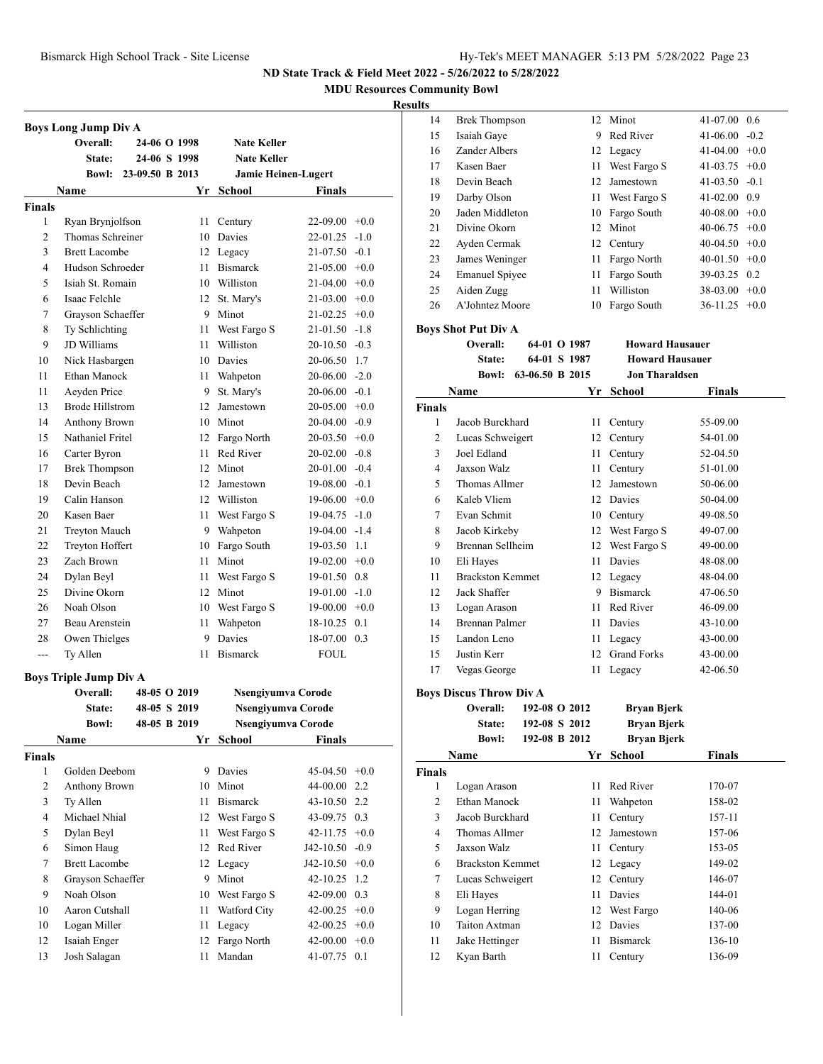## ND State Track & Field Meet 2022 - 5/26/2022 to 5/28/2022

### MDU Resources Community Bowl

### Results

### Boys Long Jump Div A

| | | | |
|---|---|---|---|
| Overall: | 24-06 O 1998 | Nate Keller | |
| State: | 24-06 S 1998 | Nate Keller | |
| Bowl: | 23-09.50 B 2013 | Jamie Heinen-Lugert | |

**Finals**

| Place | Name | Yr | School | Finals | Wind |
|---|---|---|---|---|---|
| 1 | Ryan Brynjolfson | 11 | Century | 22-09.00 | +0.0 |
| 2 | Thomas Schreiner | 10 | Davies | 22-01.25 | -1.0 |
| 3 | Brett Lacombe | 12 | Legacy | 21-07.50 | -0.1 |
| 4 | Hudson Schroeder | 11 | Bismarck | 21-05.00 | +0.0 |
| 5 | Isiah St. Romain | 10 | Williston | 21-04.00 | +0.0 |
| 6 | Isaac Felchle | 12 | St. Mary's | 21-03.00 | +0.0 |
| 7 | Grayson Schaeffer | 9 | Minot | 21-02.25 | +0.0 |
| 8 | Ty Schlichting | 11 | West Fargo S | 21-01.50 | -1.8 |
| 9 | JD Williams | 11 | Williston | 20-10.50 | -0.3 |
| 10 | Nick Hasbargen | 10 | Davies | 20-06.50 | 1.7 |
| 11 | Ethan Manock | 11 | Wahpeton | 20-06.00 | -2.0 |
| 11 | Aeyden Price | 9 | St. Mary's | 20-06.00 | -0.1 |
| 13 | Brode Hillstrom | 12 | Jamestown | 20-05.00 | +0.0 |
| 14 | Anthony Brown | 10 | Minot | 20-04.00 | -0.9 |
| 15 | Nathaniel Fritel | 12 | Fargo North | 20-03.50 | +0.0 |
| 16 | Carter Byron | 11 | Red River | 20-02.00 | -0.8 |
| 17 | Brek Thompson | 12 | Minot | 20-01.00 | -0.4 |
| 18 | Devin Beach | 12 | Jamestown | 19-08.00 | -0.1 |
| 19 | Calin Hanson | 12 | Williston | 19-06.00 | +0.0 |
| 20 | Kasen Baer | 11 | West Fargo S | 19-04.75 | -1.0 |
| 21 | Treyton Mauch | 9 | Wahpeton | 19-04.00 | -1.4 |
| 22 | Treyton Hoffert | 10 | Fargo South | 19-03.50 | 1.1 |
| 23 | Zach Brown | 11 | Minot | 19-02.00 | +0.0 |
| 24 | Dylan Beyl | 11 | West Fargo S | 19-01.50 | 0.8 |
| 25 | Divine Okorn | 12 | Minot | 19-01.00 | -1.0 |
| 26 | Noah Olson | 10 | West Fargo S | 19-00.00 | +0.0 |
| 27 | Beau Arenstein | 11 | Wahpeton | 18-10.25 | 0.1 |
| 28 | Owen Thielges | 9 | Davies | 18-07.00 | 0.3 |
| --- | Ty Allen | 11 | Bismarck | FOUL | |

### Boys Triple Jump Div A

| | | | |
|---|---|---|---|
| Overall: | 48-05 O 2019 | Nsengiyumva Corode | |
| State: | 48-05 S 2019 | Nsengiyumva Corode | |
| Bowl: | 48-05 B 2019 | Nsengiyumva Corode | |

**Finals**

| Place | Name | Yr | School | Finals | Wind |
|---|---|---|---|---|---|
| 1 | Golden Deebom | 9 | Davies | 45-04.50 | +0.0 |
| 2 | Anthony Brown | 10 | Minot | 44-00.00 | 2.2 |
| 3 | Ty Allen | 11 | Bismarck | 43-10.50 | 2.2 |
| 4 | Michael Nhial | 12 | West Fargo S | 43-09.75 | 0.3 |
| 5 | Dylan Beyl | 11 | West Fargo S | 42-11.75 | +0.0 |
| 6 | Simon Haug | 12 | Red River | J42-10.50 | -0.9 |
| 7 | Brett Lacombe | 12 | Legacy | J42-10.50 | +0.0 |
| 8 | Grayson Schaeffer | 9 | Minot | 42-10.25 | 1.2 |
| 9 | Noah Olson | 10 | West Fargo S | 42-09.00 | 0.3 |
| 10 | Aaron Cutshall | 11 | Watford City | 42-00.25 | +0.0 |
| 10 | Logan Miller | 11 | Legacy | 42-00.25 | +0.0 |
| 12 | Isaiah Enger | 12 | Fargo North | 42-00.00 | +0.0 |
| 13 | Josh Salagan | 11 | Mandan | 41-07.75 | 0.1 |
| 14 | Brek Thompson | 12 | Minot | 41-07.00 | 0.6 |
| 15 | Isaiah Gaye | 9 | Red River | 41-06.00 | -0.2 |
| 16 | Zander Albers | 12 | Legacy | 41-04.00 | +0.0 |
| 17 | Kasen Baer | 11 | West Fargo S | 41-03.75 | +0.0 |
| 18 | Devin Beach | 12 | Jamestown | 41-03.50 | -0.1 |
| 19 | Darby Olson | 11 | West Fargo S | 41-02.00 | 0.9 |
| 20 | Jaden Middleton | 10 | Fargo South | 40-08.00 | +0.0 |
| 21 | Divine Okorn | 12 | Minot | 40-06.75 | +0.0 |
| 22 | Ayden Cermak | 12 | Century | 40-04.50 | +0.0 |
| 23 | James Weninger | 11 | Fargo North | 40-01.50 | +0.0 |
| 24 | Emanuel Spiyee | 11 | Fargo South | 39-03.25 | 0.2 |
| 25 | Aiden Zugg | 11 | Williston | 38-03.00 | +0.0 |
| 26 | A'Johntez Moore | 10 | Fargo South | 36-11.25 | +0.0 |

### Boys Shot Put Div A

| | | |
|---|---|---|
| Overall: | 64-01 O 1987 | Howard Hausauer |
| State: | 64-01 S 1987 | Howard Hausauer |
| Bowl: | 63-06.50 B 2015 | Jon Tharaldsen |

**Finals**

| Place | Name | Yr | School | Finals |
|---|---|---|---|---|
| 1 | Jacob Burckhard | 11 | Century | 55-09.00 |
| 2 | Lucas Schweigert | 12 | Century | 54-01.00 |
| 3 | Joel Edland | 11 | Century | 52-04.50 |
| 4 | Jaxson Walz | 11 | Century | 51-01.00 |
| 5 | Thomas Allmer | 12 | Jamestown | 50-06.00 |
| 6 | Kaleb Vliem | 12 | Davies | 50-04.00 |
| 7 | Evan Schmit | 10 | Century | 49-08.50 |
| 8 | Jacob Kirkeby | 12 | West Fargo S | 49-07.00 |
| 9 | Brennan Sellheim | 12 | West Fargo S | 49-00.00 |
| 10 | Eli Hayes | 11 | Davies | 48-08.00 |
| 11 | Brackston Kemmet | 12 | Legacy | 48-04.00 |
| 12 | Jack Shaffer | 9 | Bismarck | 47-06.50 |
| 13 | Logan Arason | 11 | Red River | 46-09.00 |
| 14 | Brennan Palmer | 11 | Davies | 43-10.00 |
| 15 | Landon Leno | 11 | Legacy | 43-00.00 |
| 15 | Justin Kerr | 12 | Grand Forks | 43-00.00 |
| 17 | Vegas George | 11 | Legacy | 42-06.50 |

### Boys Discus Throw Div A

| | | |
|---|---|---|
| Overall: | 192-08 O 2012 | Bryan Bjerk |
| State: | 192-08 S 2012 | Bryan Bjerk |
| Bowl: | 192-08 B 2012 | Bryan Bjerk |

**Finals**

| Place | Name | Yr | School | Finals |
|---|---|---|---|---|
| 1 | Logan Arason | 11 | Red River | 170-07 |
| 2 | Ethan Manock | 11 | Wahpeton | 158-02 |
| 3 | Jacob Burckhard | 11 | Century | 157-11 |
| 4 | Thomas Allmer | 12 | Jamestown | 157-06 |
| 5 | Jaxson Walz | 11 | Century | 153-05 |
| 6 | Brackston Kemmet | 12 | Legacy | 149-02 |
| 7 | Lucas Schweigert | 12 | Century | 146-07 |
| 8 | Eli Hayes | 11 | Davies | 144-01 |
| 9 | Logan Herring | 12 | West Fargo | 140-06 |
| 10 | Taiton Axtman | 12 | Davies | 137-00 |
| 11 | Jake Hettinger | 11 | Bismarck | 136-10 |
| 12 | Kyan Barth | 11 | Century | 136-09 |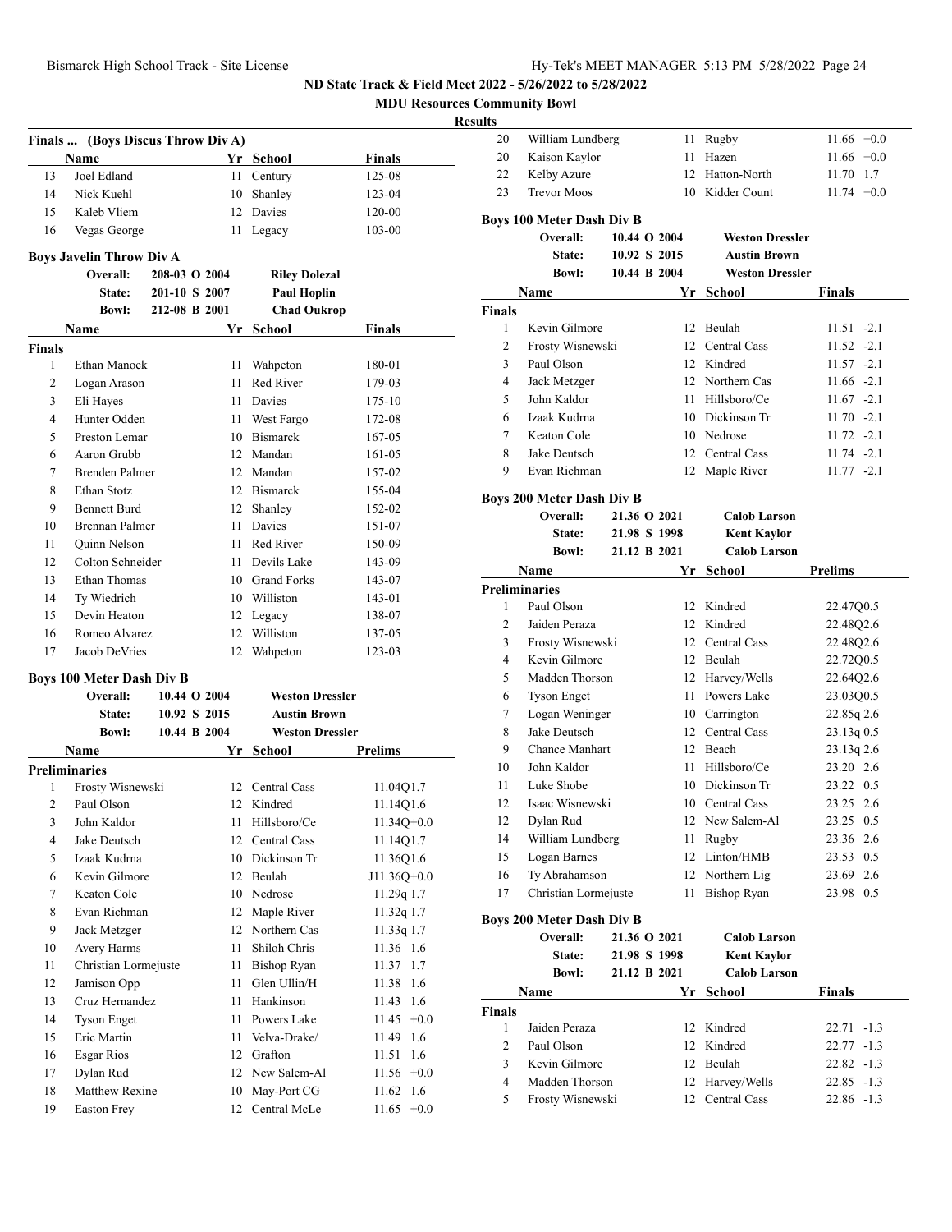ND State Track & Field Meet 2022 - 5/26/2022 to 5/28/2022

MDU Resources Community Bowl

Results

### Finals ... (Boys Discus Throw Div A)

| | Name | Yr | School | Finals |
|---|---|---|---|---|
| 13 | Joel Edland | 11 | Century | 125-08 |
| 14 | Nick Kuehl | 10 | Shanley | 123-04 |
| 15 | Kaleb Vliem | 12 | Davies | 120-00 |
| 16 | Vegas George | 11 | Legacy | 103-00 |

### Boys Javelin Throw Div A

| | | |
|---|---|---|
| Overall: | 208-03 O 2004 | Riley Dolezal |
| State: | 201-10 S 2007 | Paul Hoplin |
| Bowl: | 212-08 B 2001 | Chad Oukrop |

**Finals**

| | Name | Yr | School | Finals |
|---|---|---|---|---|
| 1 | Ethan Manock | 11 | Wahpeton | 180-01 |
| 2 | Logan Arason | 11 | Red River | 179-03 |
| 3 | Eli Hayes | 11 | Davies | 175-10 |
| 4 | Hunter Odden | 11 | West Fargo | 172-08 |
| 5 | Preston Lemar | 10 | Bismarck | 167-05 |
| 6 | Aaron Grubb | 12 | Mandan | 161-05 |
| 7 | Brenden Palmer | 12 | Mandan | 157-02 |
| 8 | Ethan Stotz | 12 | Bismarck | 155-04 |
| 9 | Bennett Burd | 12 | Shanley | 152-02 |
| 10 | Brennan Palmer | 11 | Davies | 151-07 |
| 11 | Quinn Nelson | 11 | Red River | 150-09 |
| 12 | Colton Schneider | 11 | Devils Lake | 143-09 |
| 13 | Ethan Thomas | 10 | Grand Forks | 143-07 |
| 14 | Ty Wiedrich | 10 | Williston | 143-01 |
| 15 | Devin Heaton | 12 | Legacy | 138-07 |
| 16 | Romeo Alvarez | 12 | Williston | 137-05 |
| 17 | Jacob DeVries | 12 | Wahpeton | 123-03 |

### Boys 100 Meter Dash Div B

| | | |
|---|---|---|
| Overall: | 10.44 O 2004 | Weston Dressler |
| State: | 10.92 S 2015 | Austin Brown |
| Bowl: | 10.44 B 2004 | Weston Dressler |

**Preliminaries**

| | Name | Yr | School | Prelims |
|---|---|---|---|---|
| 1 | Frosty Wisnewski | 12 | Central Cass | 11.04Q1.7 |
| 2 | Paul Olson | 12 | Kindred | 11.14Q1.6 |
| 3 | John Kaldor | 11 | Hillsboro/Ce | 11.34Q+0.0 |
| 4 | Jake Deutsch | 12 | Central Cass | 11.14Q1.7 |
| 5 | Izaak Kudrna | 10 | Dickinson Tr | 11.36Q1.6 |
| 6 | Kevin Gilmore | 12 | Beulah | J11.36Q+0.0 |
| 7 | Keaton Cole | 10 | Nedrose | 11.29q 1.7 |
| 8 | Evan Richman | 12 | Maple River | 11.32q 1.7 |
| 9 | Jack Metzger | 12 | Northern Cas | 11.33q 1.7 |
| 10 | Avery Harms | 11 | Shiloh Chris | 11.36 1.6 |
| 11 | Christian Lormejuste | 11 | Bishop Ryan | 11.37 1.7 |
| 12 | Jamison Opp | 11 | Glen Ullin/H | 11.38 1.6 |
| 13 | Cruz Hernandez | 11 | Hankinson | 11.43 1.6 |
| 14 | Tyson Enget | 11 | Powers Lake | 11.45 +0.0 |
| 15 | Eric Martin | 11 | Velva-Drake/ | 11.49 1.6 |
| 16 | Esgar Rios | 12 | Grafton | 11.51 1.6 |
| 17 | Dylan Rud | 12 | New Salem-Al | 11.56 +0.0 |
| 18 | Matthew Rexine | 10 | May-Port CG | 11.62 1.6 |
| 19 | Easton Frey | 12 | Central McLe | 11.65 +0.0 |
| 20 | William Lundberg | 11 | Rugby | 11.66 +0.0 |
| 20 | Kaison Kaylor | 11 | Hazen | 11.66 +0.0 |
| 22 | Kelby Azure | 12 | Hatton-North | 11.70 1.7 |
| 23 | Trevor Moos | 10 | Kidder Count | 11.74 +0.0 |

### Boys 100 Meter Dash Div B

| | | |
|---|---|---|
| Overall: | 10.44 O 2004 | Weston Dressler |
| State: | 10.92 S 2015 | Austin Brown |
| Bowl: | 10.44 B 2004 | Weston Dressler |

**Finals**

| | Name | Yr | School | Finals |
|---|---|---|---|---|
| 1 | Kevin Gilmore | 12 | Beulah | 11.51 -2.1 |
| 2 | Frosty Wisnewski | 12 | Central Cass | 11.52 -2.1 |
| 3 | Paul Olson | 12 | Kindred | 11.57 -2.1 |
| 4 | Jack Metzger | 12 | Northern Cas | 11.66 -2.1 |
| 5 | John Kaldor | 11 | Hillsboro/Ce | 11.67 -2.1 |
| 6 | Izaak Kudrna | 10 | Dickinson Tr | 11.70 -2.1 |
| 7 | Keaton Cole | 10 | Nedrose | 11.72 -2.1 |
| 8 | Jake Deutsch | 12 | Central Cass | 11.74 -2.1 |
| 9 | Evan Richman | 12 | Maple River | 11.77 -2.1 |

### Boys 200 Meter Dash Div B

| | | |
|---|---|---|
| Overall: | 21.36 O 2021 | Calob Larson |
| State: | 21.98 S 1998 | Kent Kaylor |
| Bowl: | 21.12 B 2021 | Calob Larson |

**Preliminaries**

| | Name | Yr | School | Prelims |
|---|---|---|---|---|
| 1 | Paul Olson | 12 | Kindred | 22.47Q0.5 |
| 2 | Jaiden Peraza | 12 | Kindred | 22.48Q2.6 |
| 3 | Frosty Wisnewski | 12 | Central Cass | 22.48Q2.6 |
| 4 | Kevin Gilmore | 12 | Beulah | 22.72Q0.5 |
| 5 | Madden Thorson | 12 | Harvey/Wells | 22.64Q2.6 |
| 6 | Tyson Enget | 11 | Powers Lake | 23.03Q0.5 |
| 7 | Logan Weninger | 10 | Carrington | 22.85q 2.6 |
| 8 | Jake Deutsch | 12 | Central Cass | 23.13q 0.5 |
| 9 | Chance Manhart | 12 | Beach | 23.13q 2.6 |
| 10 | John Kaldor | 11 | Hillsboro/Ce | 23.20 2.6 |
| 11 | Luke Shobe | 10 | Dickinson Tr | 23.22 0.5 |
| 12 | Isaac Wisnewski | 10 | Central Cass | 23.25 2.6 |
| 12 | Dylan Rud | 12 | New Salem-Al | 23.25 0.5 |
| 14 | William Lundberg | 11 | Rugby | 23.36 2.6 |
| 15 | Logan Barnes | 12 | Linton/HMB | 23.53 0.5 |
| 16 | Ty Abrahamson | 12 | Northern Lig | 23.69 2.6 |
| 17 | Christian Lormejuste | 11 | Bishop Ryan | 23.98 0.5 |

### Boys 200 Meter Dash Div B

| | | |
|---|---|---|
| Overall: | 21.36 O 2021 | Calob Larson |
| State: | 21.98 S 1998 | Kent Kaylor |
| Bowl: | 21.12 B 2021 | Calob Larson |

**Finals**

| | Name | Yr | School | Finals |
|---|---|---|---|---|
| 1 | Jaiden Peraza | 12 | Kindred | 22.71 -1.3 |
| 2 | Paul Olson | 12 | Kindred | 22.77 -1.3 |
| 3 | Kevin Gilmore | 12 | Beulah | 22.82 -1.3 |
| 4 | Madden Thorson | 12 | Harvey/Wells | 22.85 -1.3 |
| 5 | Frosty Wisnewski | 12 | Central Cass | 22.86 -1.3 |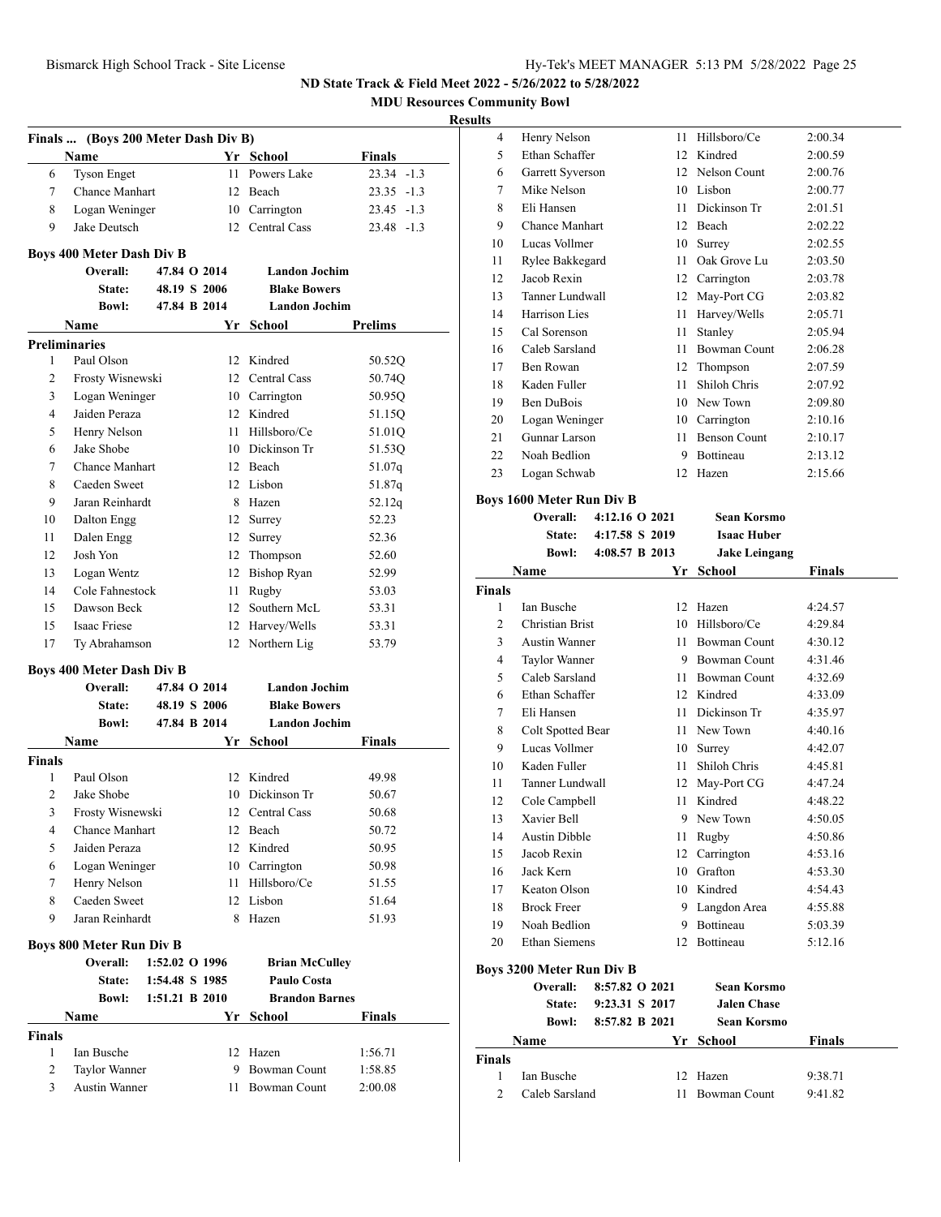ND State Track & Field Meet 2022 - 5/26/2022 to 5/28/2022

MDU Resources Community Bowl

Results

### Finals ... (Boys 200 Meter Dash Div B)

| | Name | Yr | School | Finals | |
|---|---|---|---|---|---|
| 6 | Tyson Enget | 11 | Powers Lake | 23.34 | -1.3 |
| 7 | Chance Manhart | 12 | Beach | 23.35 | -1.3 |
| 8 | Logan Weninger | 10 | Carrington | 23.45 | -1.3 |
| 9 | Jake Deutsch | 12 | Central Cass | 23.48 | -1.3 |

### Boys 400 Meter Dash Div B

| | | |
|---|---|---|
| Overall: | 47.84 O 2014 | Landon Jochim |
| State: | 48.19 S 2006 | Blake Bowers |
| Bowl: | 47.84 B 2014 | Landon Jochim |

**Preliminaries**

| | Name | Yr | School | Prelims |
|---|---|---|---|---|
| 1 | Paul Olson | 12 | Kindred | 50.52Q |
| 2 | Frosty Wisnewski | 12 | Central Cass | 50.74Q |
| 3 | Logan Weninger | 10 | Carrington | 50.95Q |
| 4 | Jaiden Peraza | 12 | Kindred | 51.15Q |
| 5 | Henry Nelson | 11 | Hillsboro/Ce | 51.01Q |
| 6 | Jake Shobe | 10 | Dickinson Tr | 51.53Q |
| 7 | Chance Manhart | 12 | Beach | 51.07q |
| 8 | Caeden Sweet | 12 | Lisbon | 51.87q |
| 9 | Jaran Reinhardt | 8 | Hazen | 52.12q |
| 10 | Dalton Engg | 12 | Surrey | 52.23 |
| 11 | Dalen Engg | 12 | Surrey | 52.36 |
| 12 | Josh Yon | 12 | Thompson | 52.60 |
| 13 | Logan Wentz | 12 | Bishop Ryan | 52.99 |
| 14 | Cole Fahnestock | 11 | Rugby | 53.03 |
| 15 | Dawson Beck | 12 | Southern McL | 53.31 |
| 15 | Isaac Friese | 12 | Harvey/Wells | 53.31 |
| 17 | Ty Abrahamson | 12 | Northern Lig | 53.79 |

### Boys 400 Meter Dash Div B

| | | |
|---|---|---|
| Overall: | 47.84 O 2014 | Landon Jochim |
| State: | 48.19 S 2006 | Blake Bowers |
| Bowl: | 47.84 B 2014 | Landon Jochim |

**Finals**

| | Name | Yr | School | Finals |
|---|---|---|---|---|
| 1 | Paul Olson | 12 | Kindred | 49.98 |
| 2 | Jake Shobe | 10 | Dickinson Tr | 50.67 |
| 3 | Frosty Wisnewski | 12 | Central Cass | 50.68 |
| 4 | Chance Manhart | 12 | Beach | 50.72 |
| 5 | Jaiden Peraza | 12 | Kindred | 50.95 |
| 6 | Logan Weninger | 10 | Carrington | 50.98 |
| 7 | Henry Nelson | 11 | Hillsboro/Ce | 51.55 |
| 8 | Caeden Sweet | 12 | Lisbon | 51.64 |
| 9 | Jaran Reinhardt | 8 | Hazen | 51.93 |

### Boys 800 Meter Run Div B

| | | |
|---|---|---|
| Overall: | 1:52.02 O 1996 | Brian McCulley |
| State: | 1:54.48 S 1985 | Paulo Costa |
| Bowl: | 1:51.21 B 2010 | Brandon Barnes |

**Finals**

| | Name | Yr | School | Finals |
|---|---|---|---|---|
| 1 | Ian Busche | 12 | Hazen | 1:56.71 |
| 2 | Taylor Wanner | 9 | Bowman Count | 1:58.85 |
| 3 | Austin Wanner | 11 | Bowman Count | 2:00.08 |
| 4 | Henry Nelson | 11 | Hillsboro/Ce | 2:00.34 |
| 5 | Ethan Schaffer | 12 | Kindred | 2:00.59 |
| 6 | Garrett Syverson | 12 | Nelson Count | 2:00.76 |
| 7 | Mike Nelson | 10 | Lisbon | 2:00.77 |
| 8 | Eli Hansen | 11 | Dickinson Tr | 2:01.51 |
| 9 | Chance Manhart | 12 | Beach | 2:02.22 |
| 10 | Lucas Vollmer | 10 | Surrey | 2:02.55 |
| 11 | Rylee Bakkegard | 11 | Oak Grove Lu | 2:03.50 |
| 12 | Jacob Rexin | 12 | Carrington | 2:03.78 |
| 13 | Tanner Lundwall | 12 | May-Port CG | 2:03.82 |
| 14 | Harrison Lies | 11 | Harvey/Wells | 2:05.71 |
| 15 | Cal Sorenson | 11 | Stanley | 2:05.94 |
| 16 | Caleb Sarsland | 11 | Bowman Count | 2:06.28 |
| 17 | Ben Rowan | 12 | Thompson | 2:07.59 |
| 18 | Kaden Fuller | 11 | Shiloh Chris | 2:07.92 |
| 19 | Ben DuBois | 10 | New Town | 2:09.80 |
| 20 | Logan Weninger | 10 | Carrington | 2:10.16 |
| 21 | Gunnar Larson | 11 | Benson Count | 2:10.17 |
| 22 | Noah Bedlion | 9 | Bottineau | 2:13.12 |
| 23 | Logan Schwab | 12 | Hazen | 2:15.66 |

### Boys 1600 Meter Run Div B

| | | |
|---|---|---|
| Overall: | 4:12.16 O 2021 | Sean Korsmo |
| State: | 4:17.58 S 2019 | Isaac Huber |
| Bowl: | 4:08.57 B 2013 | Jake Leingang |

**Finals**

| | Name | Yr | School | Finals |
|---|---|---|---|---|
| 1 | Ian Busche | 12 | Hazen | 4:24.57 |
| 2 | Christian Brist | 10 | Hillsboro/Ce | 4:29.84 |
| 3 | Austin Wanner | 11 | Bowman Count | 4:30.12 |
| 4 | Taylor Wanner | 9 | Bowman Count | 4:31.46 |
| 5 | Caleb Sarsland | 11 | Bowman Count | 4:32.69 |
| 6 | Ethan Schaffer | 12 | Kindred | 4:33.09 |
| 7 | Eli Hansen | 11 | Dickinson Tr | 4:35.97 |
| 8 | Colt Spotted Bear | 11 | New Town | 4:40.16 |
| 9 | Lucas Vollmer | 10 | Surrey | 4:42.07 |
| 10 | Kaden Fuller | 11 | Shiloh Chris | 4:45.81 |
| 11 | Tanner Lundwall | 12 | May-Port CG | 4:47.24 |
| 12 | Cole Campbell | 11 | Kindred | 4:48.22 |
| 13 | Xavier Bell | 9 | New Town | 4:50.05 |
| 14 | Austin Dibble | 11 | Rugby | 4:50.86 |
| 15 | Jacob Rexin | 12 | Carrington | 4:53.16 |
| 16 | Jack Kern | 10 | Grafton | 4:53.30 |
| 17 | Keaton Olson | 10 | Kindred | 4:54.43 |
| 18 | Brock Freer | 9 | Langdon Area | 4:55.88 |
| 19 | Noah Bedlion | 9 | Bottineau | 5:03.39 |
| 20 | Ethan Siemens | 12 | Bottineau | 5:12.16 |

### Boys 3200 Meter Run Div B

| | | |
|---|---|---|
| Overall: | 8:57.82 O 2021 | Sean Korsmo |
| State: | 9:23.31 S 2017 | Jalen Chase |
| Bowl: | 8:57.82 B 2021 | Sean Korsmo |

**Finals**

| | Name | Yr | School | Finals |
|---|---|---|---|---|
| 1 | Ian Busche | 12 | Hazen | 9:38.71 |
| 2 | Caleb Sarsland | 11 | Bowman Count | 9:41.82 |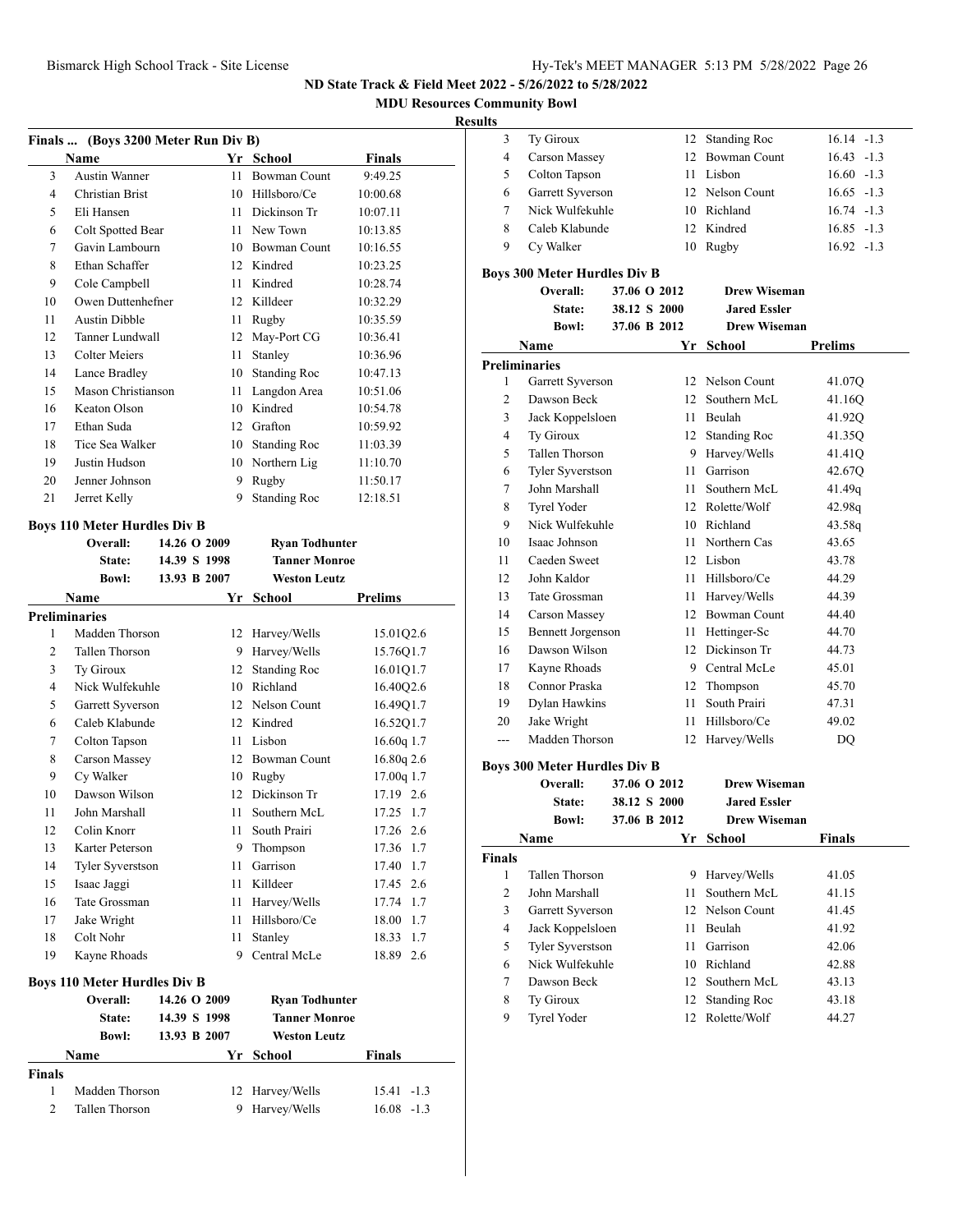## ND State Track & Field Meet 2022 - 5/26/2022 to 5/28/2022

### MDU Resources Community Bowl

### Results

#### Finals ... (Boys 3200 Meter Run Div B)

| | Name | Yr | School | Finals |
|---|---|---|---|---|
| 3 | Austin Wanner | 11 | Bowman Count | 9:49.25 |
| 4 | Christian Brist | 10 | Hillsboro/Ce | 10:00.68 |
| 5 | Eli Hansen | 11 | Dickinson Tr | 10:07.11 |
| 6 | Colt Spotted Bear | 11 | New Town | 10:13.85 |
| 7 | Gavin Lambourn | 10 | Bowman Count | 10:16.55 |
| 8 | Ethan Schaffer | 12 | Kindred | 10:23.25 |
| 9 | Cole Campbell | 11 | Kindred | 10:28.74 |
| 10 | Owen Duttenhefner | 12 | Killdeer | 10:32.29 |
| 11 | Austin Dibble | 11 | Rugby | 10:35.59 |
| 12 | Tanner Lundwall | 12 | May-Port CG | 10:36.41 |
| 13 | Colter Meiers | 11 | Stanley | 10:36.96 |
| 14 | Lance Bradley | 10 | Standing Roc | 10:47.13 |
| 15 | Mason Christianson | 11 | Langdon Area | 10:51.06 |
| 16 | Keaton Olson | 10 | Kindred | 10:54.78 |
| 17 | Ethan Suda | 12 | Grafton | 10:59.92 |
| 18 | Tice Sea Walker | 10 | Standing Roc | 11:03.39 |
| 19 | Justin Hudson | 10 | Northern Lig | 11:10.70 |
| 20 | Jenner Johnson | 9 | Rugby | 11:50.17 |
| 21 | Jerret Kelly | 9 | Standing Roc | 12:18.51 |

#### Boys 110 Meter Hurdles Div B

| | | | |
|---|---|---|---|
| Overall: | 14.26 O 2009 | Ryan Todhunter | |
| State: | 14.39 S 1998 | Tanner Monroe | |
| Bowl: | 13.93 B 2007 | Weston Leutz | |

**Preliminaries**

| | Name | Yr | School | Prelims | Wind |
|---|---|---|---|---|---|
| 1 | Madden Thorson | 12 | Harvey/Wells | 15.01Q | 2.6 |
| 2 | Tallen Thorson | 9 | Harvey/Wells | 15.76Q | 1.7 |
| 3 | Ty Giroux | 12 | Standing Roc | 16.01Q | 1.7 |
| 4 | Nick Wulfekuhle | 10 | Richland | 16.40Q | 2.6 |
| 5 | Garrett Syverson | 12 | Nelson Count | 16.49Q | 1.7 |
| 6 | Caleb Klabunde | 12 | Kindred | 16.52Q | 1.7 |
| 7 | Colton Tapson | 11 | Lisbon | 16.60q | 1.7 |
| 8 | Carson Massey | 12 | Bowman Count | 16.80q | 2.6 |
| 9 | Cy Walker | 10 | Rugby | 17.00q | 1.7 |
| 10 | Dawson Wilson | 12 | Dickinson Tr | 17.19 | 2.6 |
| 11 | John Marshall | 11 | Southern McL | 17.25 | 1.7 |
| 12 | Colin Knorr | 11 | South Prairi | 17.26 | 2.6 |
| 13 | Karter Peterson | 9 | Thompson | 17.36 | 1.7 |
| 14 | Tyler Syverstson | 11 | Garrison | 17.40 | 1.7 |
| 15 | Isaac Jaggi | 11 | Killdeer | 17.45 | 2.6 |
| 16 | Tate Grossman | 11 | Harvey/Wells | 17.74 | 1.7 |
| 17 | Jake Wright | 11 | Hillsboro/Ce | 18.00 | 1.7 |
| 18 | Colt Nohr | 11 | Stanley | 18.33 | 1.7 |
| 19 | Kayne Rhoads | 9 | Central McLe | 18.89 | 2.6 |

#### Boys 110 Meter Hurdles Div B

| | | | |
|---|---|---|---|
| Overall: | 14.26 O 2009 | Ryan Todhunter | |
| State: | 14.39 S 1998 | Tanner Monroe | |
| Bowl: | 13.93 B 2007 | Weston Leutz | |

**Finals**

| | Name | Yr | School | Finals | Wind |
|---|---|---|---|---|---|
| 1 | Madden Thorson | 12 | Harvey/Wells | 15.41 | -1.3 |
| 2 | Tallen Thorson | 9 | Harvey/Wells | 16.08 | -1.3 |
| 3 | Ty Giroux | 12 | Standing Roc | 16.14 | -1.3 |
| 4 | Carson Massey | 12 | Bowman Count | 16.43 | -1.3 |
| 5 | Colton Tapson | 11 | Lisbon | 16.60 | -1.3 |
| 6 | Garrett Syverson | 12 | Nelson Count | 16.65 | -1.3 |
| 7 | Nick Wulfekuhle | 10 | Richland | 16.74 | -1.3 |
| 8 | Caleb Klabunde | 12 | Kindred | 16.85 | -1.3 |
| 9 | Cy Walker | 10 | Rugby | 16.92 | -1.3 |

#### Boys 300 Meter Hurdles Div B

| | | |
|---|---|---|
| Overall: | 37.06 O 2012 | Drew Wiseman |
| State: | 38.12 S 2000 | Jared Essler |
| Bowl: | 37.06 B 2012 | Drew Wiseman |

**Preliminaries**

| | Name | Yr | School | Prelims |
|---|---|---|---|---|
| 1 | Garrett Syverson | 12 | Nelson Count | 41.07Q |
| 2 | Dawson Beck | 12 | Southern McL | 41.16Q |
| 3 | Jack Koppelsloen | 11 | Beulah | 41.92Q |
| 4 | Ty Giroux | 12 | Standing Roc | 41.35Q |
| 5 | Tallen Thorson | 9 | Harvey/Wells | 41.41Q |
| 6 | Tyler Syverstson | 11 | Garrison | 42.67Q |
| 7 | John Marshall | 11 | Southern McL | 41.49q |
| 8 | Tyrel Yoder | 12 | Rolette/Wolf | 42.98q |
| 9 | Nick Wulfekuhle | 10 | Richland | 43.58q |
| 10 | Isaac Johnson | 11 | Northern Cas | 43.65 |
| 11 | Caeden Sweet | 12 | Lisbon | 43.78 |
| 12 | John Kaldor | 11 | Hillsboro/Ce | 44.29 |
| 13 | Tate Grossman | 11 | Harvey/Wells | 44.39 |
| 14 | Carson Massey | 12 | Bowman Count | 44.40 |
| 15 | Bennett Jorgenson | 11 | Hettinger-Sc | 44.70 |
| 16 | Dawson Wilson | 12 | Dickinson Tr | 44.73 |
| 17 | Kayne Rhoads | 9 | Central McLe | 45.01 |
| 18 | Connor Praska | 12 | Thompson | 45.70 |
| 19 | Dylan Hawkins | 11 | South Prairi | 47.31 |
| 20 | Jake Wright | 11 | Hillsboro/Ce | 49.02 |
| --- | Madden Thorson | 12 | Harvey/Wells | DQ |

#### Boys 300 Meter Hurdles Div B

| | | |
|---|---|---|
| Overall: | 37.06 O 2012 | Drew Wiseman |
| State: | 38.12 S 2000 | Jared Essler |
| Bowl: | 37.06 B 2012 | Drew Wiseman |

**Finals**

| | Name | Yr | School | Finals |
|---|---|---|---|---|
| 1 | Tallen Thorson | 9 | Harvey/Wells | 41.05 |
| 2 | John Marshall | 11 | Southern McL | 41.15 |
| 3 | Garrett Syverson | 12 | Nelson Count | 41.45 |
| 4 | Jack Koppelsloen | 11 | Beulah | 41.92 |
| 5 | Tyler Syverstson | 11 | Garrison | 42.06 |
| 6 | Nick Wulfekuhle | 10 | Richland | 42.88 |
| 7 | Dawson Beck | 12 | Southern McL | 43.13 |
| 8 | Ty Giroux | 12 | Standing Roc | 43.18 |
| 9 | Tyrel Yoder | 12 | Rolette/Wolf | 44.27 |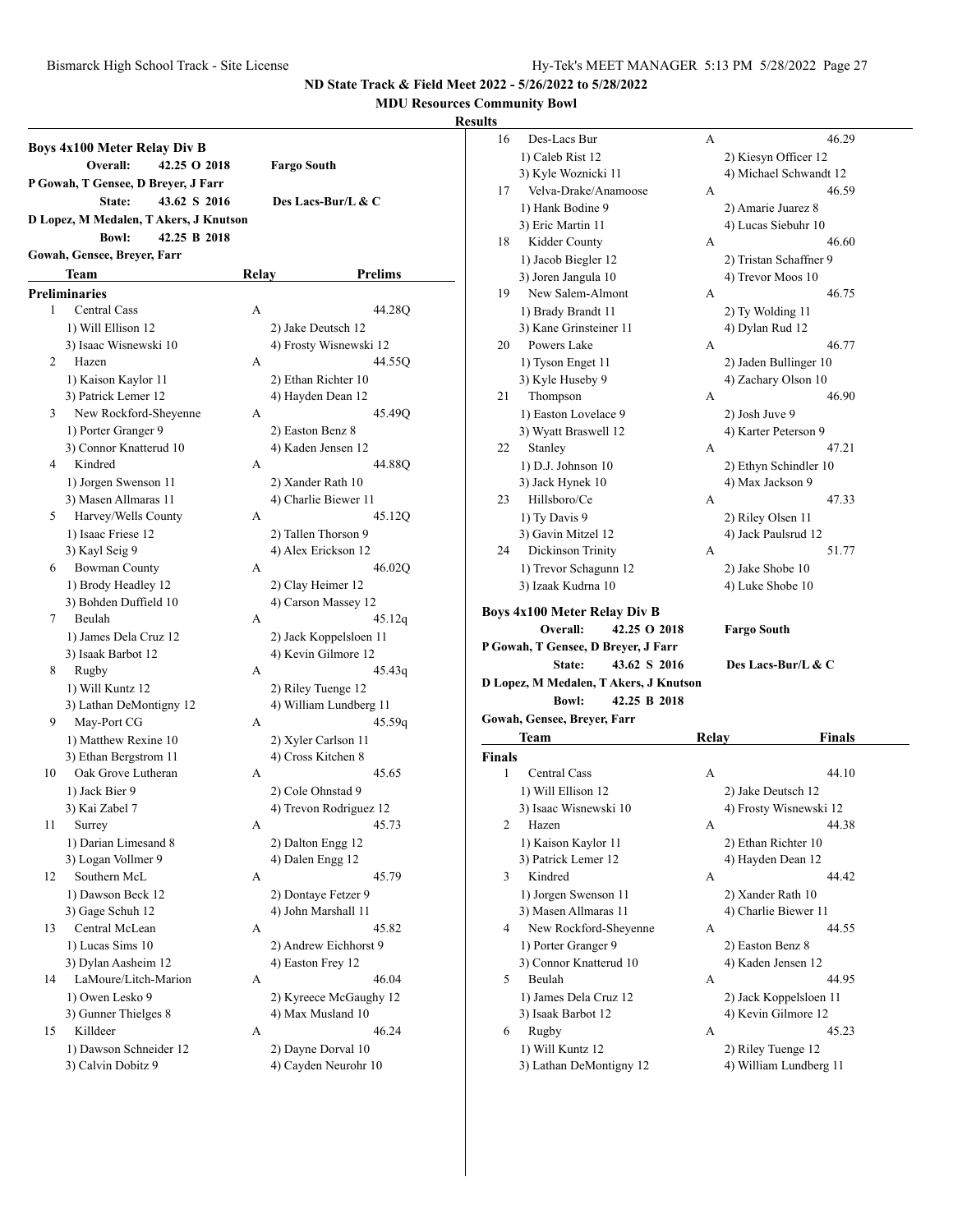## ND State Track & Field Meet 2022 - 5/26/2022 to 5/28/2022

### MDU Resources Community Bowl

### Results

**Boys 4x100 Meter Relay Div B**

| | | |
|---|---|---|
| **Overall:** | 42.25 O 2018 | **Fargo South** |
| P Gowah, T Gensee, D Breyer, J Farr | | |
| **State:** | 43.62 S 2016 | **Des Lacs-Bur/L & C** |
| D Lopez, M Medalen, T Akers, J Knutson | | |
| **Bowl:** | 42.25 B 2018 | |
| Gowah, Gensee, Breyer, Farr | | |

**Preliminaries**

| | Team | Relay | Prelims |
|---|---|---|---|
| 1 | Central Cass | A | 44.28Q |
| | 1) Will Ellison 12, 2) Jake Deutsch 12, 3) Isaac Wisnewski 10, 4) Frosty Wisnewski 12 | | |
| 2 | Hazen | A | 44.55Q |
| | 1) Kaison Kaylor 11, 2) Ethan Richter 10, 3) Patrick Lemer 12, 4) Hayden Dean 12 | | |
| 3 | New Rockford-Sheyenne | A | 45.49Q |
| | 1) Porter Granger 9, 2) Easton Benz 8, 3) Connor Knatterud 10, 4) Kaden Jensen 12 | | |
| 4 | Kindred | A | 44.88Q |
| | 1) Jorgen Swenson 11, 2) Xander Rath 10, 3) Masen Allmaras 11, 4) Charlie Biewer 11 | | |
| 5 | Harvey/Wells County | A | 45.12Q |
| | 1) Isaac Friese 12, 2) Tallen Thorson 9, 3) Kayl Seig 9, 4) Alex Erickson 12 | | |
| 6 | Bowman County | A | 46.02Q |
| | 1) Brody Headley 12, 2) Clay Heimer 12, 3) Bohden Duffield 10, 4) Carson Massey 12 | | |
| 7 | Beulah | A | 45.12q |
| | 1) James Dela Cruz 12, 2) Jack Koppelsloen 11, 3) Isaak Barbot 12, 4) Kevin Gilmore 12 | | |
| 8 | Rugby | A | 45.43q |
| | 1) Will Kuntz 12, 2) Riley Tuenge 12, 3) Lathan DeMontigny 12, 4) William Lundberg 11 | | |
| 9 | May-Port CG | A | 45.59q |
| | 1) Matthew Rexine 10, 2) Xyler Carlson 11, 3) Ethan Bergstrom 11, 4) Cross Kitchen 8 | | |
| 10 | Oak Grove Lutheran | A | 45.65 |
| | 1) Jack Bier 9, 2) Cole Ohnstad 9, 3) Kai Zabel 7, 4) Trevon Rodriguez 12 | | |
| 11 | Surrey | A | 45.73 |
| | 1) Darian Limesand 8, 2) Dalton Engg 12, 3) Logan Vollmer 9, 4) Dalen Engg 12 | | |
| 12 | Southern McL | A | 45.79 |
| | 1) Dawson Beck 12, 2) Dontaye Fetzer 9, 3) Gage Schuh 12, 4) John Marshall 11 | | |
| 13 | Central McLean | A | 45.82 |
| | 1) Lucas Sims 10, 2) Andrew Eichhorst 9, 3) Dylan Aasheim 12, 4) Easton Frey 12 | | |
| 14 | LaMoure/Litch-Marion | A | 46.04 |
| | 1) Owen Lesko 9, 2) Kyreece McGaughy 12, 3) Gunner Thielges 8, 4) Max Musland 10 | | |
| 15 | Killdeer | A | 46.24 |
| | 1) Dawson Schneider 12, 2) Dayne Dorval 10, 3) Calvin Dobitz 9, 4) Cayden Neurohr 10 | | |
| 16 | Des-Lacs Bur | A | 46.29 |
| | 1) Caleb Rist 12, 2) Kiesyn Officer 12, 3) Kyle Woznicki 11, 4) Michael Schwandt 12 | | |
| 17 | Velva-Drake/Anamoose | A | 46.59 |
| | 1) Hank Bodine 9, 2) Amarie Juarez 8, 3) Eric Martin 11, 4) Lucas Siebuhr 10 | | |
| 18 | Kidder County | A | 46.60 |
| | 1) Jacob Biegler 12, 2) Tristan Schaffner 9, 3) Joren Jangula 10, 4) Trevor Moos 10 | | |
| 19 | New Salem-Almont | A | 46.75 |
| | 1) Brady Brandt 11, 2) Ty Wolding 11, 3) Kane Grinsteiner 11, 4) Dylan Rud 12 | | |
| 20 | Powers Lake | A | 46.77 |
| | 1) Tyson Enget 11, 2) Jaden Bullinger 10, 3) Kyle Huseby 9, 4) Zachary Olson 10 | | |
| 21 | Thompson | A | 46.90 |
| | 1) Easton Lovelace 9, 2) Josh Juve 9, 3) Wyatt Braswell 12, 4) Karter Peterson 9 | | |
| 22 | Stanley | A | 47.21 |
| | 1) D.J. Johnson 10, 2) Ethyn Schindler 10, 3) Jack Hynek 10, 4) Max Jackson 9 | | |
| 23 | Hillsboro/Ce | A | 47.33 |
| | 1) Ty Davis 9, 2) Riley Olsen 11, 3) Gavin Mitzel 12, 4) Jack Paulsrud 12 | | |
| 24 | Dickinson Trinity | A | 51.77 |
| | 1) Trevor Schagunn 12, 2) Jake Shobe 10, 3) Izaak Kudrna 10, 4) Luke Shobe 10 | | |

**Boys 4x100 Meter Relay Div B**

| | | |
|---|---|---|
| **Overall:** | 42.25 O 2018 | **Fargo South** |
| P Gowah, T Gensee, D Breyer, J Farr | | |
| **State:** | 43.62 S 2016 | **Des Lacs-Bur/L & C** |
| D Lopez, M Medalen, T Akers, J Knutson | | |
| **Bowl:** | 42.25 B 2018 | |
| Gowah, Gensee, Breyer, Farr | | |

**Finals**

| | Team | Relay | Finals |
|---|---|---|---|
| 1 | Central Cass | A | 44.10 |
| | 1) Will Ellison 12, 2) Jake Deutsch 12, 3) Isaac Wisnewski 10, 4) Frosty Wisnewski 12 | | |
| 2 | Hazen | A | 44.38 |
| | 1) Kaison Kaylor 11, 2) Ethan Richter 10, 3) Patrick Lemer 12, 4) Hayden Dean 12 | | |
| 3 | Kindred | A | 44.42 |
| | 1) Jorgen Swenson 11, 2) Xander Rath 10, 3) Masen Allmaras 11, 4) Charlie Biewer 11 | | |
| 4 | New Rockford-Sheyenne | A | 44.55 |
| | 1) Porter Granger 9, 2) Easton Benz 8, 3) Connor Knatterud 10, 4) Kaden Jensen 12 | | |
| 5 | Beulah | A | 44.95 |
| | 1) James Dela Cruz 12, 2) Jack Koppelsloen 11, 3) Isaak Barbot 12, 4) Kevin Gilmore 12 | | |
| 6 | Rugby | A | 45.23 |
| | 1) Will Kuntz 12, 2) Riley Tuenge 12, 3) Lathan DeMontigny 12, 4) William Lundberg 11 | | |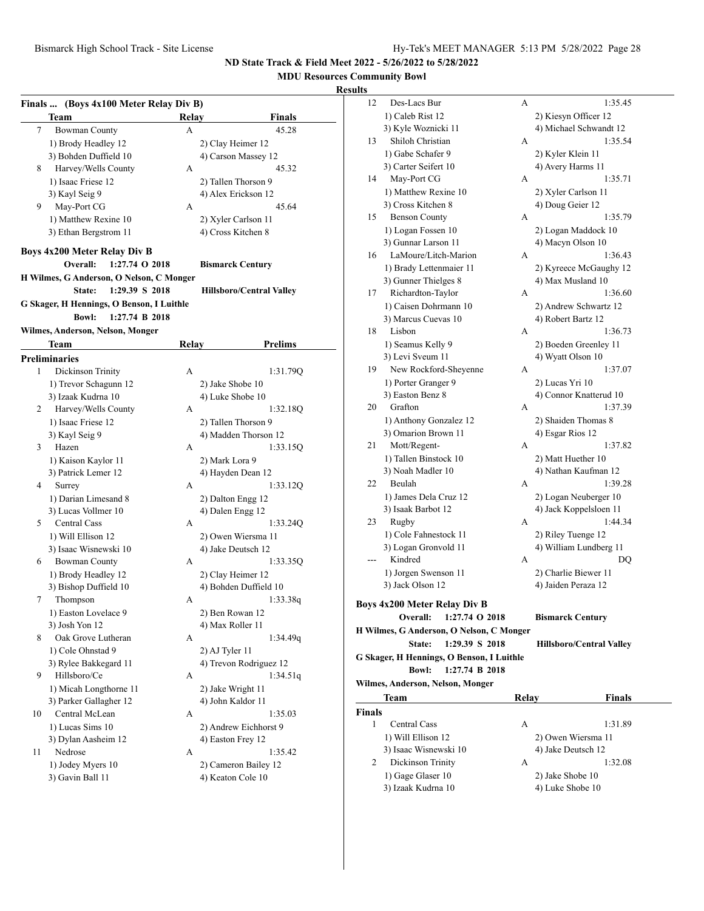**ND State Track & Field Meet 2022 - 5/26/2022 to 5/28/2022**

**MDU Resources Community Bowl**

**Results**

### Finals ... (Boys 4x100 Meter Relay Div B)

| | Team | Relay | Finals |
|---|---|---|---|
| 7 | Bowman County | A | 45.28 |
| | 1) Brody Headley 12 | 2) Clay Heimer 12 | |
| | 3) Bohden Duffield 10 | 4) Carson Massey 12 | |
| 8 | Harvey/Wells County | A | 45.32 |
| | 1) Isaac Friese 12 | 2) Tallen Thorson 9 | |
| | 3) Kayl Seig 9 | 4) Alex Erickson 12 | |
| 9 | May-Port CG | A | 45.64 |
| | 1) Matthew Rexine 10 | 2) Xyler Carlson 11 | |
| | 3) Ethan Bergstrom 11 | 4) Cross Kitchen 8 | |

### Boys 4x200 Meter Relay Div B

Overall: 1:27.74 O 2018 Bismarck Century
H Wilmes, G Anderson, O Nelson, C Monger

State: 1:29.39 S 2018 Hillsboro/Central Valley
G Skager, H Hennings, O Benson, I Luithle

Bowl: 1:27.74 B 2018
Wilmes, Anderson, Nelson, Monger

| | Team | Relay | Prelims |
|---|---|---|---|
| **Preliminaries** | | | |
| 1 | Dickinson Trinity | A | 1:31.79Q |
| | 1) Trevor Schagunn 12 | 2) Jake Shobe 10 | |
| | 3) Izaak Kudrna 10 | 4) Luke Shobe 10 | |
| 2 | Harvey/Wells County | A | 1:32.18Q |
| | 1) Isaac Friese 12 | 2) Tallen Thorson 9 | |
| | 3) Kayl Seig 9 | 4) Madden Thorson 12 | |
| 3 | Hazen | A | 1:33.15Q |
| | 1) Kaison Kaylor 11 | 2) Mark Lora 9 | |
| | 3) Patrick Lemer 12 | 4) Hayden Dean 12 | |
| 4 | Surrey | A | 1:33.12Q |
| | 1) Darian Limesand 8 | 2) Dalton Engg 12 | |
| | 3) Lucas Vollmer 10 | 4) Dalen Engg 12 | |
| 5 | Central Cass | A | 1:33.24Q |
| | 1) Will Ellison 12 | 2) Owen Wiersma 11 | |
| | 3) Isaac Wisnewski 10 | 4) Jake Deutsch 12 | |
| 6 | Bowman County | A | 1:33.35Q |
| | 1) Brody Headley 12 | 2) Clay Heimer 12 | |
| | 3) Bishop Duffield 10 | 4) Bohden Duffield 10 | |
| 7 | Thompson | A | 1:33.38q |
| | 1) Easton Lovelace 9 | 2) Ben Rowan 12 | |
| | 3) Josh Yon 12 | 4) Max Roller 11 | |
| 8 | Oak Grove Lutheran | A | 1:34.49q |
| | 1) Cole Ohnstad 9 | 2) AJ Tyler 11 | |
| | 3) Rylee Bakkegard 11 | 4) Trevon Rodriguez 12 | |
| 9 | Hillsboro/Ce | A | 1:34.51q |
| | 1) Micah Longthorne 11 | 2) Jake Wright 11 | |
| | 3) Parker Gallagher 12 | 4) John Kaldor 11 | |
| 10 | Central McLean | A | 1:35.03 |
| | 1) Lucas Sims 10 | 2) Andrew Eichhorst 9 | |
| | 3) Dylan Aasheim 12 | 4) Easton Frey 12 | |
| 11 | Nedrose | A | 1:35.42 |
| | 1) Jodey Myers 10 | 2) Cameron Bailey 12 | |
| | 3) Gavin Ball 11 | 4) Keaton Cole 10 | |
| 12 | Des-Lacs Bur | A | 1:35.45 |
| | 1) Caleb Rist 12 | 2) Kiesyn Officer 12 | |
| | 3) Kyle Woznicki 11 | 4) Michael Schwandt 12 | |
| 13 | Shiloh Christian | A | 1:35.54 |
| | 1) Gabe Schafer 9 | 2) Kyler Klein 11 | |
| | 3) Carter Seifert 10 | 4) Avery Harms 11 | |
| 14 | May-Port CG | A | 1:35.71 |
| | 1) Matthew Rexine 10 | 2) Xyler Carlson 11 | |
| | 3) Cross Kitchen 8 | 4) Doug Geier 12 | |
| 15 | Benson County | A | 1:35.79 |
| | 1) Logan Fossen 10 | 2) Logan Maddock 10 | |
| | 3) Gunnar Larson 11 | 4) Macyn Olson 10 | |
| 16 | LaMoure/Litch-Marion | A | 1:36.43 |
| | 1) Brady Lettenmaier 11 | 2) Kyreece McGaughy 12 | |
| | 3) Gunner Thielges 8 | 4) Max Musland 10 | |
| 17 | Richardton-Taylor | A | 1:36.60 |
| | 1) Caisen Dohrmann 10 | 2) Andrew Schwartz 12 | |
| | 3) Marcus Cuevas 10 | 4) Robert Bartz 12 | |
| 18 | Lisbon | A | 1:36.73 |
| | 1) Seamus Kelly 9 | 2) Boeden Greenley 11 | |
| | 3) Levi Sveum 11 | 4) Wyatt Olson 10 | |
| 19 | New Rockford-Sheyenne | A | 1:37.07 |
| | 1) Porter Granger 9 | 2) Lucas Yri 10 | |
| | 3) Easton Benz 8 | 4) Connor Knatterud 10 | |
| 20 | Grafton | A | 1:37.39 |
| | 1) Anthony Gonzalez 12 | 2) Shaiden Thomas 8 | |
| | 3) Omarion Brown 11 | 4) Esgar Rios 12 | |
| 21 | Mott/Regent- | A | 1:37.82 |
| | 1) Tallen Binstock 10 | 2) Matt Huether 10 | |
| | 3) Noah Madler 10 | 4) Nathan Kaufman 12 | |
| 22 | Beulah | A | 1:39.28 |
| | 1) James Dela Cruz 12 | 2) Logan Neuberger 10 | |
| | 3) Isaak Barbot 12 | 4) Jack Koppelsloen 11 | |
| 23 | Rugby | A | 1:44.34 |
| | 1) Cole Fahnestock 11 | 2) Riley Tuenge 12 | |
| | 3) Logan Gronvold 11 | 4) William Lundberg 11 | |
| --- | Kindred | A | DQ |
| | 1) Jorgen Swenson 11 | 2) Charlie Biewer 11 | |
| | 3) Jack Olson 12 | 4) Jaiden Peraza 12 | |

### Boys 4x200 Meter Relay Div B

Overall: 1:27.74 O 2018 Bismarck Century
H Wilmes, G Anderson, O Nelson, C Monger

State: 1:29.39 S 2018 Hillsboro/Central Valley
G Skager, H Hennings, O Benson, I Luithle

Bowl: 1:27.74 B 2018
Wilmes, Anderson, Nelson, Monger

| | Team | Relay | Finals |
|---|---|---|---|
| **Finals** | | | |
| 1 | Central Cass | A | 1:31.89 |
| | 1) Will Ellison 12 | 2) Owen Wiersma 11 | |
| | 3) Isaac Wisnewski 10 | 4) Jake Deutsch 12 | |
| 2 | Dickinson Trinity | A | 1:32.08 |
| | 1) Gage Glaser 10 | 2) Jake Shobe 10 | |
| | 3) Izaak Kudrna 10 | 4) Luke Shobe 10 | |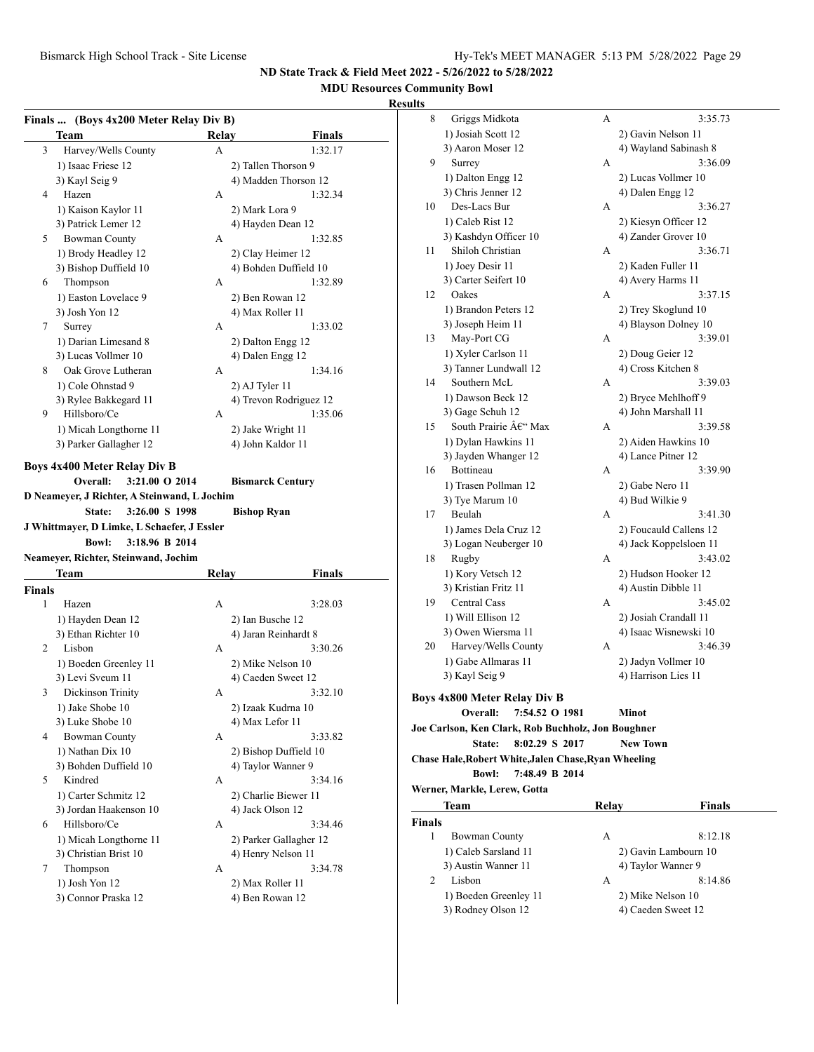## ND State Track & Field Meet 2022 - 5/26/2022 to 5/28/2022

### MDU Resources Community Bowl

### Results

**Finals ... (Boys 4x200 Meter Relay Div B)**

| | Team | Relay | Finals |
|---|---|---|---|
| 3 | Harvey/Wells County | A | 1:32.17 |
| | 1) Isaac Friese 12 | 2) Tallen Thorson 9 | |
| | 3) Kayl Seig 9 | 4) Madden Thorson 12 | |
| 4 | Hazen | A | 1:32.34 |
| | 1) Kaison Kaylor 11 | 2) Mark Lora 9 | |
| | 3) Patrick Lemer 12 | 4) Hayden Dean 12 | |
| 5 | Bowman County | A | 1:32.85 |
| | 1) Brody Headley 12 | 2) Clay Heimer 12 | |
| | 3) Bishop Duffield 10 | 4) Bohden Duffield 10 | |
| 6 | Thompson | A | 1:32.89 |
| | 1) Easton Lovelace 9 | 2) Ben Rowan 12 | |
| | 3) Josh Yon 12 | 4) Max Roller 11 | |
| 7 | Surrey | A | 1:33.02 |
| | 1) Darian Limesand 8 | 2) Dalton Engg 12 | |
| | 3) Lucas Vollmer 10 | 4) Dalen Engg 12 | |
| 8 | Oak Grove Lutheran | A | 1:34.16 |
| | 1) Cole Ohnstad 9 | 2) AJ Tyler 11 | |
| | 3) Rylee Bakkegard 11 | 4) Trevon Rodriguez 12 | |
| 9 | Hillsboro/Ce | A | 1:35.06 |
| | 1) Micah Longthorne 11 | 2) Jake Wright 11 | |
| | 3) Parker Gallagher 12 | 4) John Kaldor 11 | |

**Boys 4x400 Meter Relay Div B**

Overall: 3:21.00 O 2014 Bismarck Century
D Neameyer, J Richter, A Steinwand, L Jochim

State: 3:26.00 S 1998 Bishop Ryan
J Whittmayer, D Limke, L Schaefer, J Essler

Bowl: 3:18.96 B 2014
Neameyer, Richter, Steinwand, Jochim

**Finals**

| | Team | Relay | Finals |
|---|---|---|---|
| 1 | Hazen | A | 3:28.03 |
| | 1) Hayden Dean 12 | 2) Ian Busche 12 | |
| | 3) Ethan Richter 10 | 4) Jaran Reinhardt 8 | |
| 2 | Lisbon | A | 3:30.26 |
| | 1) Boeden Greenley 11 | 2) Mike Nelson 10 | |
| | 3) Levi Sveum 11 | 4) Caeden Sweet 12 | |
| 3 | Dickinson Trinity | A | 3:32.10 |
| | 1) Jake Shobe 10 | 2) Izaak Kudrna 10 | |
| | 3) Luke Shobe 10 | 4) Max Lefor 11 | |
| 4 | Bowman County | A | 3:33.82 |
| | 1) Nathan Dix 10 | 2) Bishop Duffield 10 | |
| | 3) Bohden Duffield 10 | 4) Taylor Wanner 9 | |
| 5 | Kindred | A | 3:34.16 |
| | 1) Carter Schmitz 12 | 2) Charlie Biewer 11 | |
| | 3) Jordan Haakenson 10 | 4) Jack Olson 12 | |
| 6 | Hillsboro/Ce | A | 3:34.46 |
| | 1) Micah Longthorne 11 | 2) Parker Gallagher 12 | |
| | 3) Christian Brist 10 | 4) Henry Nelson 11 | |
| 7 | Thompson | A | 3:34.78 |
| | 1) Josh Yon 12 | 2) Max Roller 11 | |
| | 3) Connor Praska 12 | 4) Ben Rowan 12 | |
| 8 | Griggs Midkota | A | 3:35.73 |
| | 1) Josiah Scott 12 | 2) Gavin Nelson 11 | |
| | 3) Aaron Moser 12 | 4) Wayland Sabinash 8 | |
| 9 | Surrey | A | 3:36.09 |
| | 1) Dalton Engg 12 | 2) Lucas Vollmer 10 | |
| | 3) Chris Jenner 12 | 4) Dalen Engg 12 | |
| 10 | Des-Lacs Bur | A | 3:36.27 |
| | 1) Caleb Rist 12 | 2) Kiesyn Officer 12 | |
| | 3) Kashdyn Officer 10 | 4) Zander Grover 10 | |
| 11 | Shiloh Christian | A | 3:36.71 |
| | 1) Joey Desir 11 | 2) Kaden Fuller 11 | |
| | 3) Carter Seifert 10 | 4) Avery Harms 11 | |
| 12 | Oakes | A | 3:37.15 |
| | 1) Brandon Peters 12 | 2) Trey Skoglund 10 | |
| | 3) Joseph Heim 11 | 4) Blayson Dolney 10 | |
| 13 | May-Port CG | A | 3:39.01 |
| | 1) Xyler Carlson 11 | 2) Doug Geier 12 | |
| | 3) Tanner Lundwall 12 | 4) Cross Kitchen 8 | |
| 14 | Southern McL | A | 3:39.03 |
| | 1) Dawson Beck 12 | 2) Bryce Mehlhoff 9 | |
| | 3) Gage Schuh 12 | 4) John Marshall 11 | |
| 15 | South Prairie Â€“ Max | A | 3:39.58 |
| | 1) Dylan Hawkins 11 | 2) Aiden Hawkins 10 | |
| | 3) Jayden Whanger 12 | 4) Lance Pitner 12 | |
| 16 | Bottineau | A | 3:39.90 |
| | 1) Trasen Pollman 12 | 2) Gabe Nero 11 | |
| | 3) Tye Marum 10 | 4) Bud Wilkie 9 | |
| 17 | Beulah | A | 3:41.30 |
| | 1) James Dela Cruz 12 | 2) Foucauld Callens 12 | |
| | 3) Logan Neuberger 10 | 4) Jack Koppelsloen 11 | |
| 18 | Rugby | A | 3:43.02 |
| | 1) Kory Vetsch 12 | 2) Hudson Hooker 12 | |
| | 3) Kristian Fritz 11 | 4) Austin Dibble 11 | |
| 19 | Central Cass | A | 3:45.02 |
| | 1) Will Ellison 12 | 2) Josiah Crandall 11 | |
| | 3) Owen Wiersma 11 | 4) Isaac Wisnewski 10 | |
| 20 | Harvey/Wells County | A | 3:46.39 |
| | 1) Gabe Allmaras 11 | 2) Jadyn Vollmer 10 | |
| | 3) Kayl Seig 9 | 4) Harrison Lies 11 | |

**Boys 4x800 Meter Relay Div B**

Overall: 7:54.52 O 1981 Minot
Joe Carlson, Ken Clark, Rob Buchholz, Jon Boughner

State: 8:02.29 S 2017 New Town
Chase Hale,Robert White,Jalen Chase,Ryan Wheeling

Bowl: 7:48.49 B 2014
Werner, Markle, Lerew, Gotta

**Finals**

| | Team | Relay | Finals |
|---|---|---|---|
| 1 | Bowman County | A | 8:12.18 |
| | 1) Caleb Sarsland 11 | 2) Gavin Lambourn 10 | |
| | 3) Austin Wanner 11 | 4) Taylor Wanner 9 | |
| 2 | Lisbon | A | 8:14.86 |
| | 1) Boeden Greenley 11 | 2) Mike Nelson 10 | |
| | 3) Rodney Olson 12 | 4) Caeden Sweet 12 | |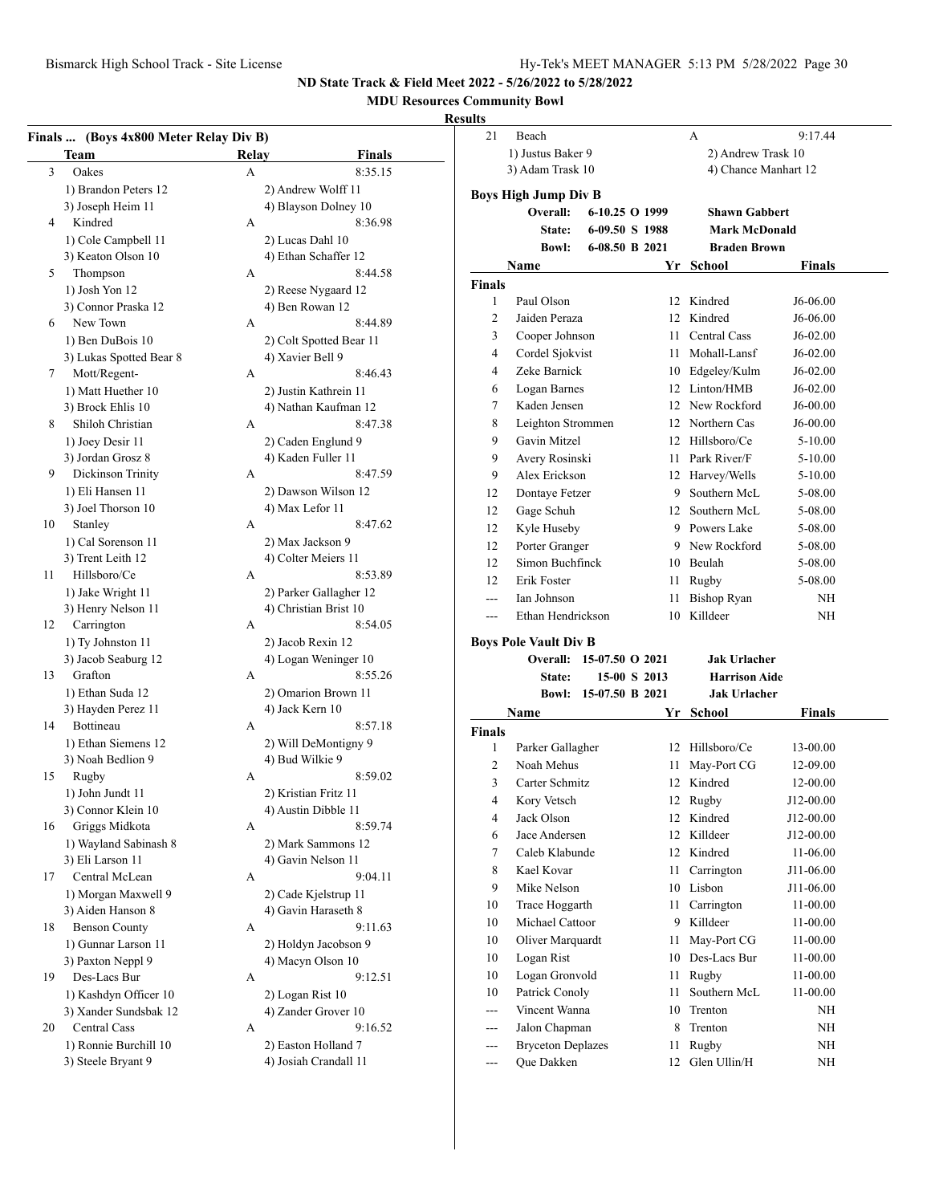**ND State Track & Field Meet 2022 - 5/26/2022 to 5/28/2022**

**MDU Resources Community Bowl**

**Results**

### Finals ... (Boys 4x800 Meter Relay Div B)

| | Team | Relay | Finals |
|---|---|---|---|
| 3 | Oakes | A | 8:35.15 |
| | 1) Brandon Peters 12 | 2) Andrew Wolff 11 | |
| | 3) Joseph Heim 11 | 4) Blayson Dolney 10 | |
| 4 | Kindred | A | 8:36.98 |
| | 1) Cole Campbell 11 | 2) Lucas Dahl 10 | |
| | 3) Keaton Olson 10 | 4) Ethan Schaffer 12 | |
| 5 | Thompson | A | 8:44.58 |
| | 1) Josh Yon 12 | 2) Reese Nygaard 12 | |
| | 3) Connor Praska 12 | 4) Ben Rowan 12 | |
| 6 | New Town | A | 8:44.89 |
| | 1) Ben DuBois 10 | 2) Colt Spotted Bear 11 | |
| | 3) Lukas Spotted Bear 8 | 4) Xavier Bell 9 | |
| 7 | Mott/Regent- | A | 8:46.43 |
| | 1) Matt Huether 10 | 2) Justin Kathrein 11 | |
| | 3) Brock Ehlis 10 | 4) Nathan Kaufman 12 | |
| 8 | Shiloh Christian | A | 8:47.38 |
| | 1) Joey Desir 11 | 2) Caden Englund 9 | |
| | 3) Jordan Grosz 8 | 4) Kaden Fuller 11 | |
| 9 | Dickinson Trinity | A | 8:47.59 |
| | 1) Eli Hansen 11 | 2) Dawson Wilson 12 | |
| | 3) Joel Thorson 10 | 4) Max Lefor 11 | |
| 10 | Stanley | A | 8:47.62 |
| | 1) Cal Sorenson 11 | 2) Max Jackson 9 | |
| | 3) Trent Leith 12 | 4) Colter Meiers 11 | |
| 11 | Hillsboro/Ce | A | 8:53.89 |
| | 1) Jake Wright 11 | 2) Parker Gallagher 12 | |
| | 3) Henry Nelson 11 | 4) Christian Brist 10 | |
| 12 | Carrington | A | 8:54.05 |
| | 1) Ty Johnston 11 | 2) Jacob Rexin 12 | |
| | 3) Jacob Seaburg 12 | 4) Logan Weninger 10 | |
| 13 | Grafton | A | 8:55.26 |
| | 1) Ethan Suda 12 | 2) Omarion Brown 11 | |
| | 3) Hayden Perez 11 | 4) Jack Kern 10 | |
| 14 | Bottineau | A | 8:57.18 |
| | 1) Ethan Siemens 12 | 2) Will DeMontigny 9 | |
| | 3) Noah Bedlion 9 | 4) Bud Wilkie 9 | |
| 15 | Rugby | A | 8:59.02 |
| | 1) John Jundt 11 | 2) Kristian Fritz 11 | |
| | 3) Connor Klein 10 | 4) Austin Dibble 11 | |
| 16 | Griggs Midkota | A | 8:59.74 |
| | 1) Wayland Sabinash 8 | 2) Mark Sammons 12 | |
| | 3) Eli Larson 11 | 4) Gavin Nelson 11 | |
| 17 | Central McLean | A | 9:04.11 |
| | 1) Morgan Maxwell 9 | 2) Cade Kjelstrup 11 | |
| | 3) Aiden Hanson 8 | 4) Gavin Haraseth 8 | |
| 18 | Benson County | A | 9:11.63 |
| | 1) Gunnar Larson 11 | 2) Holdyn Jacobson 9 | |
| | 3) Paxton Neppl 9 | 4) Macyn Olson 10 | |
| 19 | Des-Lacs Bur | A | 9:12.51 |
| | 1) Kashdyn Officer 10 | 2) Logan Rist 10 | |
| | 3) Xander Sundsbak 12 | 4) Zander Grover 10 | |
| 20 | Central Cass | A | 9:16.52 |
| | 1) Ronnie Burchill 10 | 2) Easton Holland 7 | |
| | 3) Steele Bryant 9 | 4) Josiah Crandall 11 | |
| 21 | Beach | A | 9:17.44 |
| | 1) Justus Baker 9 | 2) Andrew Trask 10 | |
| | 3) Adam Trask 10 | 4) Chance Manhart 12 | |

### Boys High Jump Div B

| | | | |
|---|---|---|---|
| Overall: | 6-10.25 | O 1999 | Shawn Gabbert |
| State: | 6-09.50 | S 1988 | Mark McDonald |
| Bowl: | 6-08.50 | B 2021 | Braden Brown |

**Finals**

| | Name | Yr | School | Finals |
|---|---|---|---|---|
| 1 | Paul Olson | 12 | Kindred | J6-06.00 |
| 2 | Jaiden Peraza | 12 | Kindred | J6-06.00 |
| 3 | Cooper Johnson | 11 | Central Cass | J6-02.00 |
| 4 | Cordel Sjokvist | 11 | Mohall-Lansf | J6-02.00 |
| 4 | Zeke Barnick | 10 | Edgeley/Kulm | J6-02.00 |
| 6 | Logan Barnes | 12 | Linton/HMB | J6-02.00 |
| 7 | Kaden Jensen | 12 | New Rockford | J6-00.00 |
| 8 | Leighton Strommen | 12 | Northern Cas | J6-00.00 |
| 9 | Gavin Mitzel | 12 | Hillsboro/Ce | 5-10.00 |
| 9 | Avery Rosinski | 11 | Park River/F | 5-10.00 |
| 9 | Alex Erickson | 12 | Harvey/Wells | 5-10.00 |
| 12 | Dontaye Fetzer | 9 | Southern McL | 5-08.00 |
| 12 | Gage Schuh | 12 | Southern McL | 5-08.00 |
| 12 | Kyle Huseby | 9 | Powers Lake | 5-08.00 |
| 12 | Porter Granger | 9 | New Rockford | 5-08.00 |
| 12 | Simon Buchfinck | 10 | Beulah | 5-08.00 |
| 12 | Erik Foster | 11 | Rugby | 5-08.00 |
| --- | Ian Johnson | 11 | Bishop Ryan | NH |
| --- | Ethan Hendrickson | 10 | Killdeer | NH |

### Boys Pole Vault Div B

| | | | |
|---|---|---|---|
| Overall: | 15-07.50 | O 2021 | Jak Urlacher |
| State: | 15-00 | S 2013 | Harrison Aide |
| Bowl: | 15-07.50 | B 2021 | Jak Urlacher |

**Finals**

| | Name | Yr | School | Finals |
|---|---|---|---|---|
| 1 | Parker Gallagher | 12 | Hillsboro/Ce | 13-00.00 |
| 2 | Noah Mehus | 11 | May-Port CG | 12-09.00 |
| 3 | Carter Schmitz | 12 | Kindred | 12-00.00 |
| 4 | Kory Vetsch | 12 | Rugby | J12-00.00 |
| 4 | Jack Olson | 12 | Kindred | J12-00.00 |
| 6 | Jace Andersen | 12 | Killdeer | J12-00.00 |
| 7 | Caleb Klabunde | 12 | Kindred | 11-06.00 |
| 8 | Kael Kovar | 11 | Carrington | J11-06.00 |
| 9 | Mike Nelson | 10 | Lisbon | J11-06.00 |
| 10 | Trace Hoggarth | 11 | Carrington | 11-00.00 |
| 10 | Michael Cattoor | 9 | Killdeer | 11-00.00 |
| 10 | Oliver Marquardt | 11 | May-Port CG | 11-00.00 |
| 10 | Logan Rist | 10 | Des-Lacs Bur | 11-00.00 |
| 10 | Logan Gronvold | 11 | Rugby | 11-00.00 |
| 10 | Patrick Conoly | 11 | Southern McL | 11-00.00 |
| --- | Vincent Wanna | 10 | Trenton | NH |
| --- | Jalon Chapman | 8 | Trenton | NH |
| --- | Bryceton Deplazes | 11 | Rugby | NH |
| --- | Que Dakken | 12 | Glen Ullin/H | NH |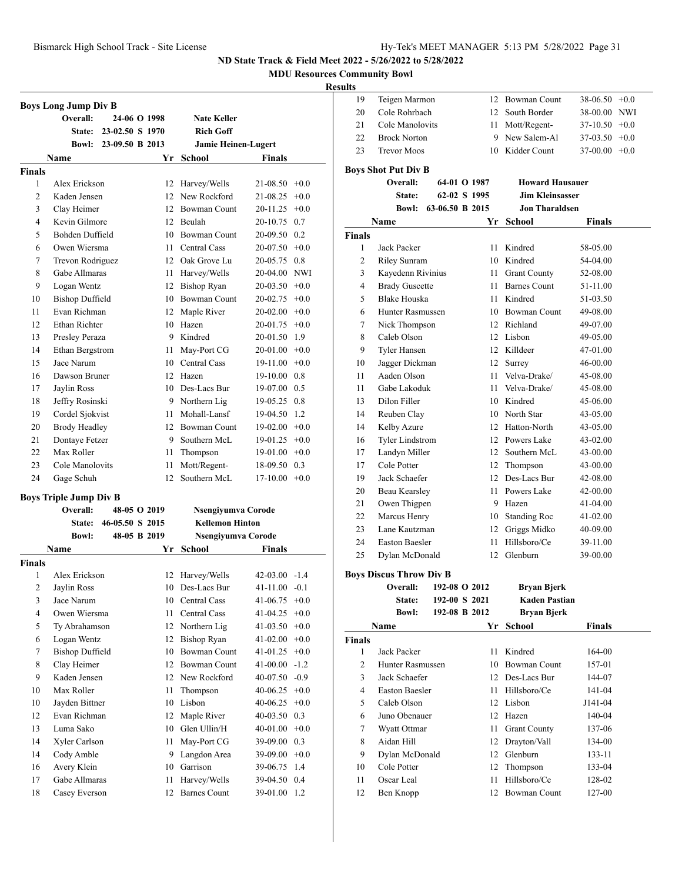## ND State Track & Field Meet 2022 - 5/26/2022 to 5/28/2022

### MDU Resources Community Bowl

#### Results

### Boys Long Jump Div B

| | | | |
|---|---|---|---|
| Overall: | 24-06 O 1998 | Nate Keller | |
| State: | 23-02.50 S 1970 | Rich Goff | |
| Bowl: | 23-09.50 B 2013 | Jamie Heinen-Lugert | |

**Finals**

| | Name | Yr | School | Finals | Wind |
|---|---|---|---|---|---|
| 1 | Alex Erickson | 12 | Harvey/Wells | 21-08.50 | +0.0 |
| 2 | Kaden Jensen | 12 | New Rockford | 21-08.25 | +0.0 |
| 3 | Clay Heimer | 12 | Bowman Count | 20-11.25 | +0.0 |
| 4 | Kevin Gilmore | 12 | Beulah | 20-10.75 | 0.7 |
| 5 | Bohden Duffield | 10 | Bowman Count | 20-09.50 | 0.2 |
| 6 | Owen Wiersma | 11 | Central Cass | 20-07.50 | +0.0 |
| 7 | Trevon Rodriguez | 12 | Oak Grove Lu | 20-05.75 | 0.8 |
| 8 | Gabe Allmaras | 11 | Harvey/Wells | 20-04.00 | NWI |
| 9 | Logan Wentz | 12 | Bishop Ryan | 20-03.50 | +0.0 |
| 10 | Bishop Duffield | 10 | Bowman Count | 20-02.75 | +0.0 |
| 11 | Evan Richman | 12 | Maple River | 20-02.00 | +0.0 |
| 12 | Ethan Richter | 10 | Hazen | 20-01.75 | +0.0 |
| 13 | Presley Peraza | 9 | Kindred | 20-01.50 | 1.9 |
| 14 | Ethan Bergstrom | 11 | May-Port CG | 20-01.00 | +0.0 |
| 15 | Jace Narum | 10 | Central Cass | 19-11.00 | +0.0 |
| 16 | Dawson Bruner | 12 | Hazen | 19-10.00 | 0.8 |
| 17 | Jaylin Ross | 10 | Des-Lacs Bur | 19-07.00 | 0.5 |
| 18 | Jeffry Rosinski | 9 | Northern Lig | 19-05.25 | 0.8 |
| 19 | Cordel Sjokvist | 11 | Mohall-Lansf | 19-04.50 | 1.2 |
| 20 | Brody Headley | 12 | Bowman Count | 19-02.00 | +0.0 |
| 21 | Dontaye Fetzer | 9 | Southern McL | 19-01.25 | +0.0 |
| 22 | Max Roller | 11 | Thompson | 19-01.00 | +0.0 |
| 23 | Cole Manolovits | 11 | Mott/Regent- | 18-09.50 | 0.3 |
| 24 | Gage Schuh | 12 | Southern McL | 17-10.00 | +0.0 |

### Boys Triple Jump Div B

| | | | |
|---|---|---|---|
| Overall: | 48-05 O 2019 | Nsengiyumva Corode | |
| State: | 46-05.50 S 2015 | Kellemon Hinton | |
| Bowl: | 48-05 B 2019 | Nsengiyumva Corode | |

**Finals**

| | Name | Yr | School | Finals | Wind |
|---|---|---|---|---|---|
| 1 | Alex Erickson | 12 | Harvey/Wells | 42-03.00 | -1.4 |
| 2 | Jaylin Ross | 10 | Des-Lacs Bur | 41-11.00 | -0.1 |
| 3 | Jace Narum | 10 | Central Cass | 41-06.75 | +0.0 |
| 4 | Owen Wiersma | 11 | Central Cass | 41-04.25 | +0.0 |
| 5 | Ty Abrahamson | 12 | Northern Lig | 41-03.50 | +0.0 |
| 6 | Logan Wentz | 12 | Bishop Ryan | 41-02.00 | +0.0 |
| 7 | Bishop Duffield | 10 | Bowman Count | 41-01.25 | +0.0 |
| 8 | Clay Heimer | 12 | Bowman Count | 41-00.00 | -1.2 |
| 9 | Kaden Jensen | 12 | New Rockford | 40-07.50 | -0.9 |
| 10 | Max Roller | 11 | Thompson | 40-06.25 | +0.0 |
| 10 | Jayden Bittner | 10 | Lisbon | 40-06.25 | +0.0 |
| 12 | Evan Richman | 12 | Maple River | 40-03.50 | 0.3 |
| 13 | Luma Sako | 10 | Glen Ullin/H | 40-01.00 | +0.0 |
| 14 | Xyler Carlson | 11 | May-Port CG | 39-09.00 | 0.3 |
| 14 | Cody Amble | 9 | Langdon Area | 39-09.00 | +0.0 |
| 16 | Avery Klein | 10 | Garrison | 39-06.75 | 1.4 |
| 17 | Gabe Allmaras | 11 | Harvey/Wells | 39-04.50 | 0.4 |
| 18 | Casey Everson | 12 | Barnes Count | 39-01.00 | 1.2 |
| 19 | Teigen Marmon | 12 | Bowman Count | 38-06.50 | +0.0 |
| 20 | Cole Rohrbach | 12 | South Border | 38-00.00 | NWI |
| 21 | Cole Manolovits | 11 | Mott/Regent- | 37-10.50 | +0.0 |
| 22 | Brock Norton | 9 | New Salem-Al | 37-03.50 | +0.0 |
| 23 | Trevor Moos | 10 | Kidder Count | 37-00.00 | +0.0 |

### Boys Shot Put Div B

| | | |
|---|---|---|
| Overall: | 64-01 O 1987 | Howard Hausauer |
| State: | 62-02 S 1995 | Jim Kleinsasser |
| Bowl: | 63-06.50 B 2015 | Jon Tharaldsen |

**Finals**

| | Name | Yr | School | Finals |
|---|---|---|---|---|
| 1 | Jack Packer | 11 | Kindred | 58-05.00 |
| 2 | Riley Sunram | 10 | Kindred | 54-04.00 |
| 3 | Kayedenn Rivinius | 11 | Grant County | 52-08.00 |
| 4 | Brady Guscette | 11 | Barnes Count | 51-11.00 |
| 5 | Blake Houska | 11 | Kindred | 51-03.50 |
| 6 | Hunter Rasmussen | 10 | Bowman Count | 49-08.00 |
| 7 | Nick Thompson | 12 | Richland | 49-07.00 |
| 8 | Caleb Olson | 12 | Lisbon | 49-05.00 |
| 9 | Tyler Hansen | 12 | Killdeer | 47-01.00 |
| 10 | Jagger Dickman | 12 | Surrey | 46-00.00 |
| 11 | Aaden Olson | 11 | Velva-Drake/ | 45-08.00 |
| 11 | Gabe Lakoduk | 11 | Velva-Drake/ | 45-08.00 |
| 13 | Dilon Filler | 10 | Kindred | 45-06.00 |
| 14 | Reuben Clay | 10 | North Star | 43-05.00 |
| 14 | Kelby Azure | 12 | Hatton-North | 43-05.00 |
| 16 | Tyler Lindstrom | 12 | Powers Lake | 43-02.00 |
| 17 | Landyn Miller | 12 | Southern McL | 43-00.00 |
| 17 | Cole Potter | 12 | Thompson | 43-00.00 |
| 19 | Jack Schaefer | 12 | Des-Lacs Bur | 42-08.00 |
| 20 | Beau Kearsley | 11 | Powers Lake | 42-00.00 |
| 21 | Owen Thigpen | 9 | Hazen | 41-04.00 |
| 22 | Marcus Henry | 10 | Standing Roc | 41-02.00 |
| 23 | Lane Kautzman | 12 | Griggs Midko | 40-09.00 |
| 24 | Easton Baesler | 11 | Hillsboro/Ce | 39-11.00 |
| 25 | Dylan McDonald | 12 | Glenburn | 39-00.00 |

### Boys Discus Throw Div B

| | | |
|---|---|---|
| Overall: | 192-08 O 2012 | Bryan Bjerk |
| State: | 192-00 S 2021 | Kaden Pastian |
| Bowl: | 192-08 B 2012 | Bryan Bjerk |

**Finals**

| | Name | Yr | School | Finals |
|---|---|---|---|---|
| 1 | Jack Packer | 11 | Kindred | 164-00 |
| 2 | Hunter Rasmussen | 10 | Bowman Count | 157-01 |
| 3 | Jack Schaefer | 12 | Des-Lacs Bur | 144-07 |
| 4 | Easton Baesler | 11 | Hillsboro/Ce | 141-04 |
| 5 | Caleb Olson | 12 | Lisbon | J141-04 |
| 6 | Juno Obenauer | 12 | Hazen | 140-04 |
| 7 | Wyatt Ottmar | 11 | Grant County | 137-06 |
| 8 | Aidan Hill | 12 | Drayton/Vall | 134-00 |
| 9 | Dylan McDonald | 12 | Glenburn | 133-11 |
| 10 | Cole Potter | 12 | Thompson | 133-04 |
| 11 | Oscar Leal | 11 | Hillsboro/Ce | 128-02 |
| 12 | Ben Knopp | 12 | Bowman Count | 127-00 |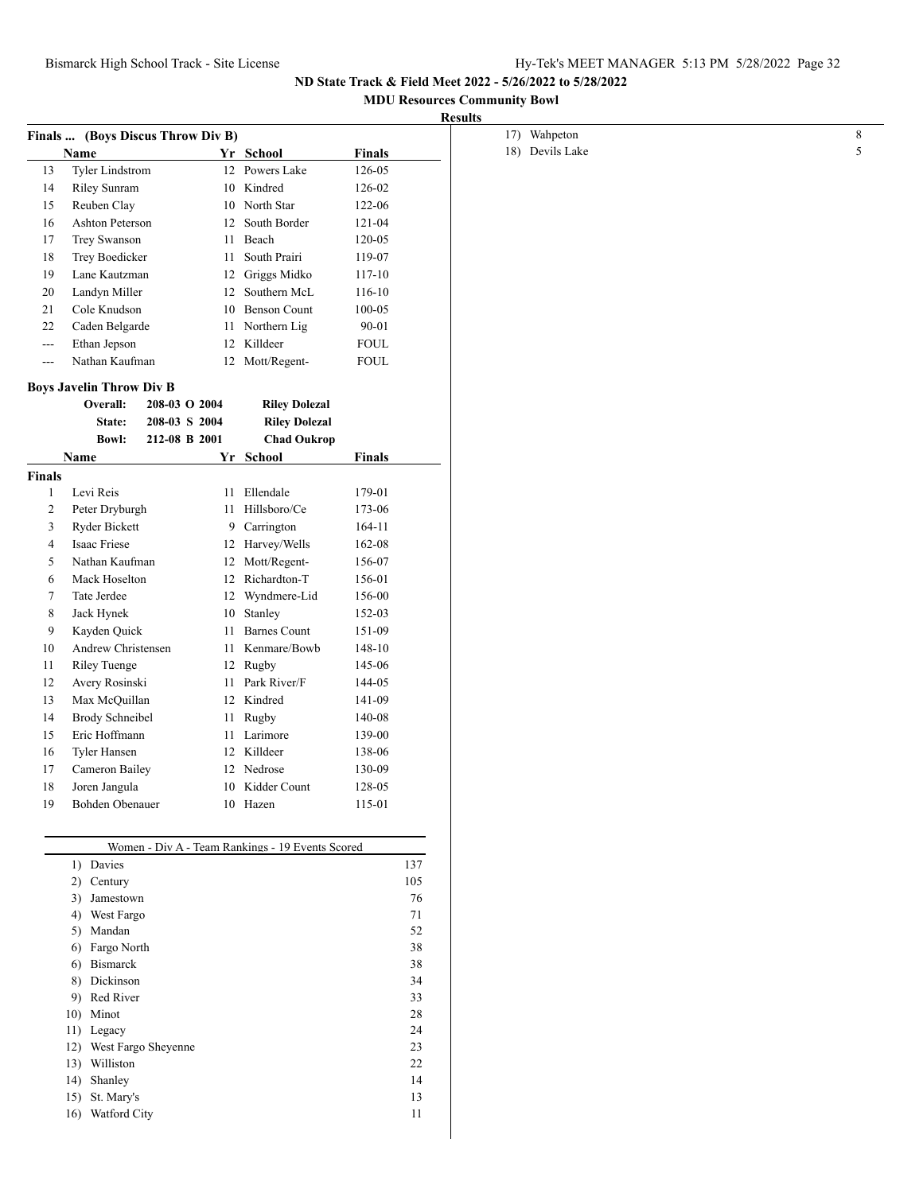## ND State Track & Field Meet 2022 - 5/26/2022 to 5/28/2022

### MDU Resources Community Bowl

**Results**

### Finals ... (Boys Discus Throw Div B)

| | Name | Yr | School | Finals |
|---|---|---|---|---|
| 13 | Tyler Lindstrom | 12 | Powers Lake | 126-05 |
| 14 | Riley Sunram | 10 | Kindred | 126-02 |
| 15 | Reuben Clay | 10 | North Star | 122-06 |
| 16 | Ashton Peterson | 12 | South Border | 121-04 |
| 17 | Trey Swanson | 11 | Beach | 120-05 |
| 18 | Trey Boedicker | 11 | South Prairi | 119-07 |
| 19 | Lane Kautzman | 12 | Griggs Midko | 117-10 |
| 20 | Landyn Miller | 12 | Southern McL | 116-10 |
| 21 | Cole Knudson | 10 | Benson Count | 100-05 |
| 22 | Caden Belgarde | 11 | Northern Lig | 90-01 |
| --- | Ethan Jepson | 12 | Killdeer | FOUL |
| --- | Nathan Kaufman | 12 | Mott/Regent- | FOUL |

### Boys Javelin Throw Div B

| | | | |
|---|---|---|---|
| Overall: | 208-03 O 2004 | | Riley Dolezal |
| State: | 208-03 S 2004 | | Riley Dolezal |
| Bowl: | 212-08 B 2001 | | Chad Oukrop |

**Finals**

| | Name | Yr | School | Finals |
|---|---|---|---|---|
| 1 | Levi Reis | 11 | Ellendale | 179-01 |
| 2 | Peter Dryburgh | 11 | Hillsboro/Ce | 173-06 |
| 3 | Ryder Bickett | 9 | Carrington | 164-11 |
| 4 | Isaac Friese | 12 | Harvey/Wells | 162-08 |
| 5 | Nathan Kaufman | 12 | Mott/Regent- | 156-07 |
| 6 | Mack Hoselton | 12 | Richardton-T | 156-01 |
| 7 | Tate Jerdee | 12 | Wyndmere-Lid | 156-00 |
| 8 | Jack Hynek | 10 | Stanley | 152-03 |
| 9 | Kayden Quick | 11 | Barnes Count | 151-09 |
| 10 | Andrew Christensen | 11 | Kenmare/Bowb | 148-10 |
| 11 | Riley Tuenge | 12 | Rugby | 145-06 |
| 12 | Avery Rosinski | 11 | Park River/F | 144-05 |
| 13 | Max McQuillan | 12 | Kindred | 141-09 |
| 14 | Brody Schneibel | 11 | Rugby | 140-08 |
| 15 | Eric Hoffmann | 11 | Larimore | 139-00 |
| 16 | Tyler Hansen | 12 | Killdeer | 138-06 |
| 17 | Cameron Bailey | 12 | Nedrose | 130-09 |
| 18 | Joren Jangula | 10 | Kidder Count | 128-05 |
| 19 | Bohden Obenauer | 10 | Hazen | 115-01 |

### Women - Div A - Team Rankings - 19 Events Scored

| Rank | Team | Points |
|---|---|---|
| 1) | Davies | 137 |
| 2) | Century | 105 |
| 3) | Jamestown | 76 |
| 4) | West Fargo | 71 |
| 5) | Mandan | 52 |
| 6) | Fargo North | 38 |
| 6) | Bismarck | 38 |
| 8) | Dickinson | 34 |
| 9) | Red River | 33 |
| 10) | Minot | 28 |
| 11) | Legacy | 24 |
| 12) | West Fargo Sheyenne | 23 |
| 13) | Williston | 22 |
| 14) | Shanley | 14 |
| 15) | St. Mary's | 13 |
| 16) | Watford City | 11 |
| 17) | Wahpeton | 8 |
| 18) | Devils Lake | 5 |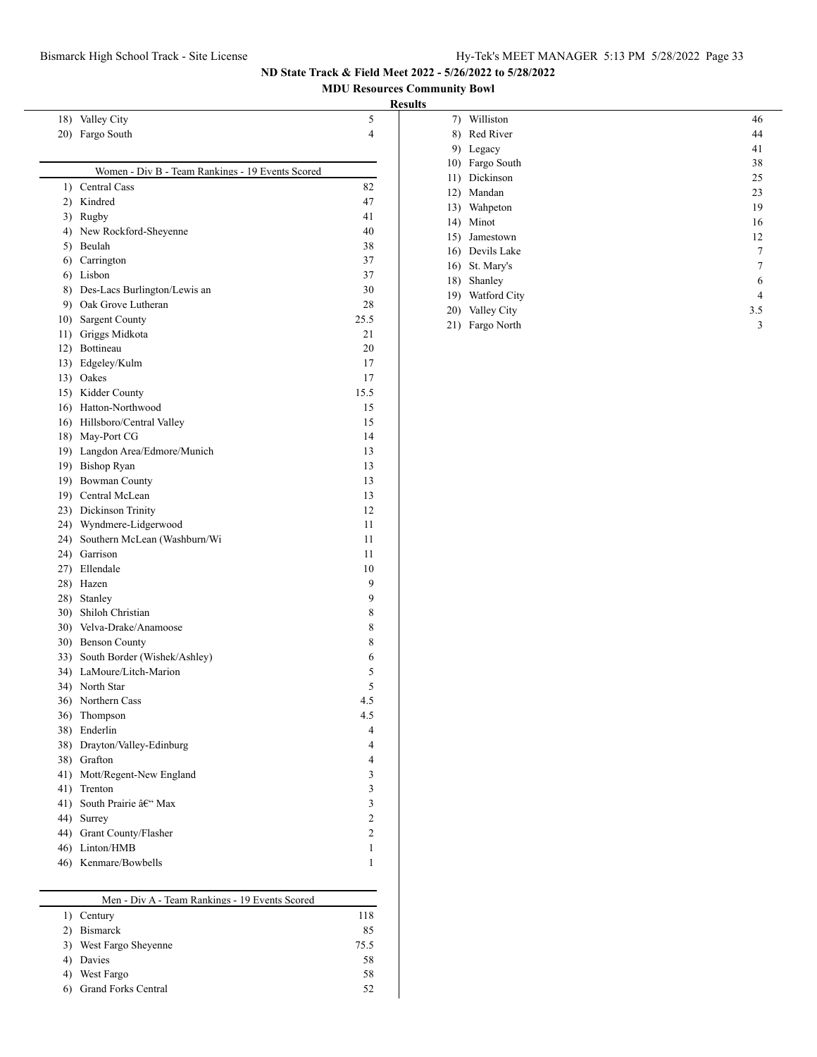## ND State Track & Field Meet 2022 - 5/26/2022 to 5/28/2022

### MDU Resources Community Bowl

#### Results

| Place | Team | Points |
|---|---|---|
| 18) | Valley City | 5 |
| 20) | Fargo South | 4 |

### Women - Div B - Team Rankings - 19 Events Scored

| Place | Team | Points |
|---|---|---|
| 1) | Central Cass | 82 |
| 2) | Kindred | 47 |
| 3) | Rugby | 41 |
| 4) | New Rockford-Sheyenne | 40 |
| 5) | Beulah | 38 |
| 6) | Carrington | 37 |
| 6) | Lisbon | 37 |
| 8) | Des-Lacs Burlington/Lewis an | 30 |
| 9) | Oak Grove Lutheran | 28 |
| 10) | Sargent County | 25.5 |
| 11) | Griggs Midkota | 21 |
| 12) | Bottineau | 20 |
| 13) | Edgeley/Kulm | 17 |
| 13) | Oakes | 17 |
| 15) | Kidder County | 15.5 |
| 16) | Hatton-Northwood | 15 |
| 16) | Hillsboro/Central Valley | 15 |
| 18) | May-Port CG | 14 |
| 19) | Langdon Area/Edmore/Munich | 13 |
| 19) | Bishop Ryan | 13 |
| 19) | Bowman County | 13 |
| 19) | Central McLean | 13 |
| 23) | Dickinson Trinity | 12 |
| 24) | Wyndmere-Lidgerwood | 11 |
| 24) | Southern McLean (Washburn/Wi | 11 |
| 24) | Garrison | 11 |
| 27) | Ellendale | 10 |
| 28) | Hazen | 9 |
| 28) | Stanley | 9 |
| 30) | Shiloh Christian | 8 |
| 30) | Velva-Drake/Anamoose | 8 |
| 30) | Benson County | 8 |
| 33) | South Border (Wishek/Ashley) | 6 |
| 34) | LaMoure/Litch-Marion | 5 |
| 34) | North Star | 5 |
| 36) | Northern Cass | 4.5 |
| 36) | Thompson | 4.5 |
| 38) | Enderlin | 4 |
| 38) | Drayton/Valley-Edinburg | 4 |
| 38) | Grafton | 4 |
| 41) | Mott/Regent-New England | 3 |
| 41) | Trenton | 3 |
| 41) | South Prairie â€“ Max | 3 |
| 44) | Surrey | 2 |
| 44) | Grant County/Flasher | 2 |
| 46) | Linton/HMB | 1 |
| 46) | Kenmare/Bowbells | 1 |

### Men - Div A - Team Rankings - 19 Events Scored

| Place | Team | Points |
|---|---|---|
| 1) | Century | 118 |
| 2) | Bismarck | 85 |
| 3) | West Fargo Sheyenne | 75.5 |
| 4) | Davies | 58 |
| 4) | West Fargo | 58 |
| 6) | Grand Forks Central | 52 |
| 7) | Williston | 46 |
| 8) | Red River | 44 |
| 9) | Legacy | 41 |
| 10) | Fargo South | 38 |
| 11) | Dickinson | 25 |
| 12) | Mandan | 23 |
| 13) | Wahpeton | 19 |
| 14) | Minot | 16 |
| 15) | Jamestown | 12 |
| 16) | Devils Lake | 7 |
| 16) | St. Mary's | 7 |
| 18) | Shanley | 6 |
| 19) | Watford City | 4 |
| 20) | Valley City | 3.5 |
| 21) | Fargo North | 3 |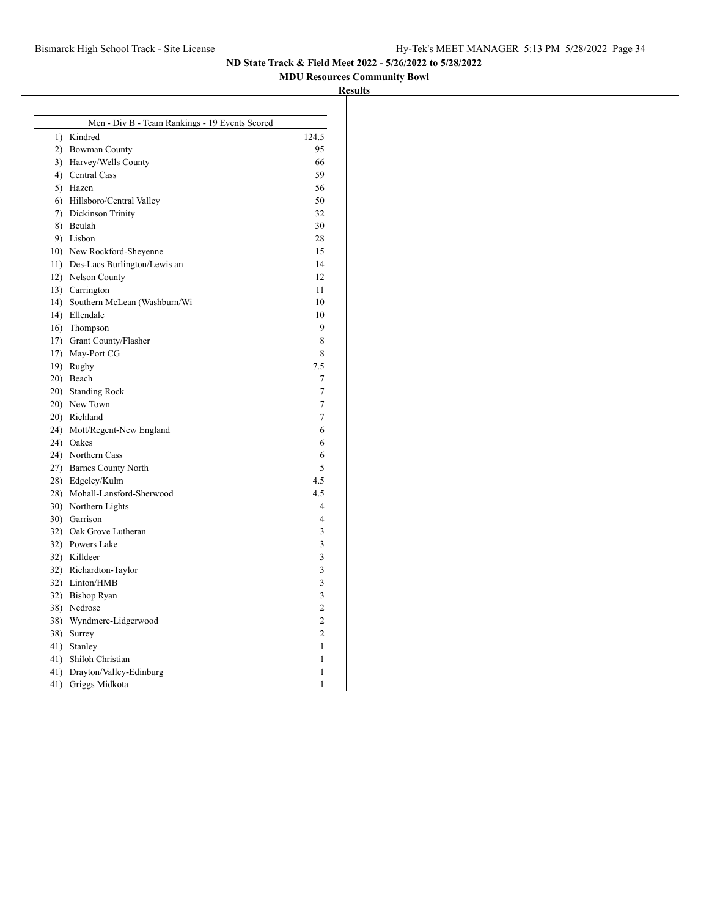**ND State Track & Field Meet 2022 - 5/26/2022 to 5/28/2022**

**MDU Resources Community Bowl**

**Results**

| Men - Div B - Team Rankings - 19 Events Scored | | |
|---|---|---|
| 1) | Kindred | 124.5 |
| 2) | Bowman County | 95 |
| 3) | Harvey/Wells County | 66 |
| 4) | Central Cass | 59 |
| 5) | Hazen | 56 |
| 6) | Hillsboro/Central Valley | 50 |
| 7) | Dickinson Trinity | 32 |
| 8) | Beulah | 30 |
| 9) | Lisbon | 28 |
| 10) | New Rockford-Sheyenne | 15 |
| 11) | Des-Lacs Burlington/Lewis an | 14 |
| 12) | Nelson County | 12 |
| 13) | Carrington | 11 |
| 14) | Southern McLean (Washburn/Wi | 10 |
| 14) | Ellendale | 10 |
| 16) | Thompson | 9 |
| 17) | Grant County/Flasher | 8 |
| 17) | May-Port CG | 8 |
| 19) | Rugby | 7.5 |
| 20) | Beach | 7 |
| 20) | Standing Rock | 7 |
| 20) | New Town | 7 |
| 20) | Richland | 7 |
| 24) | Mott/Regent-New England | 6 |
| 24) | Oakes | 6 |
| 24) | Northern Cass | 6 |
| 27) | Barnes County North | 5 |
| 28) | Edgeley/Kulm | 4.5 |
| 28) | Mohall-Lansford-Sherwood | 4.5 |
| 30) | Northern Lights | 4 |
| 30) | Garrison | 4 |
| 32) | Oak Grove Lutheran | 3 |
| 32) | Powers Lake | 3 |
| 32) | Killdeer | 3 |
| 32) | Richardton-Taylor | 3 |
| 32) | Linton/HMB | 3 |
| 32) | Bishop Ryan | 3 |
| 38) | Nedrose | 2 |
| 38) | Wyndmere-Lidgerwood | 2 |
| 38) | Surrey | 2 |
| 41) | Stanley | 1 |
| 41) | Shiloh Christian | 1 |
| 41) | Drayton/Valley-Edinburg | 1 |
| 41) | Griggs Midkota | 1 |